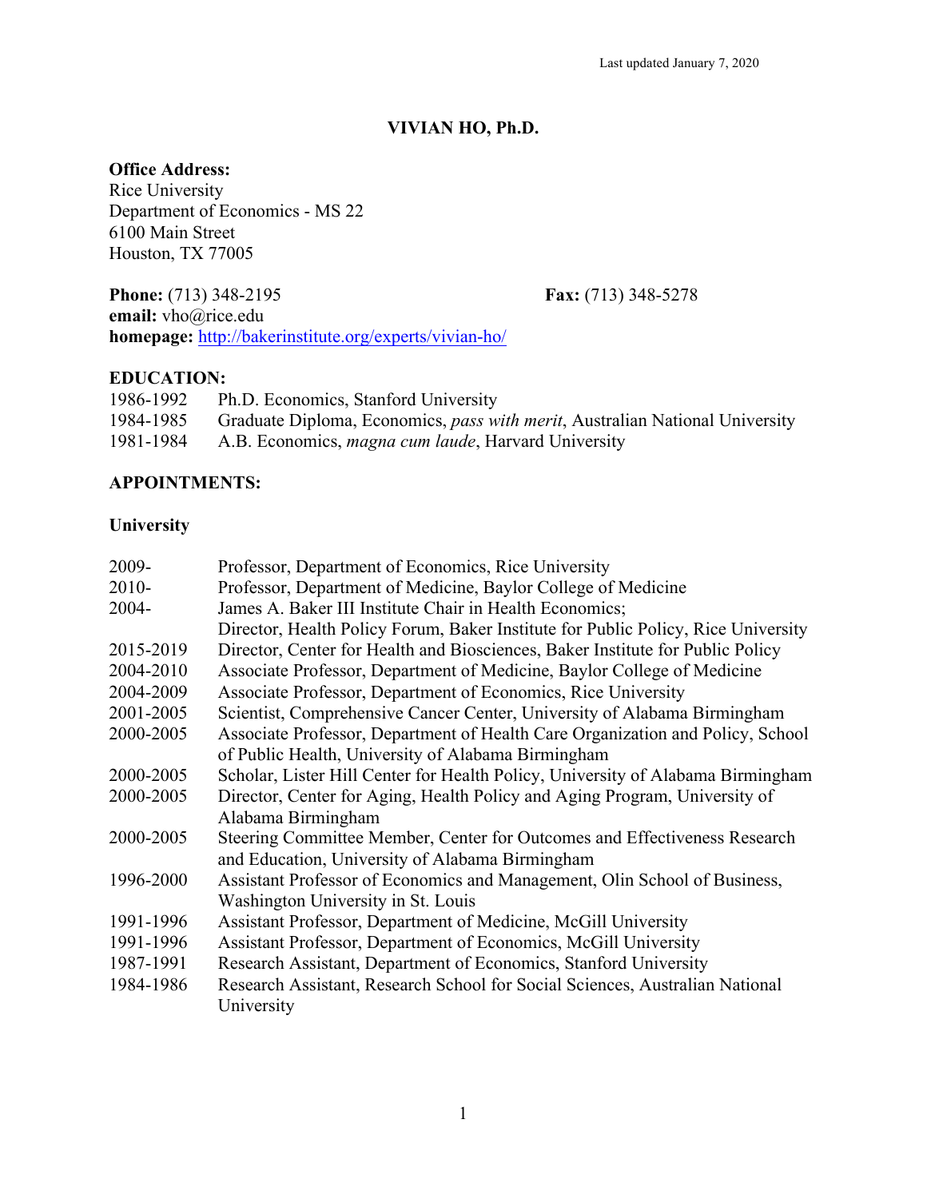Last updated January 7, 2020

# VIVIAN HO, Ph.D.

**Office Address:**
Rice University
Department of Economics - MS 22
6100 Main Street
Houston, TX 77005

**Phone:** (713) 348-2195 **Fax:** (713) 348-5278
**email:** vho@rice.edu
**homepage:** http://bakerinstitute.org/experts/vivian-ho/

## EDUCATION:

| | |
|---|---|
| 1986-1992 | Ph.D. Economics, Stanford University |
| 1984-1985 | Graduate Diploma, Economics, *pass with merit*, Australian National University |
| 1981-1984 | A.B. Economics, *magna cum laude*, Harvard University |

## APPOINTMENTS:

### University

| | |
|---|---|
| 2009- | Professor, Department of Economics, Rice University |
| 2010- | Professor, Department of Medicine, Baylor College of Medicine |
| 2004- | James A. Baker III Institute Chair in Health Economics; Director, Health Policy Forum, Baker Institute for Public Policy, Rice University |
| 2015-2019 | Director, Center for Health and Biosciences, Baker Institute for Public Policy |
| 2004-2010 | Associate Professor, Department of Medicine, Baylor College of Medicine |
| 2004-2009 | Associate Professor, Department of Economics, Rice University |
| 2001-2005 | Scientist, Comprehensive Cancer Center, University of Alabama Birmingham |
| 2000-2005 | Associate Professor, Department of Health Care Organization and Policy, School of Public Health, University of Alabama Birmingham |
| 2000-2005 | Scholar, Lister Hill Center for Health Policy, University of Alabama Birmingham |
| 2000-2005 | Director, Center for Aging, Health Policy and Aging Program, University of Alabama Birmingham |
| 2000-2005 | Steering Committee Member, Center for Outcomes and Effectiveness Research and Education, University of Alabama Birmingham |
| 1996-2000 | Assistant Professor of Economics and Management, Olin School of Business, Washington University in St. Louis |
| 1991-1996 | Assistant Professor, Department of Medicine, McGill University |
| 1991-1996 | Assistant Professor, Department of Economics, McGill University |
| 1987-1991 | Research Assistant, Department of Economics, Stanford University |
| 1984-1986 | Research Assistant, Research School for Social Sciences, Australian National University |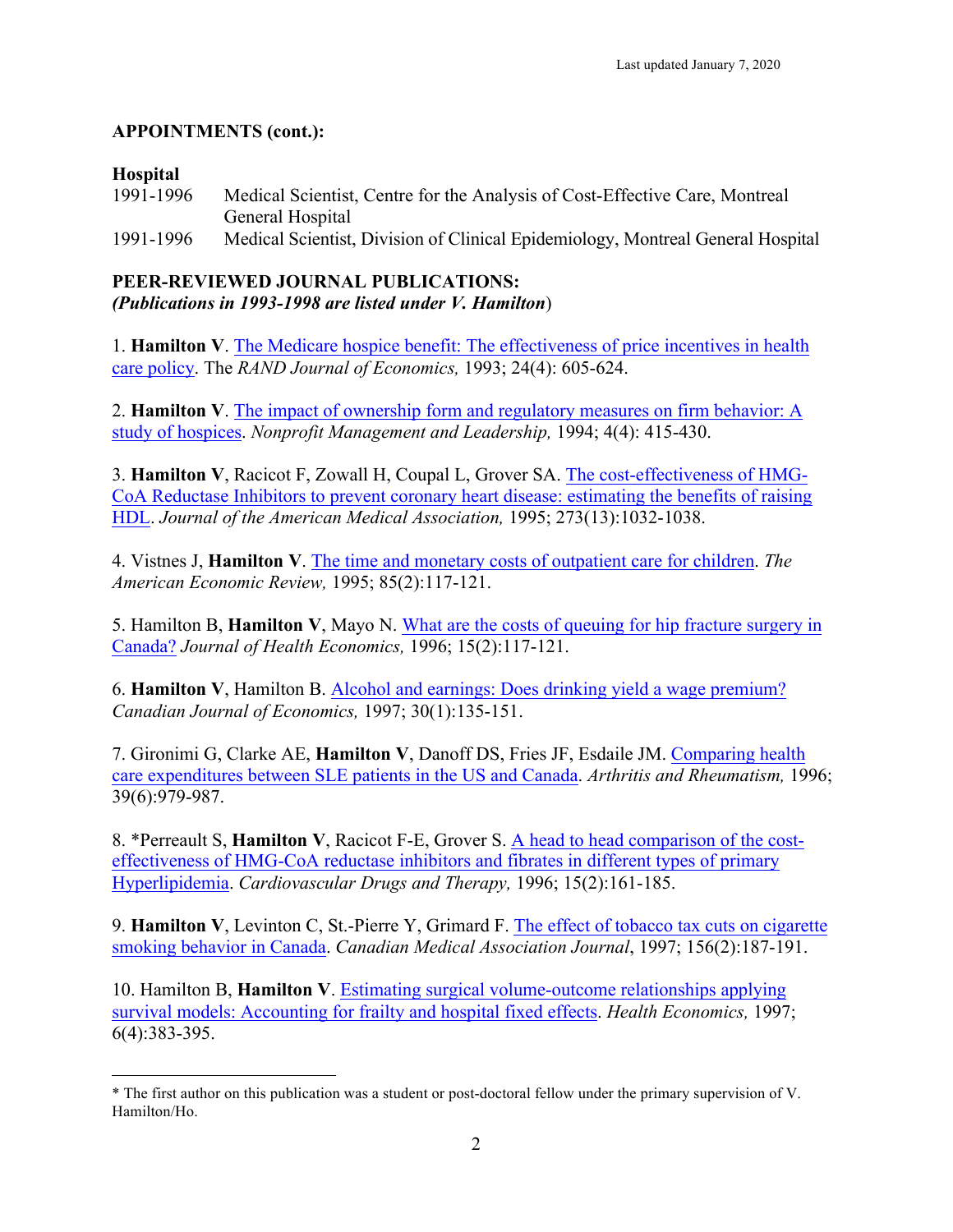**APPOINTMENTS (cont.):**

**Hospital**

1991-1996 Medical Scientist, Centre for the Analysis of Cost-Effective Care, Montreal General Hospital

1991-1996 Medical Scientist, Division of Clinical Epidemiology, Montreal General Hospital

**PEER-REVIEWED JOURNAL PUBLICATIONS:**
***(Publications in 1993-1998 are listed under V. Hamilton***)

1. **Hamilton V**. The Medicare hospice benefit: The effectiveness of price incentives in health care policy. The *RAND Journal of Economics,* 1993; 24(4): 605-624.

2. **Hamilton V**. The impact of ownership form and regulatory measures on firm behavior: A study of hospices. *Nonprofit Management and Leadership,* 1994; 4(4): 415-430.

3. **Hamilton V**, Racicot F, Zowall H, Coupal L, Grover SA. The cost-effectiveness of HMG-CoA Reductase Inhibitors to prevent coronary heart disease: estimating the benefits of raising HDL. *Journal of the American Medical Association,* 1995; 273(13):1032-1038.

4. Vistnes J, **Hamilton V**. The time and monetary costs of outpatient care for children. *The American Economic Review,* 1995; 85(2):117-121.

5. Hamilton B, **Hamilton V**, Mayo N. What are the costs of queuing for hip fracture surgery in Canada? *Journal of Health Economics,* 1996; 15(2):117-121.

6. **Hamilton V**, Hamilton B. Alcohol and earnings: Does drinking yield a wage premium? *Canadian Journal of Economics,* 1997; 30(1):135-151.

7. Gironimi G, Clarke AE, **Hamilton V**, Danoff DS, Fries JF, Esdaile JM. Comparing health care expenditures between SLE patients in the US and Canada. *Arthritis and Rheumatism,* 1996; 39(6):979-987.

8. *Perreault S, **Hamilton V**, Racicot F-E, Grover S. A head to head comparison of the cost-effectiveness of HMG-CoA reductase inhibitors and fibrates in different types of primary Hyperlipidemia. *Cardiovascular Drugs and Therapy,* 1996; 15(2):161-185.

9. **Hamilton V**, Levinton C, St.-Pierre Y, Grimard F. The effect of tobacco tax cuts on cigarette smoking behavior in Canada. *Canadian Medical Association Journal*, 1997; 156(2):187-191.

10. Hamilton B, **Hamilton V**. Estimating surgical volume-outcome relationships applying survival models: Accounting for frailty and hospital fixed effects. *Health Economics,* 1997; 6(4):383-395.

---

* The first author on this publication was a student or post-doctoral fellow under the primary supervision of V. Hamilton/Ho.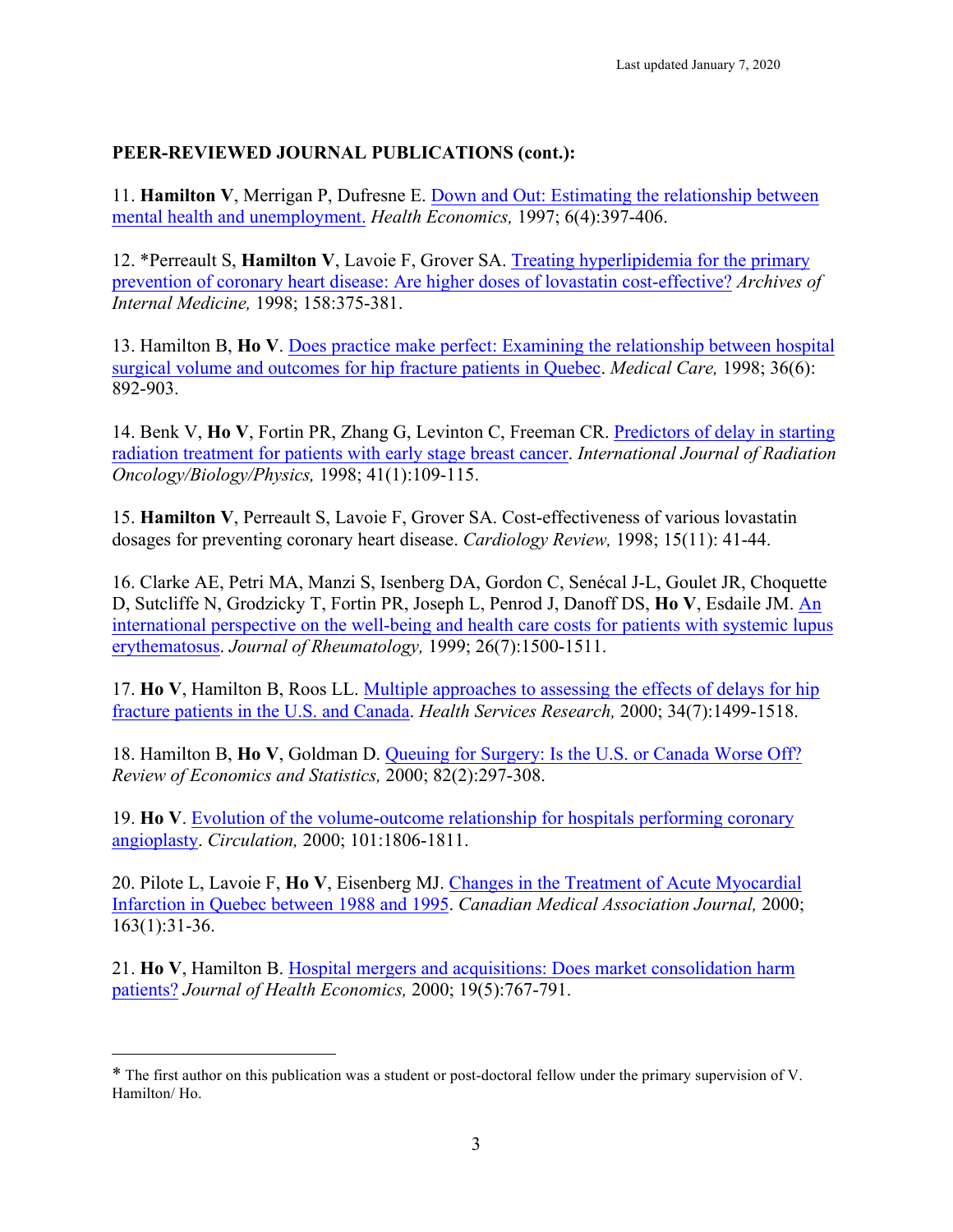**PEER-REVIEWED JOURNAL PUBLICATIONS (cont.):**

11. **Hamilton V**, Merrigan P, Dufresne E. Down and Out: Estimating the relationship between mental health and unemployment. *Health Economics,* 1997; 6(4):397-406.

12. *Perreault S, **Hamilton V**, Lavoie F, Grover SA. Treating hyperlipidemia for the primary prevention of coronary heart disease: Are higher doses of lovastatin cost-effective? *Archives of Internal Medicine,* 1998; 158:375-381.

13. Hamilton B, **Ho V**. Does practice make perfect: Examining the relationship between hospital surgical volume and outcomes for hip fracture patients in Quebec. *Medical Care,* 1998; 36(6): 892-903.

14. Benk V, **Ho V**, Fortin PR, Zhang G, Levinton C, Freeman CR. Predictors of delay in starting radiation treatment for patients with early stage breast cancer. *International Journal of Radiation Oncology/Biology/Physics,* 1998; 41(1):109-115.

15. **Hamilton V**, Perreault S, Lavoie F, Grover SA. Cost-effectiveness of various lovastatin dosages for preventing coronary heart disease. *Cardiology Review,* 1998; 15(11): 41-44.

16. Clarke AE, Petri MA, Manzi S, Isenberg DA, Gordon C, Senécal J-L, Goulet JR, Choquette D, Sutcliffe N, Grodzicky T, Fortin PR, Joseph L, Penrod J, Danoff DS, **Ho V**, Esdaile JM. An international perspective on the well-being and health care costs for patients with systemic lupus erythematosus. *Journal of Rheumatology,* 1999; 26(7):1500-1511.

17. **Ho V**, Hamilton B, Roos LL. Multiple approaches to assessing the effects of delays for hip fracture patients in the U.S. and Canada. *Health Services Research,* 2000; 34(7):1499-1518.

18. Hamilton B, **Ho V**, Goldman D. Queuing for Surgery: Is the U.S. or Canada Worse Off? *Review of Economics and Statistics,* 2000; 82(2):297-308.

19. **Ho V**. Evolution of the volume-outcome relationship for hospitals performing coronary angioplasty. *Circulation,* 2000; 101:1806-1811.

20. Pilote L, Lavoie F, **Ho V**, Eisenberg MJ. Changes in the Treatment of Acute Myocardial Infarction in Quebec between 1988 and 1995. *Canadian Medical Association Journal,* 2000; 163(1):31-36.

21. **Ho V**, Hamilton B. Hospital mergers and acquisitions: Does market consolidation harm patients? *Journal of Health Economics,* 2000; 19(5):767-791.

---

* The first author on this publication was a student or post-doctoral fellow under the primary supervision of V. Hamilton/ Ho.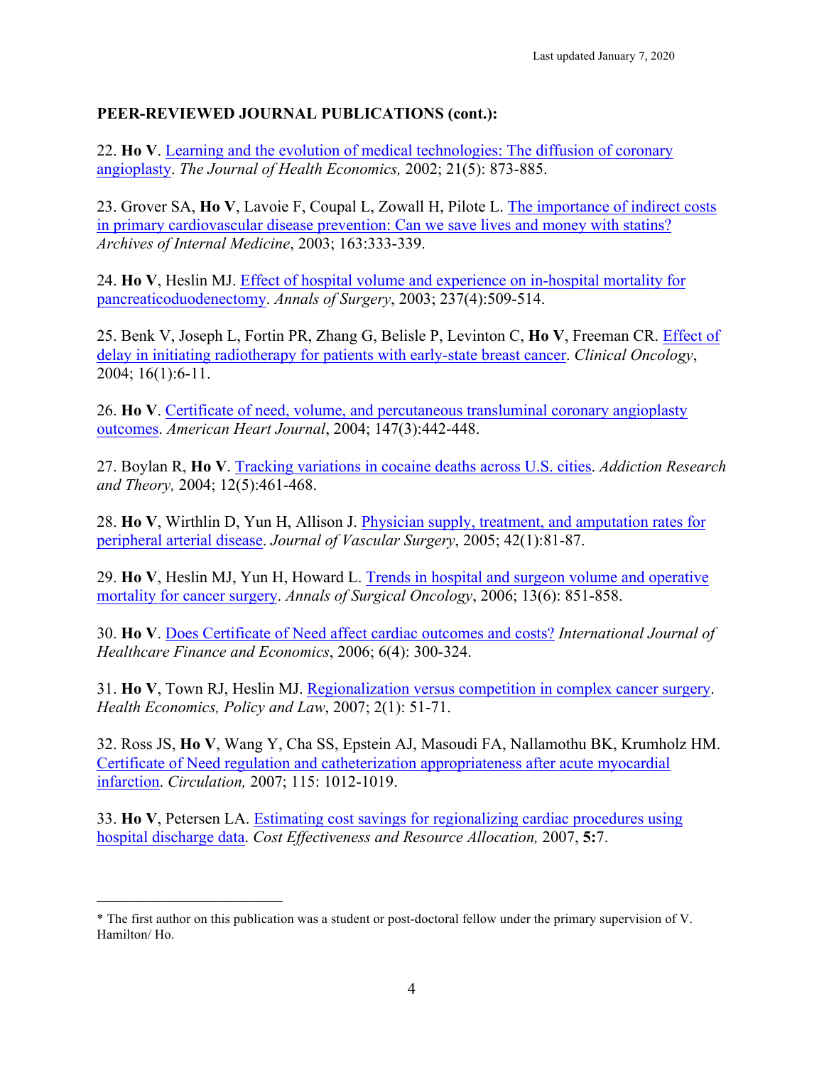**PEER-REVIEWED JOURNAL PUBLICATIONS (cont.):**

22. **Ho V**. Learning and the evolution of medical technologies: The diffusion of coronary angioplasty. *The Journal of Health Economics,* 2002; 21(5): 873-885.

23. Grover SA, **Ho V**, Lavoie F, Coupal L, Zowall H, Pilote L. The importance of indirect costs in primary cardiovascular disease prevention: Can we save lives and money with statins? *Archives of Internal Medicine*, 2003; 163:333-339.

24. **Ho V**, Heslin MJ. Effect of hospital volume and experience on in-hospital mortality for pancreaticoduodenectomy. *Annals of Surgery*, 2003; 237(4):509-514.

25. Benk V, Joseph L, Fortin PR, Zhang G, Belisle P, Levinton C, **Ho V**, Freeman CR. Effect of delay in initiating radiotherapy for patients with early-state breast cancer. *Clinical Oncology*, 2004; 16(1):6-11.

26. **Ho V**. Certificate of need, volume, and percutaneous transluminal coronary angioplasty outcomes. *American Heart Journal*, 2004; 147(3):442-448.

27. Boylan R, **Ho V**. Tracking variations in cocaine deaths across U.S. cities. *Addiction Research and Theory,* 2004; 12(5):461-468.

28. **Ho V**, Wirthlin D, Yun H, Allison J. Physician supply, treatment, and amputation rates for peripheral arterial disease. *Journal of Vascular Surgery*, 2005; 42(1):81-87.

29. **Ho V**, Heslin MJ, Yun H, Howard L. Trends in hospital and surgeon volume and operative mortality for cancer surgery. *Annals of Surgical Oncology*, 2006; 13(6): 851-858.

30. **Ho V**. Does Certificate of Need affect cardiac outcomes and costs? *International Journal of Healthcare Finance and Economics*, 2006; 6(4): 300-324.

31. **Ho V**, Town RJ, Heslin MJ. Regionalization versus competition in complex cancer surgery. *Health Economics, Policy and Law*, 2007; 2(1): 51-71.

32. Ross JS, **Ho V**, Wang Y, Cha SS, Epstein AJ, Masoudi FA, Nallamothu BK, Krumholz HM. Certificate of Need regulation and catheterization appropriateness after acute myocardial infarction. *Circulation,* 2007; 115: 1012-1019.

33. **Ho V**, Petersen LA. Estimating cost savings for regionalizing cardiac procedures using hospital discharge data. *Cost Effectiveness and Resource Allocation,* 2007, **5:**7.

---

* The first author on this publication was a student or post-doctoral fellow under the primary supervision of V. Hamilton/ Ho.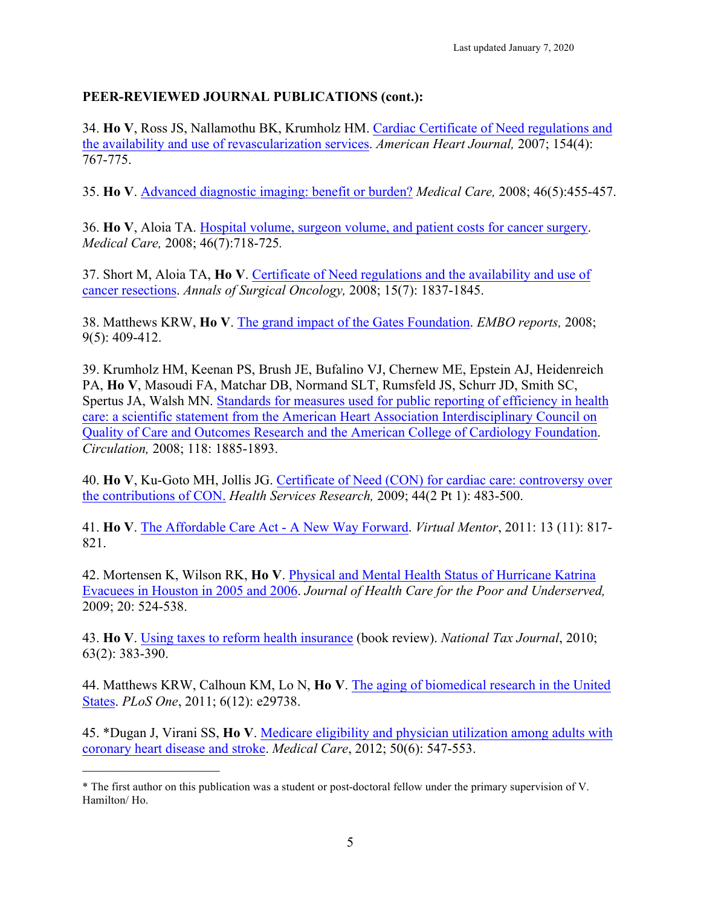**PEER-REVIEWED JOURNAL PUBLICATIONS (cont.):**

34. **Ho V**, Ross JS, Nallamothu BK, Krumholz HM. Cardiac Certificate of Need regulations and the availability and use of revascularization services. *American Heart Journal,* 2007; 154(4): 767-775.

35. **Ho V**. Advanced diagnostic imaging: benefit or burden? *Medical Care,* 2008; 46(5):455-457.

36. **Ho V**, Aloia TA. Hospital volume, surgeon volume, and patient costs for cancer surgery. *Medical Care,* 2008; 46(7):718-725.

37. Short M, Aloia TA, **Ho V**. Certificate of Need regulations and the availability and use of cancer resections. *Annals of Surgical Oncology,* 2008; 15(7): 1837-1845.

38. Matthews KRW, **Ho V**. The grand impact of the Gates Foundation. *EMBO reports,* 2008; 9(5): 409-412.

39. Krumholz HM, Keenan PS, Brush JE, Bufalino VJ, Chernew ME, Epstein AJ, Heidenreich PA, **Ho V**, Masoudi FA, Matchar DB, Normand SLT, Rumsfeld JS, Schurr JD, Smith SC, Spertus JA, Walsh MN. Standards for measures used for public reporting of efficiency in health care: a scientific statement from the American Heart Association Interdisciplinary Council on Quality of Care and Outcomes Research and the American College of Cardiology Foundation. *Circulation,* 2008; 118: 1885-1893.

40. **Ho V**, Ku-Goto MH, Jollis JG. Certificate of Need (CON) for cardiac care: controversy over the contributions of CON. *Health Services Research,* 2009; 44(2 Pt 1): 483-500.

41. **Ho V**. The Affordable Care Act - A New Way Forward. *Virtual Mentor*, 2011: 13 (11): 817-821.

42. Mortensen K, Wilson RK, **Ho V**. Physical and Mental Health Status of Hurricane Katrina Evacuees in Houston in 2005 and 2006. *Journal of Health Care for the Poor and Underserved,* 2009; 20: 524-538.

43. **Ho V**. Using taxes to reform health insurance (book review). *National Tax Journal*, 2010; 63(2): 383-390.

44. Matthews KRW, Calhoun KM, Lo N, **Ho V**. The aging of biomedical research in the United States. *PLoS One*, 2011; 6(12): e29738.

45. *Dugan J, Virani SS, **Ho V**. Medicare eligibility and physician utilization among adults with coronary heart disease and stroke. *Medical Care*, 2012; 50(6): 547-553.

---

* The first author on this publication was a student or post-doctoral fellow under the primary supervision of V. Hamilton/ Ho.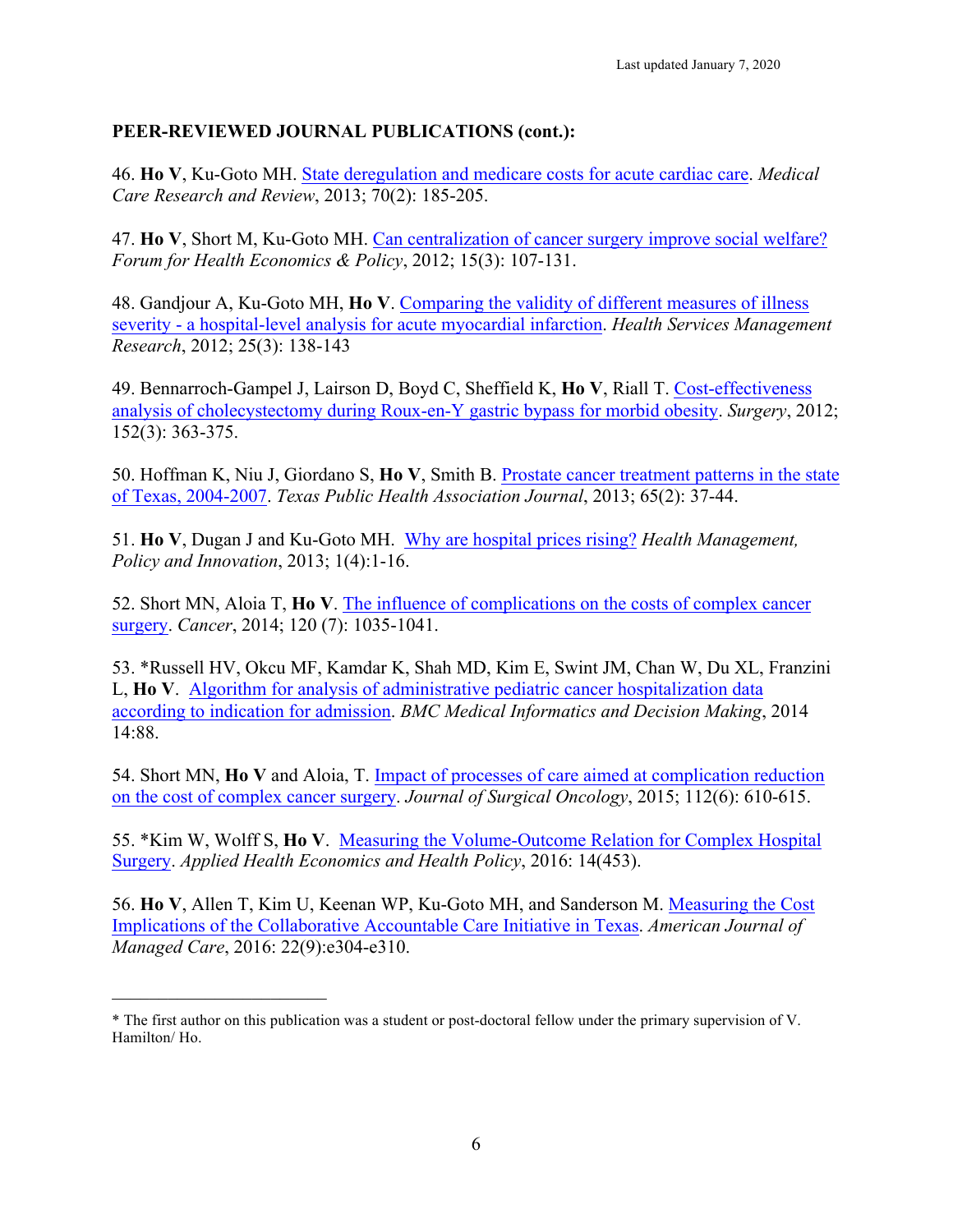**PEER-REVIEWED JOURNAL PUBLICATIONS (cont.):**

46. **Ho V**, Ku-Goto MH. State deregulation and medicare costs for acute cardiac care. *Medical Care Research and Review*, 2013; 70(2): 185-205.

47. **Ho V**, Short M, Ku-Goto MH. Can centralization of cancer surgery improve social welfare? *Forum for Health Economics & Policy*, 2012; 15(3): 107-131.

48. Gandjour A, Ku-Goto MH, **Ho V**. Comparing the validity of different measures of illness severity - a hospital-level analysis for acute myocardial infarction. *Health Services Management Research*, 2012; 25(3): 138-143

49. Bennarroch-Gampel J, Lairson D, Boyd C, Sheffield K, **Ho V**, Riall T. Cost-effectiveness analysis of cholecystectomy during Roux-en-Y gastric bypass for morbid obesity. *Surgery*, 2012; 152(3): 363-375.

50. Hoffman K, Niu J, Giordano S, **Ho V**, Smith B. Prostate cancer treatment patterns in the state of Texas, 2004-2007. *Texas Public Health Association Journal*, 2013; 65(2): 37-44.

51. **Ho V**, Dugan J and Ku-Goto MH. Why are hospital prices rising? *Health Management, Policy and Innovation*, 2013; 1(4):1-16.

52. Short MN, Aloia T, **Ho V**. The influence of complications on the costs of complex cancer surgery. *Cancer*, 2014; 120 (7): 1035-1041.

53. *Russell HV, Okcu MF, Kamdar K, Shah MD, Kim E, Swint JM, Chan W, Du XL, Franzini L, **Ho V**. Algorithm for analysis of administrative pediatric cancer hospitalization data according to indication for admission. *BMC Medical Informatics and Decision Making*, 2014 14:88.

54. Short MN, **Ho V** and Aloia, T. Impact of processes of care aimed at complication reduction on the cost of complex cancer surgery. *Journal of Surgical Oncology*, 2015; 112(6): 610-615.

55. *Kim W, Wolff S, **Ho V**. Measuring the Volume-Outcome Relation for Complex Hospital Surgery. *Applied Health Economics and Health Policy*, 2016: 14(453).

56. **Ho V**, Allen T, Kim U, Keenan WP, Ku-Goto MH, and Sanderson M. Measuring the Cost Implications of the Collaborative Accountable Care Initiative in Texas. *American Journal of Managed Care*, 2016: 22(9):e304-e310.

---

* The first author on this publication was a student or post-doctoral fellow under the primary supervision of V. Hamilton/ Ho.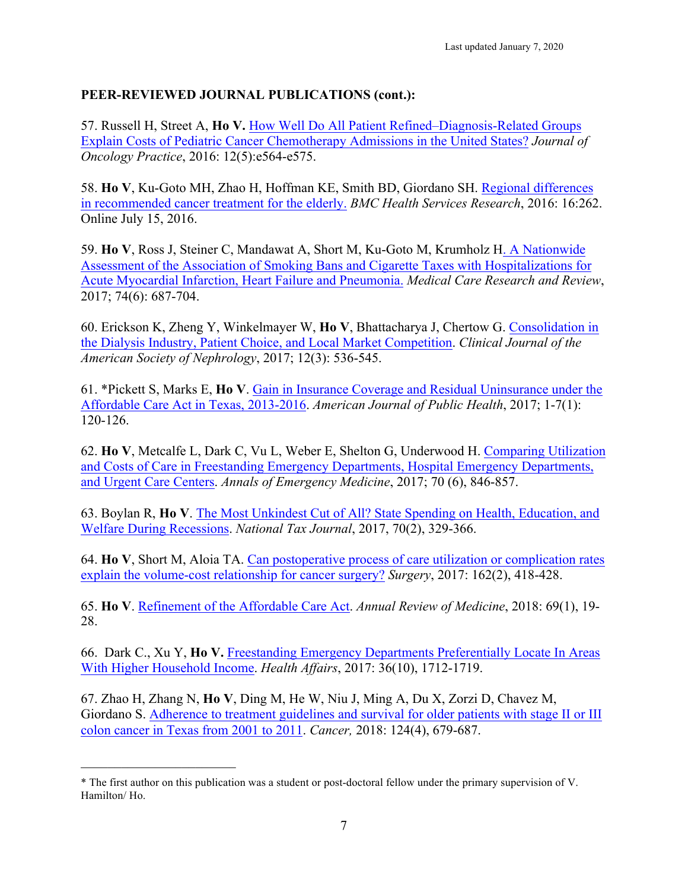**PEER-REVIEWED JOURNAL PUBLICATIONS (cont.):**

57. Russell H, Street A, **Ho V.** How Well Do All Patient Refined–Diagnosis-Related Groups Explain Costs of Pediatric Cancer Chemotherapy Admissions in the United States? *Journal of Oncology Practice*, 2016: 12(5):e564-e575.

58. **Ho V**, Ku-Goto MH, Zhao H, Hoffman KE, Smith BD, Giordano SH. Regional differences in recommended cancer treatment for the elderly. *BMC Health Services Research*, 2016: 16:262. Online July 15, 2016.

59. **Ho V**, Ross J, Steiner C, Mandawat A, Short M, Ku-Goto M, Krumholz H. A Nationwide Assessment of the Association of Smoking Bans and Cigarette Taxes with Hospitalizations for Acute Myocardial Infarction, Heart Failure and Pneumonia. *Medical Care Research and Review*, 2017; 74(6): 687-704.

60. Erickson K, Zheng Y, Winkelmayer W, **Ho V**, Bhattacharya J, Chertow G. Consolidation in the Dialysis Industry, Patient Choice, and Local Market Competition. *Clinical Journal of the American Society of Nephrology*, 2017; 12(3): 536-545.

61. *Pickett S, Marks E, **Ho V**. Gain in Insurance Coverage and Residual Uninsurance under the Affordable Care Act in Texas, 2013-2016. *American Journal of Public Health*, 2017; 1-7(1): 120-126.

62. **Ho V**, Metcalfe L, Dark C, Vu L, Weber E, Shelton G, Underwood H. Comparing Utilization and Costs of Care in Freestanding Emergency Departments, Hospital Emergency Departments, and Urgent Care Centers. *Annals of Emergency Medicine*, 2017; 70 (6), 846-857.

63. Boylan R, **Ho V**. The Most Unkindest Cut of All? State Spending on Health, Education, and Welfare During Recessions. *National Tax Journal*, 2017, 70(2), 329-366.

64. **Ho V**, Short M, Aloia TA. Can postoperative process of care utilization or complication rates explain the volume-cost relationship for cancer surgery? *Surgery*, 2017: 162(2), 418-428.

65. **Ho V**. Refinement of the Affordable Care Act. *Annual Review of Medicine*, 2018: 69(1), 19-28.

66. Dark C., Xu Y, **Ho V.** Freestanding Emergency Departments Preferentially Locate In Areas With Higher Household Income. *Health Affairs*, 2017: 36(10), 1712-1719.

67. Zhao H, Zhang N, **Ho V**, Ding M, He W, Niu J, Ming A, Du X, Zorzi D, Chavez M, Giordano S. Adherence to treatment guidelines and survival for older patients with stage II or III colon cancer in Texas from 2001 to 2011. *Cancer,* 2018: 124(4), 679-687.

---

* The first author on this publication was a student or post-doctoral fellow under the primary supervision of V. Hamilton/ Ho.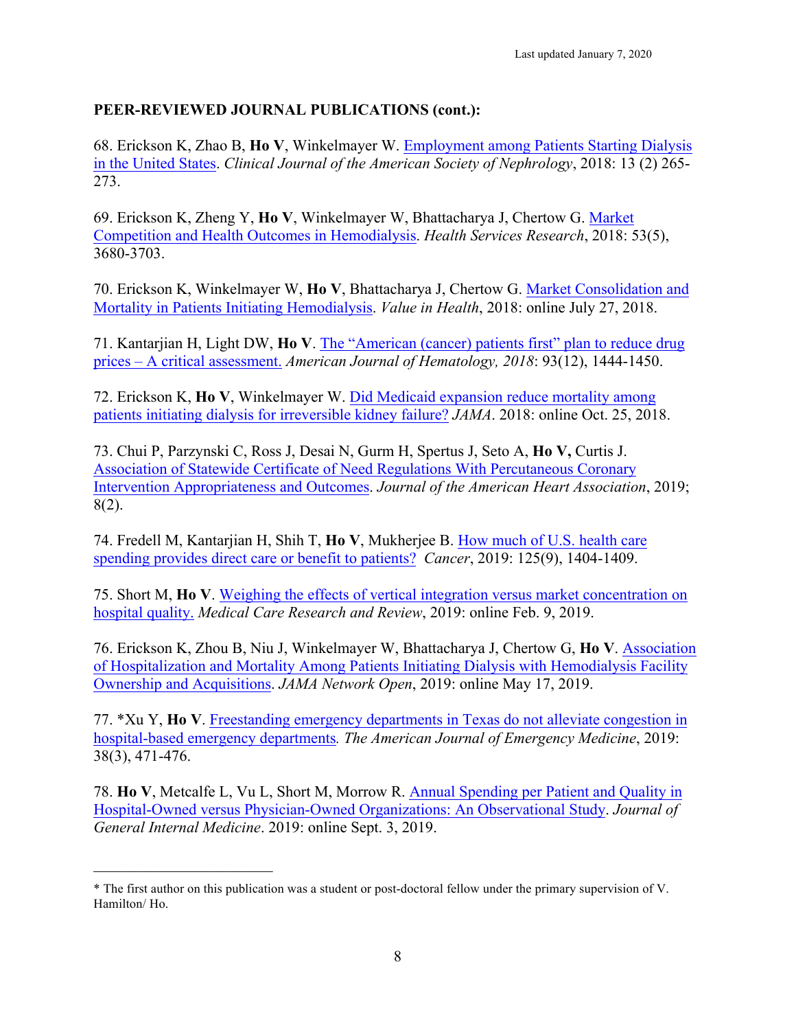**PEER-REVIEWED JOURNAL PUBLICATIONS (cont.):**

68. Erickson K, Zhao B, **Ho V**, Winkelmayer W. Employment among Patients Starting Dialysis in the United States. *Clinical Journal of the American Society of Nephrology*, 2018: 13 (2) 265-273.

69. Erickson K, Zheng Y, **Ho V**, Winkelmayer W, Bhattacharya J, Chertow G. Market Competition and Health Outcomes in Hemodialysis. *Health Services Research*, 2018: 53(5), 3680-3703.

70. Erickson K, Winkelmayer W, **Ho V**, Bhattacharya J, Chertow G. Market Consolidation and Mortality in Patients Initiating Hemodialysis. *Value in Health*, 2018: online July 27, 2018.

71. Kantarjian H, Light DW, **Ho V**. The "American (cancer) patients first" plan to reduce drug prices – A critical assessment. *American Journal of Hematology, 2018*: 93(12), 1444-1450.

72. Erickson K, **Ho V**, Winkelmayer W. Did Medicaid expansion reduce mortality among patients initiating dialysis for irreversible kidney failure? *JAMA*. 2018: online Oct. 25, 2018.

73. Chui P, Parzynski C, Ross J, Desai N, Gurm H, Spertus J, Seto A, **Ho V,** Curtis J. Association of Statewide Certificate of Need Regulations With Percutaneous Coronary Intervention Appropriateness and Outcomes. *Journal of the American Heart Association*, 2019; 8(2).

74. Fredell M, Kantarjian H, Shih T, **Ho V**, Mukherjee B. How much of U.S. health care spending provides direct care or benefit to patients? *Cancer*, 2019: 125(9), 1404-1409.

75. Short M, **Ho V**. Weighing the effects of vertical integration versus market concentration on hospital quality. *Medical Care Research and Review*, 2019: online Feb. 9, 2019.

76. Erickson K, Zhou B, Niu J, Winkelmayer W, Bhattacharya J, Chertow G, **Ho V**. Association of Hospitalization and Mortality Among Patients Initiating Dialysis with Hemodialysis Facility Ownership and Acquisitions. *JAMA Network Open*, 2019: online May 17, 2019.

77. *Xu Y, **Ho V**. Freestanding emergency departments in Texas do not alleviate congestion in hospital-based emergency departments*.* *The American Journal of Emergency Medicine*, 2019: 38(3), 471-476.

78. **Ho V**, Metcalfe L, Vu L, Short M, Morrow R. Annual Spending per Patient and Quality in Hospital-Owned versus Physician-Owned Organizations: An Observational Study. *Journal of General Internal Medicine*. 2019: online Sept. 3, 2019.

---

* The first author on this publication was a student or post-doctoral fellow under the primary supervision of V. Hamilton/ Ho.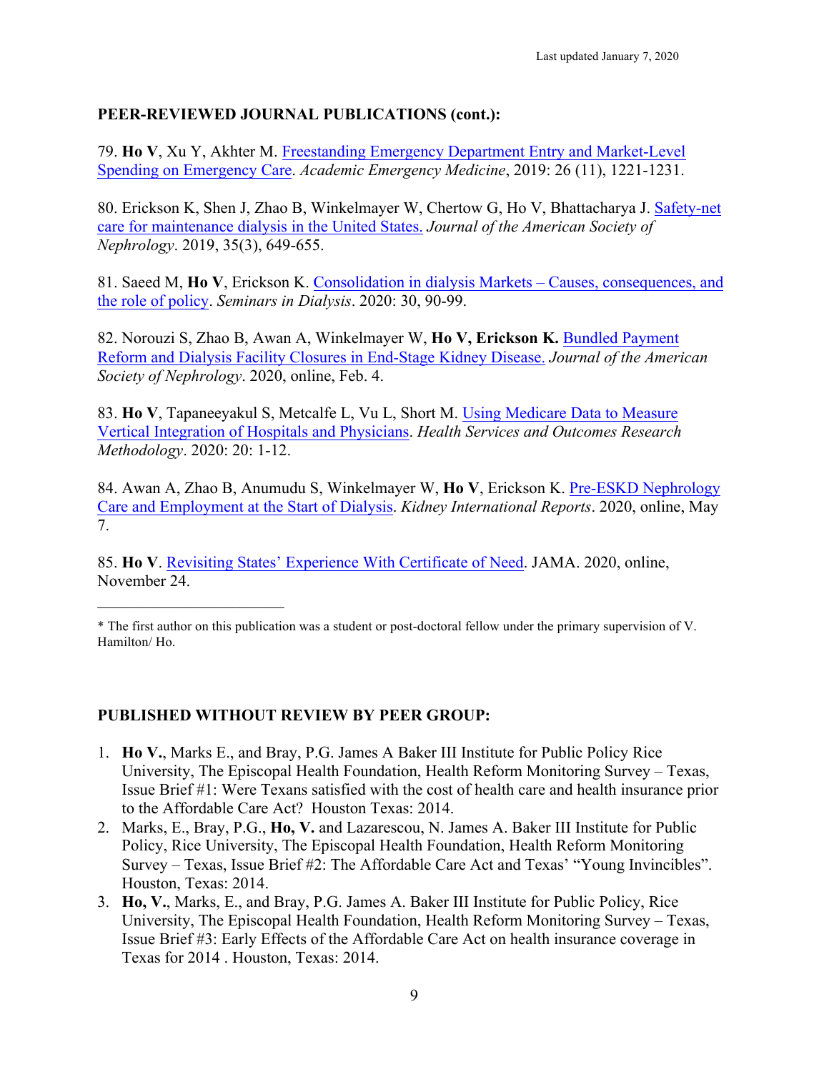**PEER-REVIEWED JOURNAL PUBLICATIONS (cont.):**

79. **Ho V**, Xu Y, Akhter M. Freestanding Emergency Department Entry and Market-Level Spending on Emergency Care. *Academic Emergency Medicine*, 2019: 26 (11), 1221-1231.

80. Erickson K, Shen J, Zhao B, Winkelmayer W, Chertow G, Ho V, Bhattacharya J. Safety-net care for maintenance dialysis in the United States. *Journal of the American Society of Nephrology*. 2019, 35(3), 649-655.

81. Saeed M, **Ho V**, Erickson K. Consolidation in dialysis Markets – Causes, consequences, and the role of policy. *Seminars in Dialysis*. 2020: 30, 90-99.

82. Norouzi S, Zhao B, Awan A, Winkelmayer W, **Ho V, Erickson K.** Bundled Payment Reform and Dialysis Facility Closures in End-Stage Kidney Disease. *Journal of the American Society of Nephrology*. 2020, online, Feb. 4.

83. **Ho V**, Tapaneeyakul S, Metcalfe L, Vu L, Short M. Using Medicare Data to Measure Vertical Integration of Hospitals and Physicians. *Health Services and Outcomes Research Methodology*. 2020: 20: 1-12.

84. Awan A, Zhao B, Anumudu S, Winkelmayer W, **Ho V**, Erickson K. Pre-ESKD Nephrology Care and Employment at the Start of Dialysis. *Kidney International Reports*. 2020, online, May 7.

85. **Ho V**. Revisiting States' Experience With Certificate of Need. JAMA. 2020, online, November 24.

---

* The first author on this publication was a student or post-doctoral fellow under the primary supervision of V. Hamilton/ Ho.

**PUBLISHED WITHOUT REVIEW BY PEER GROUP:**

1. **Ho V.**, Marks E., and Bray, P.G. James A Baker III Institute for Public Policy Rice University, The Episcopal Health Foundation, Health Reform Monitoring Survey – Texas, Issue Brief #1: Were Texans satisfied with the cost of health care and health insurance prior to the Affordable Care Act? Houston Texas: 2014.
2. Marks, E., Bray, P.G., **Ho, V.** and Lazarescou, N. James A. Baker III Institute for Public Policy, Rice University, The Episcopal Health Foundation, Health Reform Monitoring Survey – Texas, Issue Brief #2: The Affordable Care Act and Texas' "Young Invincibles". Houston, Texas: 2014.
3. **Ho, V.**, Marks, E., and Bray, P.G. James A. Baker III Institute for Public Policy, Rice University, The Episcopal Health Foundation, Health Reform Monitoring Survey – Texas, Issue Brief #3: Early Effects of the Affordable Care Act on health insurance coverage in Texas for 2014 . Houston, Texas: 2014.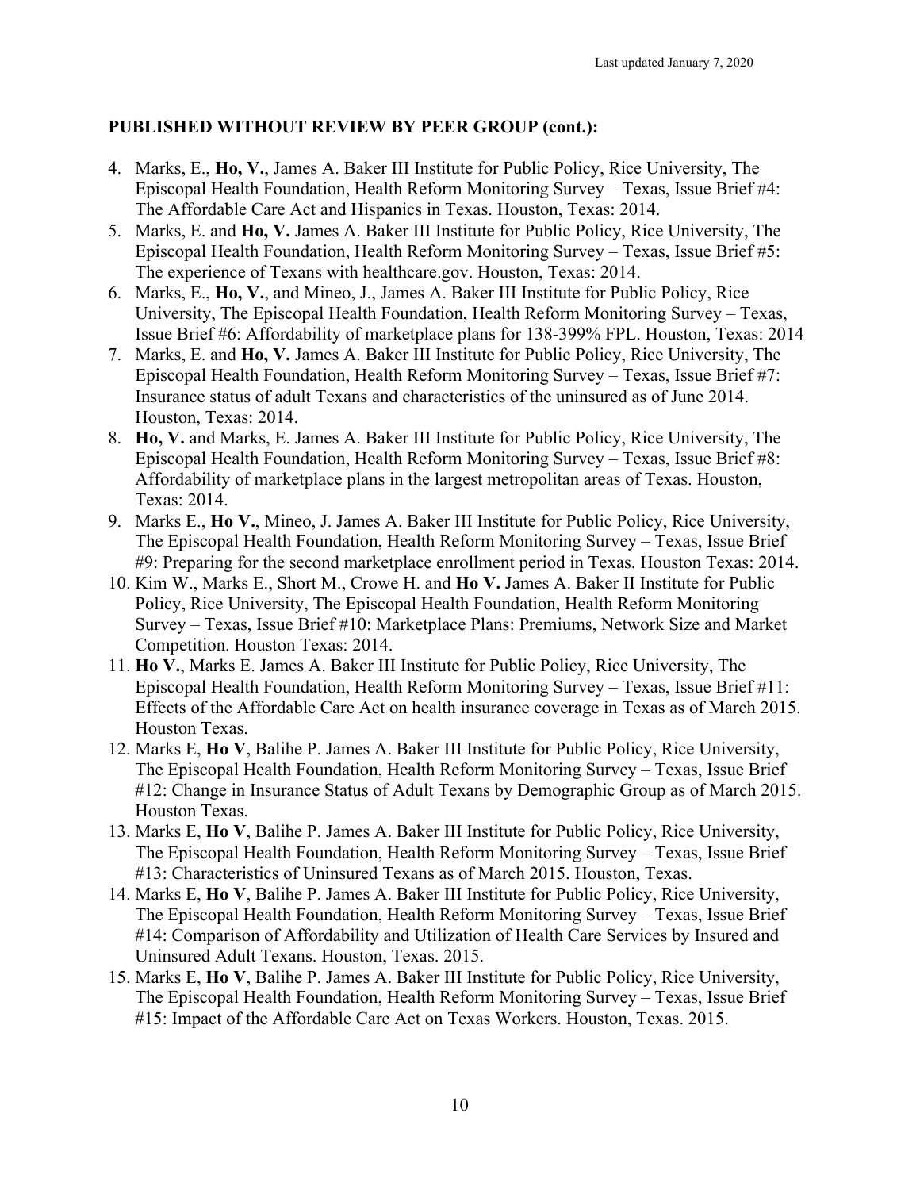### PUBLISHED WITHOUT REVIEW BY PEER GROUP (cont.):

4. Marks, E., **Ho, V.**, James A. Baker III Institute for Public Policy, Rice University, The Episcopal Health Foundation, Health Reform Monitoring Survey – Texas, Issue Brief #4: The Affordable Care Act and Hispanics in Texas. Houston, Texas: 2014.
5. Marks, E. and **Ho, V.** James A. Baker III Institute for Public Policy, Rice University, The Episcopal Health Foundation, Health Reform Monitoring Survey – Texas, Issue Brief #5: The experience of Texans with healthcare.gov. Houston, Texas: 2014.
6. Marks, E., **Ho, V.**, and Mineo, J., James A. Baker III Institute for Public Policy, Rice University, The Episcopal Health Foundation, Health Reform Monitoring Survey – Texas, Issue Brief #6: Affordability of marketplace plans for 138-399% FPL. Houston, Texas: 2014
7. Marks, E. and **Ho, V.** James A. Baker III Institute for Public Policy, Rice University, The Episcopal Health Foundation, Health Reform Monitoring Survey – Texas, Issue Brief #7: Insurance status of adult Texans and characteristics of the uninsured as of June 2014. Houston, Texas: 2014.
8. **Ho, V.** and Marks, E. James A. Baker III Institute for Public Policy, Rice University, The Episcopal Health Foundation, Health Reform Monitoring Survey – Texas, Issue Brief #8: Affordability of marketplace plans in the largest metropolitan areas of Texas. Houston, Texas: 2014.
9. Marks E., **Ho V.**, Mineo, J. James A. Baker III Institute for Public Policy, Rice University, The Episcopal Health Foundation, Health Reform Monitoring Survey – Texas, Issue Brief #9: Preparing for the second marketplace enrollment period in Texas. Houston Texas: 2014.
10. Kim W., Marks E., Short M., Crowe H. and **Ho V.** James A. Baker II Institute for Public Policy, Rice University, The Episcopal Health Foundation, Health Reform Monitoring Survey – Texas, Issue Brief #10: Marketplace Plans: Premiums, Network Size and Market Competition. Houston Texas: 2014.
11. **Ho V.**, Marks E. James A. Baker III Institute for Public Policy, Rice University, The Episcopal Health Foundation, Health Reform Monitoring Survey – Texas, Issue Brief #11: Effects of the Affordable Care Act on health insurance coverage in Texas as of March 2015. Houston Texas.
12. Marks E, **Ho V**, Balihe P. James A. Baker III Institute for Public Policy, Rice University, The Episcopal Health Foundation, Health Reform Monitoring Survey – Texas, Issue Brief #12: Change in Insurance Status of Adult Texans by Demographic Group as of March 2015. Houston Texas.
13. Marks E, **Ho V**, Balihe P. James A. Baker III Institute for Public Policy, Rice University, The Episcopal Health Foundation, Health Reform Monitoring Survey – Texas, Issue Brief #13: Characteristics of Uninsured Texans as of March 2015. Houston, Texas.
14. Marks E, **Ho V**, Balihe P. James A. Baker III Institute for Public Policy, Rice University, The Episcopal Health Foundation, Health Reform Monitoring Survey – Texas, Issue Brief #14: Comparison of Affordability and Utilization of Health Care Services by Insured and Uninsured Adult Texans. Houston, Texas. 2015.
15. Marks E, **Ho V**, Balihe P. James A. Baker III Institute for Public Policy, Rice University, The Episcopal Health Foundation, Health Reform Monitoring Survey – Texas, Issue Brief #15: Impact of the Affordable Care Act on Texas Workers. Houston, Texas. 2015.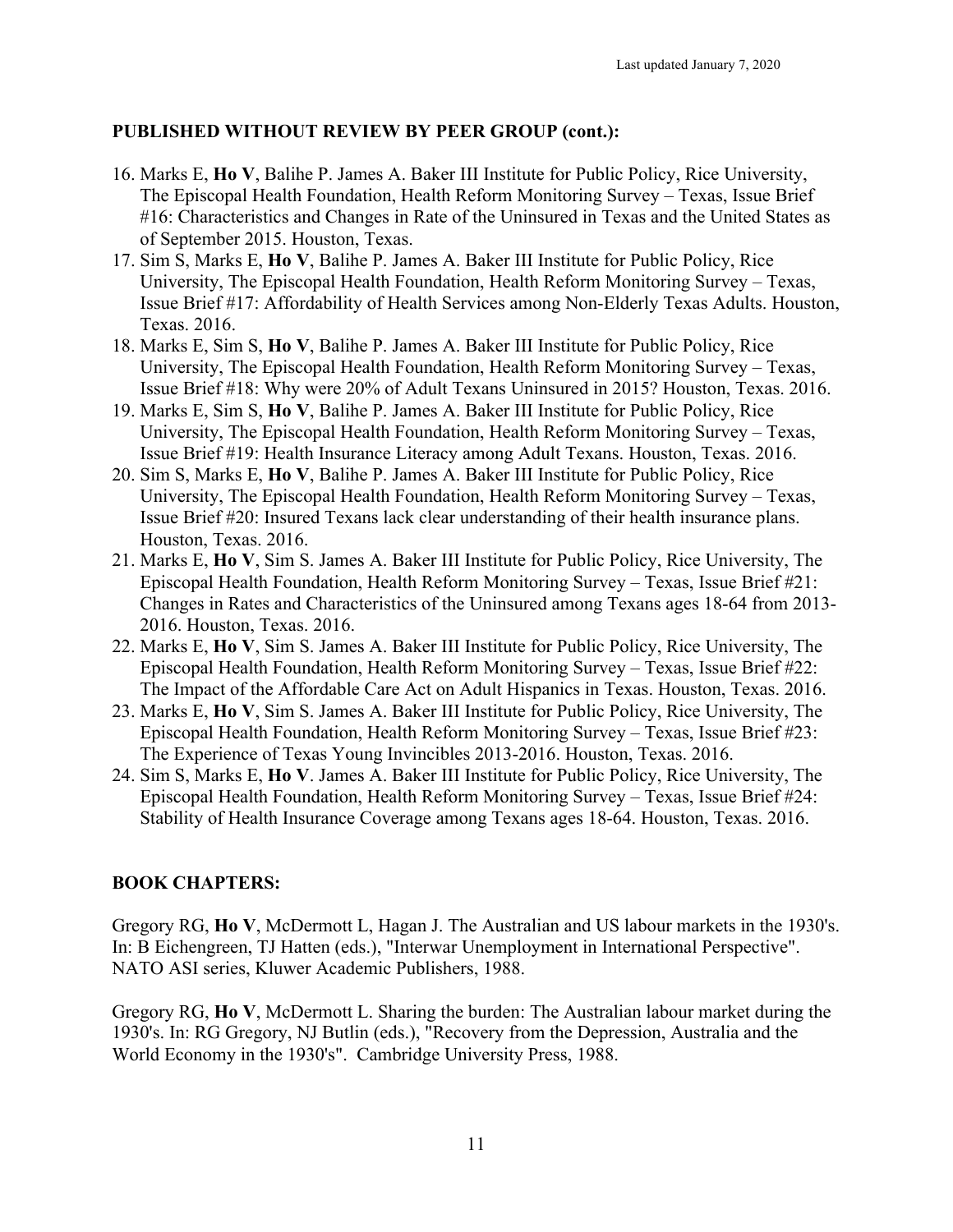### PUBLISHED WITHOUT REVIEW BY PEER GROUP (cont.):

16. Marks E, **Ho V**, Balihe P. James A. Baker III Institute for Public Policy, Rice University, The Episcopal Health Foundation, Health Reform Monitoring Survey – Texas, Issue Brief #16: Characteristics and Changes in Rate of the Uninsured in Texas and the United States as of September 2015. Houston, Texas.
17. Sim S, Marks E, **Ho V**, Balihe P. James A. Baker III Institute for Public Policy, Rice University, The Episcopal Health Foundation, Health Reform Monitoring Survey – Texas, Issue Brief #17: Affordability of Health Services among Non-Elderly Texas Adults. Houston, Texas. 2016.
18. Marks E, Sim S, **Ho V**, Balihe P. James A. Baker III Institute for Public Policy, Rice University, The Episcopal Health Foundation, Health Reform Monitoring Survey – Texas, Issue Brief #18: Why were 20% of Adult Texans Uninsured in 2015? Houston, Texas. 2016.
19. Marks E, Sim S, **Ho V**, Balihe P. James A. Baker III Institute for Public Policy, Rice University, The Episcopal Health Foundation, Health Reform Monitoring Survey – Texas, Issue Brief #19: Health Insurance Literacy among Adult Texans. Houston, Texas. 2016.
20. Sim S, Marks E, **Ho V**, Balihe P. James A. Baker III Institute for Public Policy, Rice University, The Episcopal Health Foundation, Health Reform Monitoring Survey – Texas, Issue Brief #20: Insured Texans lack clear understanding of their health insurance plans. Houston, Texas. 2016.
21. Marks E, **Ho V**, Sim S. James A. Baker III Institute for Public Policy, Rice University, The Episcopal Health Foundation, Health Reform Monitoring Survey – Texas, Issue Brief #21: Changes in Rates and Characteristics of the Uninsured among Texans ages 18-64 from 2013-2016. Houston, Texas. 2016.
22. Marks E, **Ho V**, Sim S. James A. Baker III Institute for Public Policy, Rice University, The Episcopal Health Foundation, Health Reform Monitoring Survey – Texas, Issue Brief #22: The Impact of the Affordable Care Act on Adult Hispanics in Texas. Houston, Texas. 2016.
23. Marks E, **Ho V**, Sim S. James A. Baker III Institute for Public Policy, Rice University, The Episcopal Health Foundation, Health Reform Monitoring Survey – Texas, Issue Brief #23: The Experience of Texas Young Invincibles 2013-2016. Houston, Texas. 2016.
24. Sim S, Marks E, **Ho V**. James A. Baker III Institute for Public Policy, Rice University, The Episcopal Health Foundation, Health Reform Monitoring Survey – Texas, Issue Brief #24: Stability of Health Insurance Coverage among Texans ages 18-64. Houston, Texas. 2016.

### BOOK CHAPTERS:

Gregory RG, **Ho V**, McDermott L, Hagan J. The Australian and US labour markets in the 1930's. In: B Eichengreen, TJ Hatten (eds.), "Interwar Unemployment in International Perspective". NATO ASI series, Kluwer Academic Publishers, 1988.

Gregory RG, **Ho V**, McDermott L. Sharing the burden: The Australian labour market during the 1930's. In: RG Gregory, NJ Butlin (eds.), "Recovery from the Depression, Australia and the World Economy in the 1930's". Cambridge University Press, 1988.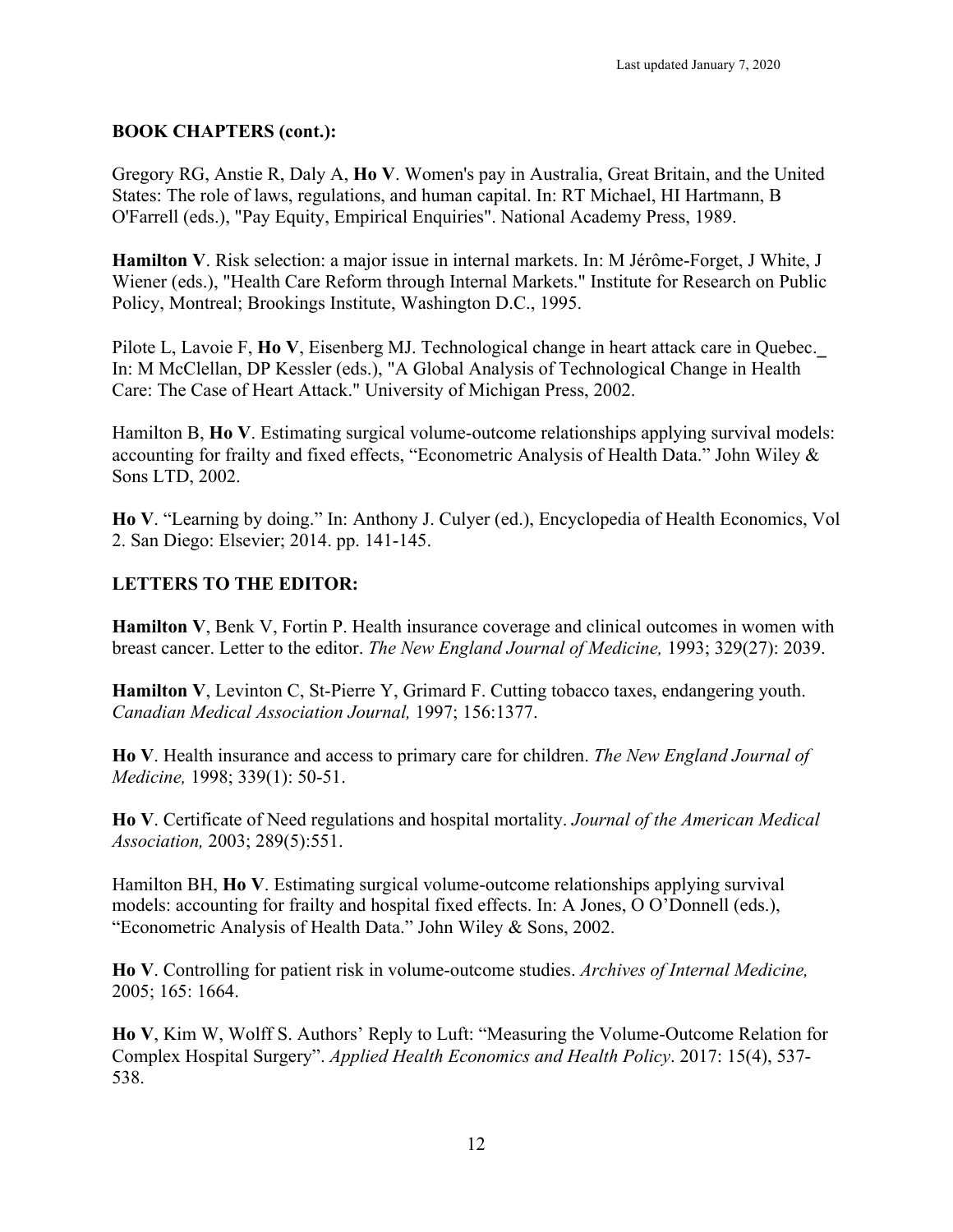**BOOK CHAPTERS (cont.):**

Gregory RG, Anstie R, Daly A, **Ho V**. Women's pay in Australia, Great Britain, and the United States: The role of laws, regulations, and human capital. In: RT Michael, HI Hartmann, B O'Farrell (eds.), "Pay Equity, Empirical Enquiries". National Academy Press, 1989.

**Hamilton V**. Risk selection: a major issue in internal markets. In: M Jérôme-Forget, J White, J Wiener (eds.), "Health Care Reform through Internal Markets." Institute for Research on Public Policy, Montreal; Brookings Institute, Washington D.C., 1995.

Pilote L, Lavoie F, **Ho V**, Eisenberg MJ. Technological change in heart attack care in Quebec. In: M McClellan, DP Kessler (eds.), "A Global Analysis of Technological Change in Health Care: The Case of Heart Attack." University of Michigan Press, 2002.

Hamilton B, **Ho V**. Estimating surgical volume-outcome relationships applying survival models: accounting for frailty and fixed effects, "Econometric Analysis of Health Data." John Wiley & Sons LTD, 2002.

**Ho V**. "Learning by doing." In: Anthony J. Culyer (ed.), Encyclopedia of Health Economics, Vol 2. San Diego: Elsevier; 2014. pp. 141-145.

**LETTERS TO THE EDITOR:**

**Hamilton V**, Benk V, Fortin P. Health insurance coverage and clinical outcomes in women with breast cancer. Letter to the editor. *The New England Journal of Medicine,* 1993; 329(27): 2039.

**Hamilton V**, Levinton C, St-Pierre Y, Grimard F. Cutting tobacco taxes, endangering youth. *Canadian Medical Association Journal,* 1997; 156:1377.

**Ho V**. Health insurance and access to primary care for children. *The New England Journal of Medicine,* 1998; 339(1): 50-51.

**Ho V**. Certificate of Need regulations and hospital mortality. *Journal of the American Medical Association,* 2003; 289(5):551.

Hamilton BH, **Ho V**. Estimating surgical volume-outcome relationships applying survival models: accounting for frailty and hospital fixed effects. In: A Jones, O O'Donnell (eds.), "Econometric Analysis of Health Data." John Wiley & Sons, 2002.

**Ho V**. Controlling for patient risk in volume-outcome studies. *Archives of Internal Medicine,* 2005; 165: 1664.

**Ho V**, Kim W, Wolff S. Authors' Reply to Luft: "Measuring the Volume-Outcome Relation for Complex Hospital Surgery". *Applied Health Economics and Health Policy*. 2017: 15(4), 537-538.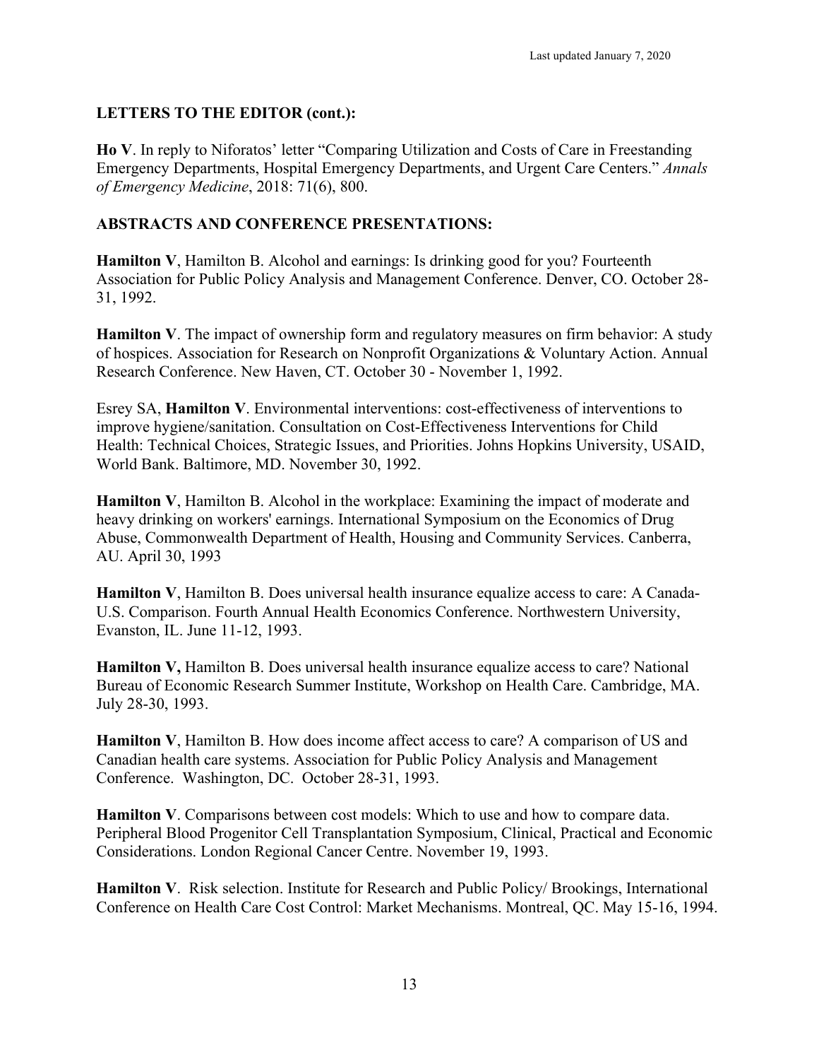## LETTERS TO THE EDITOR (cont.):

**Ho V**. In reply to Niforatos' letter "Comparing Utilization and Costs of Care in Freestanding Emergency Departments, Hospital Emergency Departments, and Urgent Care Centers." *Annals of Emergency Medicine*, 2018: 71(6), 800.

## ABSTRACTS AND CONFERENCE PRESENTATIONS:

**Hamilton V**, Hamilton B. Alcohol and earnings: Is drinking good for you? Fourteenth Association for Public Policy Analysis and Management Conference. Denver, CO. October 28-31, 1992.

**Hamilton V**. The impact of ownership form and regulatory measures on firm behavior: A study of hospices. Association for Research on Nonprofit Organizations & Voluntary Action. Annual Research Conference. New Haven, CT. October 30 - November 1, 1992.

Esrey SA, **Hamilton V**. Environmental interventions: cost-effectiveness of interventions to improve hygiene/sanitation. Consultation on Cost-Effectiveness Interventions for Child Health: Technical Choices, Strategic Issues, and Priorities. Johns Hopkins University, USAID, World Bank. Baltimore, MD. November 30, 1992.

**Hamilton V**, Hamilton B. Alcohol in the workplace: Examining the impact of moderate and heavy drinking on workers' earnings. International Symposium on the Economics of Drug Abuse, Commonwealth Department of Health, Housing and Community Services. Canberra, AU. April 30, 1993

**Hamilton V**, Hamilton B. Does universal health insurance equalize access to care: A Canada-U.S. Comparison. Fourth Annual Health Economics Conference. Northwestern University, Evanston, IL. June 11-12, 1993.

**Hamilton V,** Hamilton B. Does universal health insurance equalize access to care? National Bureau of Economic Research Summer Institute, Workshop on Health Care. Cambridge, MA. July 28-30, 1993.

**Hamilton V**, Hamilton B. How does income affect access to care? A comparison of US and Canadian health care systems. Association for Public Policy Analysis and Management Conference. Washington, DC. October 28-31, 1993.

**Hamilton V**. Comparisons between cost models: Which to use and how to compare data. Peripheral Blood Progenitor Cell Transplantation Symposium, Clinical, Practical and Economic Considerations. London Regional Cancer Centre. November 19, 1993.

**Hamilton V**. Risk selection. Institute for Research and Public Policy/ Brookings, International Conference on Health Care Cost Control: Market Mechanisms. Montreal, QC. May 15-16, 1994.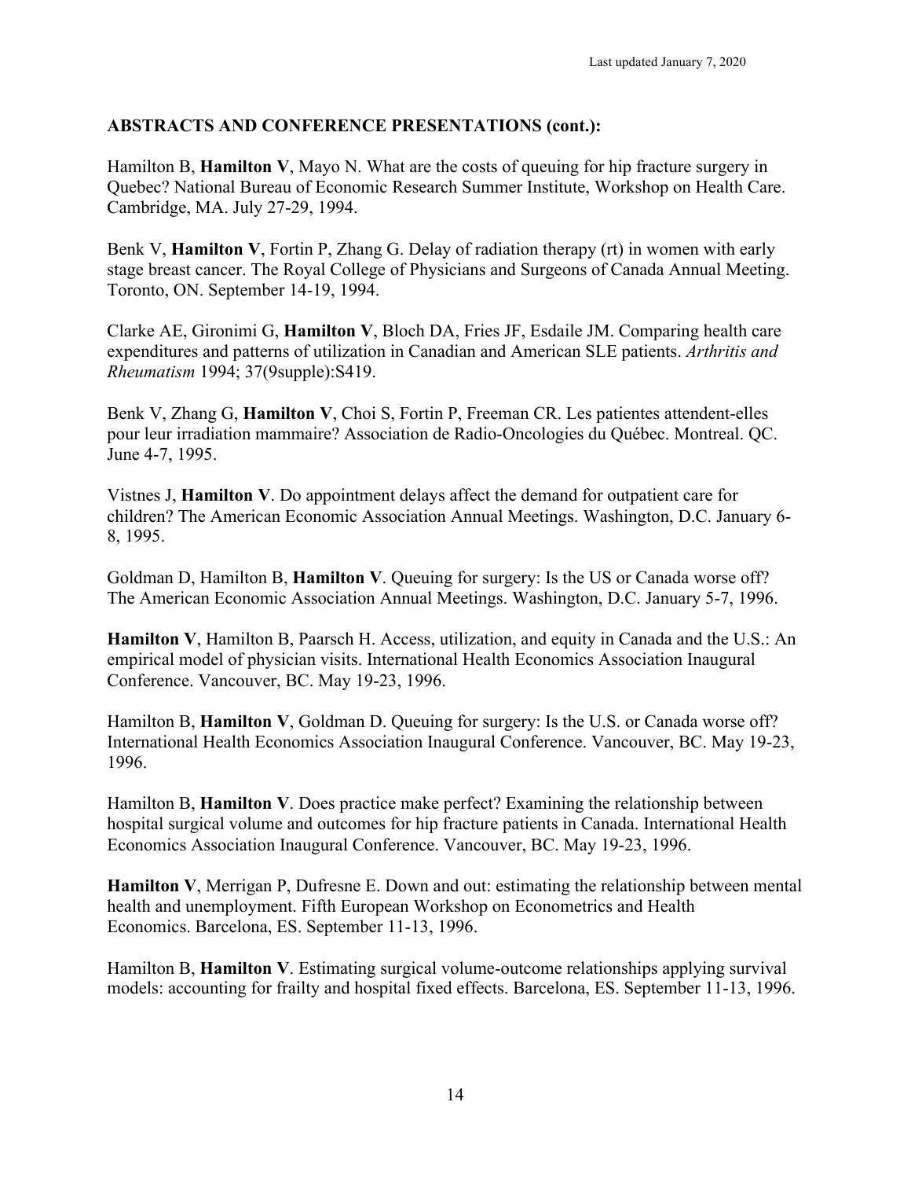**ABSTRACTS AND CONFERENCE PRESENTATIONS (cont.):**

Hamilton B, **Hamilton V**, Mayo N. What are the costs of queuing for hip fracture surgery in Quebec? National Bureau of Economic Research Summer Institute, Workshop on Health Care. Cambridge, MA. July 27-29, 1994.

Benk V, **Hamilton V**, Fortin P, Zhang G. Delay of radiation therapy (rt) in women with early stage breast cancer. The Royal College of Physicians and Surgeons of Canada Annual Meeting. Toronto, ON. September 14-19, 1994.

Clarke AE, Gironimi G, **Hamilton V**, Bloch DA, Fries JF, Esdaile JM. Comparing health care expenditures and patterns of utilization in Canadian and American SLE patients. *Arthritis and Rheumatism* 1994; 37(9supple):S419.

Benk V, Zhang G, **Hamilton V**, Choi S, Fortin P, Freeman CR. Les patientes attendent-elles pour leur irradiation mammaire? Association de Radio-Oncologies du Québec. Montreal. QC. June 4-7, 1995.

Vistnes J, **Hamilton V**. Do appointment delays affect the demand for outpatient care for children? The American Economic Association Annual Meetings. Washington, D.C. January 6-8, 1995.

Goldman D, Hamilton B, **Hamilton V**. Queuing for surgery: Is the US or Canada worse off? The American Economic Association Annual Meetings. Washington, D.C. January 5-7, 1996.

**Hamilton V**, Hamilton B, Paarsch H. Access, utilization, and equity in Canada and the U.S.: An empirical model of physician visits. International Health Economics Association Inaugural Conference. Vancouver, BC. May 19-23, 1996.

Hamilton B, **Hamilton V**, Goldman D. Queuing for surgery: Is the U.S. or Canada worse off? International Health Economics Association Inaugural Conference. Vancouver, BC. May 19-23, 1996.

Hamilton B, **Hamilton V**. Does practice make perfect? Examining the relationship between hospital surgical volume and outcomes for hip fracture patients in Canada. International Health Economics Association Inaugural Conference. Vancouver, BC. May 19-23, 1996.

**Hamilton V**, Merrigan P, Dufresne E. Down and out: estimating the relationship between mental health and unemployment. Fifth European Workshop on Econometrics and Health Economics. Barcelona, ES. September 11-13, 1996.

Hamilton B, **Hamilton V**. Estimating surgical volume-outcome relationships applying survival models: accounting for frailty and hospital fixed effects. Barcelona, ES. September 11-13, 1996.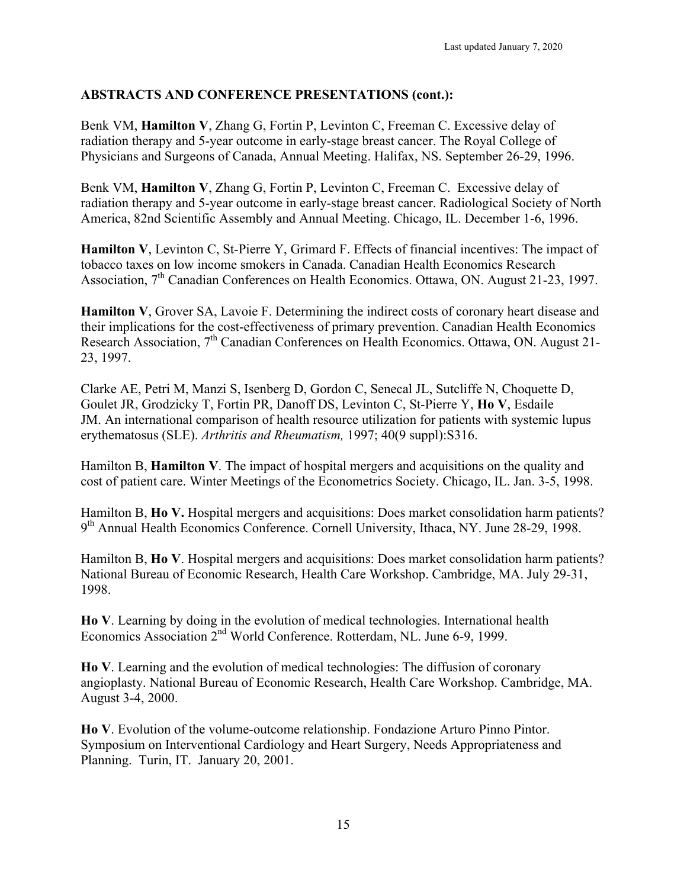**ABSTRACTS AND CONFERENCE PRESENTATIONS (cont.):**

Benk VM, **Hamilton V**, Zhang G, Fortin P, Levinton C, Freeman C. Excessive delay of radiation therapy and 5-year outcome in early-stage breast cancer. The Royal College of Physicians and Surgeons of Canada, Annual Meeting. Halifax, NS. September 26-29, 1996.

Benk VM, **Hamilton V**, Zhang G, Fortin P, Levinton C, Freeman C. Excessive delay of radiation therapy and 5-year outcome in early-stage breast cancer. Radiological Society of North America, 82nd Scientific Assembly and Annual Meeting. Chicago, IL. December 1-6, 1996.

**Hamilton V**, Levinton C, St-Pierre Y, Grimard F. Effects of financial incentives: The impact of tobacco taxes on low income smokers in Canada. Canadian Health Economics Research Association, 7th Canadian Conferences on Health Economics. Ottawa, ON. August 21-23, 1997.

**Hamilton V**, Grover SA, Lavoie F. Determining the indirect costs of coronary heart disease and their implications for the cost-effectiveness of primary prevention. Canadian Health Economics Research Association, 7th Canadian Conferences on Health Economics. Ottawa, ON. August 21-23, 1997.

Clarke AE, Petri M, Manzi S, Isenberg D, Gordon C, Senecal JL, Sutcliffe N, Choquette D, Goulet JR, Grodzicky T, Fortin PR, Danoff DS, Levinton C, St-Pierre Y, **Ho V**, Esdaile JM. An international comparison of health resource utilization for patients with systemic lupus erythematosus (SLE). *Arthritis and Rheumatism,* 1997; 40(9 suppl):S316.

Hamilton B, **Hamilton V**. The impact of hospital mergers and acquisitions on the quality and cost of patient care. Winter Meetings of the Econometrics Society. Chicago, IL. Jan. 3-5, 1998.

Hamilton B, **Ho V.** Hospital mergers and acquisitions: Does market consolidation harm patients? 9th Annual Health Economics Conference. Cornell University, Ithaca, NY. June 28-29, 1998.

Hamilton B, **Ho V**. Hospital mergers and acquisitions: Does market consolidation harm patients? National Bureau of Economic Research, Health Care Workshop. Cambridge, MA. July 29-31, 1998.

**Ho V**. Learning by doing in the evolution of medical technologies. International health Economics Association 2nd World Conference. Rotterdam, NL. June 6-9, 1999.

**Ho V**. Learning and the evolution of medical technologies: The diffusion of coronary angioplasty. National Bureau of Economic Research, Health Care Workshop. Cambridge, MA. August 3-4, 2000.

**Ho V**. Evolution of the volume-outcome relationship. Fondazione Arturo Pinno Pintor. Symposium on Interventional Cardiology and Heart Surgery, Needs Appropriateness and Planning. Turin, IT. January 20, 2001.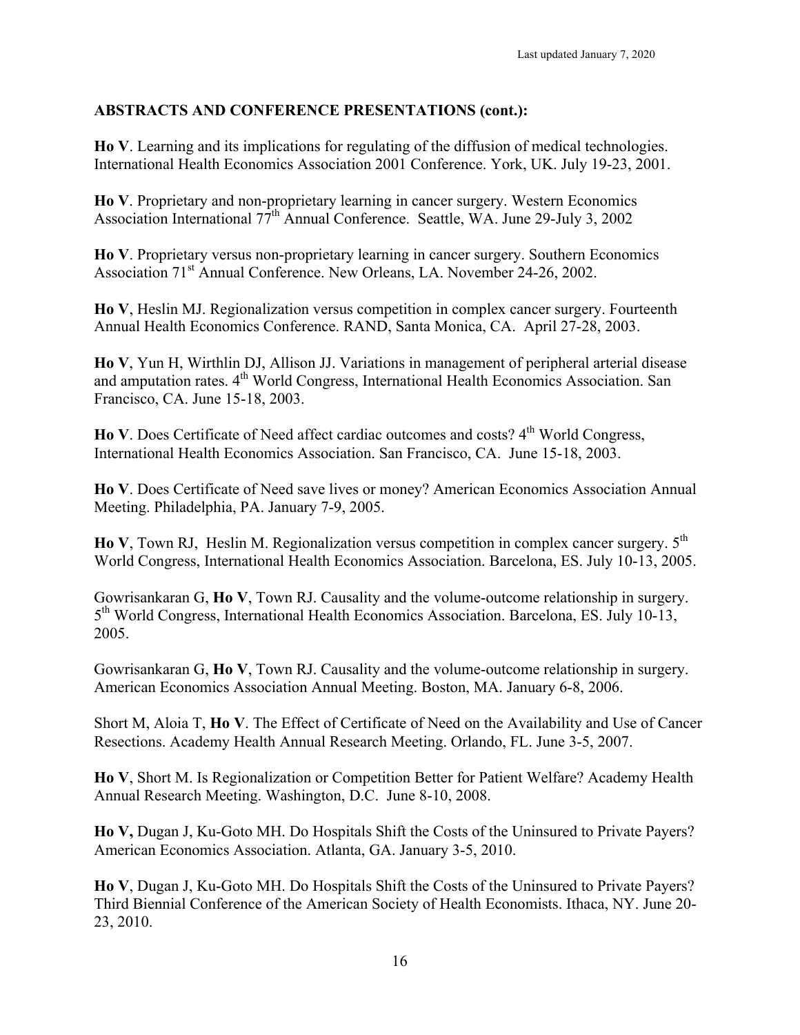## ABSTRACTS AND CONFERENCE PRESENTATIONS (cont.):

**Ho V**. Learning and its implications for regulating of the diffusion of medical technologies. International Health Economics Association 2001 Conference. York, UK. July 19-23, 2001.

**Ho V**. Proprietary and non-proprietary learning in cancer surgery. Western Economics Association International 77th Annual Conference. Seattle, WA. June 29-July 3, 2002

**Ho V**. Proprietary versus non-proprietary learning in cancer surgery. Southern Economics Association 71st Annual Conference. New Orleans, LA. November 24-26, 2002.

**Ho V**, Heslin MJ. Regionalization versus competition in complex cancer surgery. Fourteenth Annual Health Economics Conference. RAND, Santa Monica, CA. April 27-28, 2003.

**Ho V**, Yun H, Wirthlin DJ, Allison JJ. Variations in management of peripheral arterial disease and amputation rates. 4th World Congress, International Health Economics Association. San Francisco, CA. June 15-18, 2003.

**Ho V**. Does Certificate of Need affect cardiac outcomes and costs? 4th World Congress, International Health Economics Association. San Francisco, CA. June 15-18, 2003.

**Ho V**. Does Certificate of Need save lives or money? American Economics Association Annual Meeting. Philadelphia, PA. January 7-9, 2005.

**Ho V**, Town RJ, Heslin M. Regionalization versus competition in complex cancer surgery. 5th World Congress, International Health Economics Association. Barcelona, ES. July 10-13, 2005.

Gowrisankaran G, **Ho V**, Town RJ. Causality and the volume-outcome relationship in surgery. 5th World Congress, International Health Economics Association. Barcelona, ES. July 10-13, 2005.

Gowrisankaran G, **Ho V**, Town RJ. Causality and the volume-outcome relationship in surgery. American Economics Association Annual Meeting. Boston, MA. January 6-8, 2006.

Short M, Aloia T, **Ho V**. The Effect of Certificate of Need on the Availability and Use of Cancer Resections. Academy Health Annual Research Meeting. Orlando, FL. June 3-5, 2007.

**Ho V**, Short M. Is Regionalization or Competition Better for Patient Welfare? Academy Health Annual Research Meeting. Washington, D.C. June 8-10, 2008.

**Ho V,** Dugan J, Ku-Goto MH. Do Hospitals Shift the Costs of the Uninsured to Private Payers? American Economics Association. Atlanta, GA. January 3-5, 2010.

**Ho V**, Dugan J, Ku-Goto MH. Do Hospitals Shift the Costs of the Uninsured to Private Payers? Third Biennial Conference of the American Society of Health Economists. Ithaca, NY. June 20-23, 2010.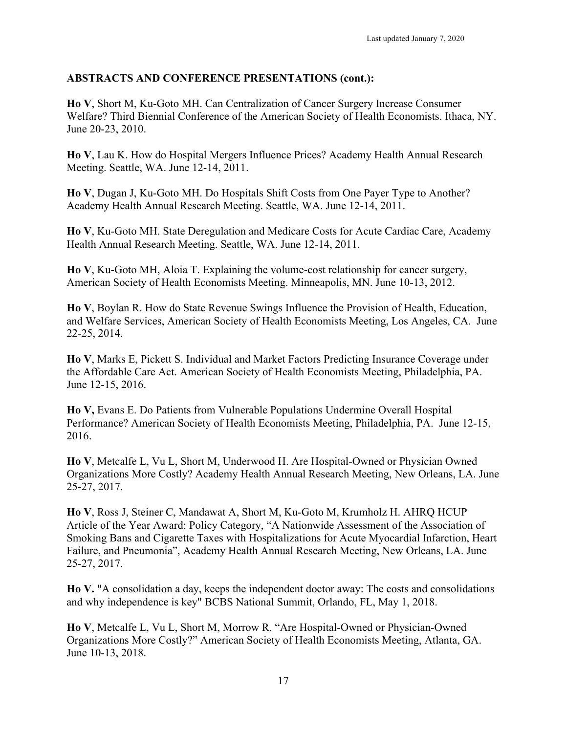**ABSTRACTS AND CONFERENCE PRESENTATIONS (cont.):**

**Ho V**, Short M, Ku-Goto MH. Can Centralization of Cancer Surgery Increase Consumer Welfare? Third Biennial Conference of the American Society of Health Economists. Ithaca, NY. June 20-23, 2010.

**Ho V**, Lau K. How do Hospital Mergers Influence Prices? Academy Health Annual Research Meeting. Seattle, WA. June 12-14, 2011.

**Ho V**, Dugan J, Ku-Goto MH. Do Hospitals Shift Costs from One Payer Type to Another? Academy Health Annual Research Meeting. Seattle, WA. June 12-14, 2011.

**Ho V**, Ku-Goto MH. State Deregulation and Medicare Costs for Acute Cardiac Care, Academy Health Annual Research Meeting. Seattle, WA. June 12-14, 2011.

**Ho V**, Ku-Goto MH, Aloia T. Explaining the volume-cost relationship for cancer surgery, American Society of Health Economists Meeting. Minneapolis, MN. June 10-13, 2012.

**Ho V**, Boylan R. How do State Revenue Swings Influence the Provision of Health, Education, and Welfare Services, American Society of Health Economists Meeting, Los Angeles, CA. June 22-25, 2014.

**Ho V**, Marks E, Pickett S. Individual and Market Factors Predicting Insurance Coverage under the Affordable Care Act. American Society of Health Economists Meeting, Philadelphia, PA. June 12-15, 2016.

**Ho V,** Evans E. Do Patients from Vulnerable Populations Undermine Overall Hospital Performance? American Society of Health Economists Meeting, Philadelphia, PA. June 12-15, 2016.

**Ho V**, Metcalfe L, Vu L, Short M, Underwood H. Are Hospital-Owned or Physician Owned Organizations More Costly? Academy Health Annual Research Meeting, New Orleans, LA. June 25-27, 2017.

**Ho V**, Ross J, Steiner C, Mandawat A, Short M, Ku-Goto M, Krumholz H. AHRQ HCUP Article of the Year Award: Policy Category, "A Nationwide Assessment of the Association of Smoking Bans and Cigarette Taxes with Hospitalizations for Acute Myocardial Infarction, Heart Failure, and Pneumonia", Academy Health Annual Research Meeting, New Orleans, LA. June 25-27, 2017.

**Ho V.** "A consolidation a day, keeps the independent doctor away: The costs and consolidations and why independence is key" BCBS National Summit, Orlando, FL, May 1, 2018.

**Ho V**, Metcalfe L, Vu L, Short M, Morrow R. "Are Hospital-Owned or Physician-Owned Organizations More Costly?" American Society of Health Economists Meeting, Atlanta, GA. June 10-13, 2018.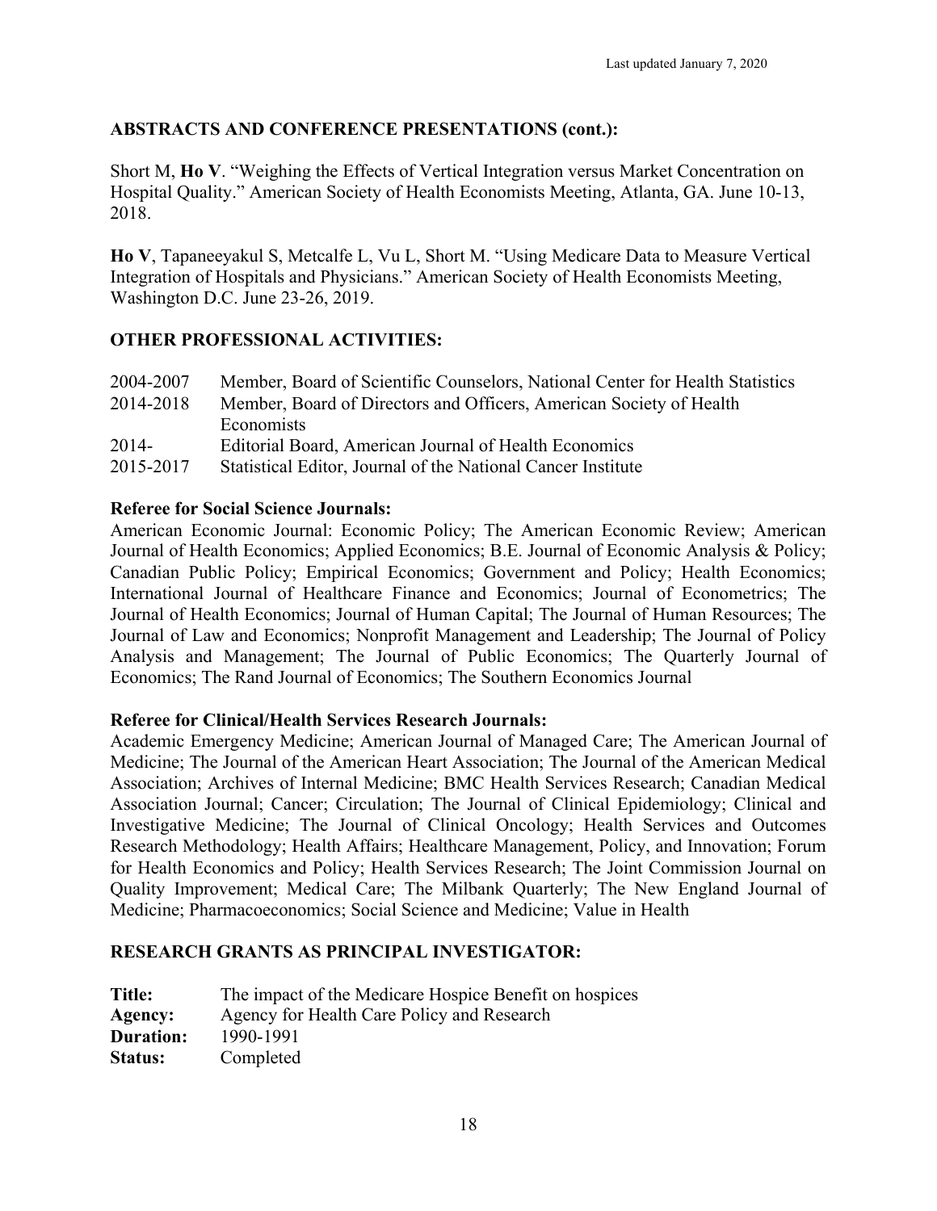## ABSTRACTS AND CONFERENCE PRESENTATIONS (cont.):

Short M, **Ho V**. "Weighing the Effects of Vertical Integration versus Market Concentration on Hospital Quality." American Society of Health Economists Meeting, Atlanta, GA. June 10-13, 2018.

**Ho V**, Tapaneeyakul S, Metcalfe L, Vu L, Short M. "Using Medicare Data to Measure Vertical Integration of Hospitals and Physicians." American Society of Health Economists Meeting, Washington D.C. June 23-26, 2019.

## OTHER PROFESSIONAL ACTIVITIES:

| | |
|---|---|
| 2004-2007 | Member, Board of Scientific Counselors, National Center for Health Statistics |
| 2014-2018 | Member, Board of Directors and Officers, American Society of Health Economists |
| 2014- | Editorial Board, American Journal of Health Economics |
| 2015-2017 | Statistical Editor, Journal of the National Cancer Institute |

### Referee for Social Science Journals:

American Economic Journal: Economic Policy; The American Economic Review; American Journal of Health Economics; Applied Economics; B.E. Journal of Economic Analysis & Policy; Canadian Public Policy; Empirical Economics; Government and Policy; Health Economics; International Journal of Healthcare Finance and Economics; Journal of Econometrics; The Journal of Health Economics; Journal of Human Capital; The Journal of Human Resources; The Journal of Law and Economics; Nonprofit Management and Leadership; The Journal of Policy Analysis and Management; The Journal of Public Economics; The Quarterly Journal of Economics; The Rand Journal of Economics; The Southern Economics Journal

### Referee for Clinical/Health Services Research Journals:

Academic Emergency Medicine; American Journal of Managed Care; The American Journal of Medicine; The Journal of the American Heart Association; The Journal of the American Medical Association; Archives of Internal Medicine; BMC Health Services Research; Canadian Medical Association Journal; Cancer; Circulation; The Journal of Clinical Epidemiology; Clinical and Investigative Medicine; The Journal of Clinical Oncology; Health Services and Outcomes Research Methodology; Health Affairs; Healthcare Management, Policy, and Innovation; Forum for Health Economics and Policy; Health Services Research; The Joint Commission Journal on Quality Improvement; Medical Care; The Milbank Quarterly; The New England Journal of Medicine; Pharmacoeconomics; Social Science and Medicine; Value in Health

## RESEARCH GRANTS AS PRINCIPAL INVESTIGATOR:

**Title:** The impact of the Medicare Hospice Benefit on hospices
**Agency:** Agency for Health Care Policy and Research
**Duration:** 1990-1991
**Status:** Completed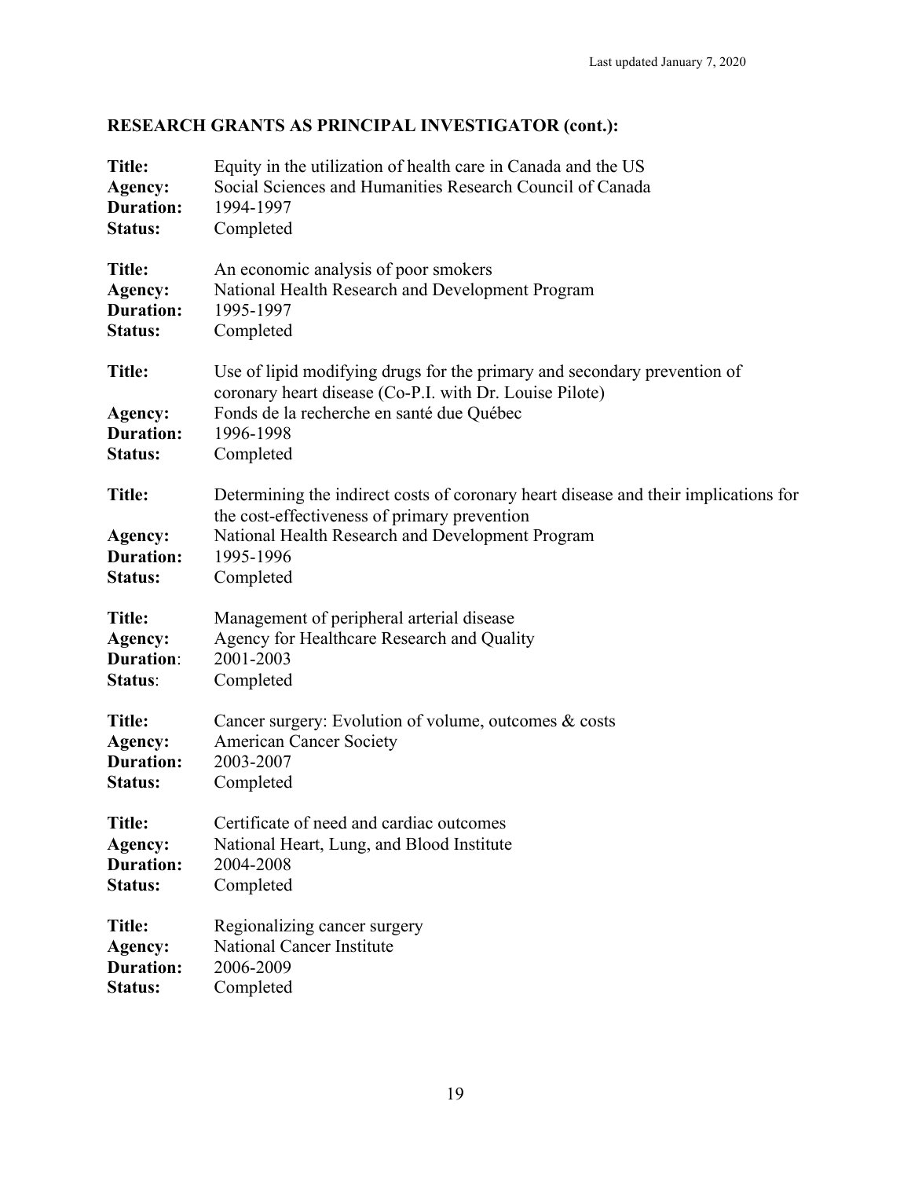## RESEARCH GRANTS AS PRINCIPAL INVESTIGATOR (cont.):

**Title:** Equity in the utilization of health care in Canada and the US
**Agency:** Social Sciences and Humanities Research Council of Canada
**Duration:** 1994-1997
**Status:** Completed

**Title:** An economic analysis of poor smokers
**Agency:** National Health Research and Development Program
**Duration:** 1995-1997
**Status:** Completed

**Title:** Use of lipid modifying drugs for the primary and secondary prevention of coronary heart disease (Co-P.I. with Dr. Louise Pilote)
**Agency:** Fonds de la recherche en santé due Québec
**Duration:** 1996-1998
**Status:** Completed

**Title:** Determining the indirect costs of coronary heart disease and their implications for the cost-effectiveness of primary prevention
**Agency:** National Health Research and Development Program
**Duration:** 1995-1996
**Status:** Completed

**Title:** Management of peripheral arterial disease
**Agency:** Agency for Healthcare Research and Quality
**Duration**: 2001-2003
**Status**: Completed

**Title:** Cancer surgery: Evolution of volume, outcomes & costs
**Agency:** American Cancer Society
**Duration:** 2003-2007
**Status:** Completed

**Title:** Certificate of need and cardiac outcomes
**Agency:** National Heart, Lung, and Blood Institute
**Duration:** 2004-2008
**Status:** Completed

**Title:** Regionalizing cancer surgery
**Agency:** National Cancer Institute
**Duration:** 2006-2009
**Status:** Completed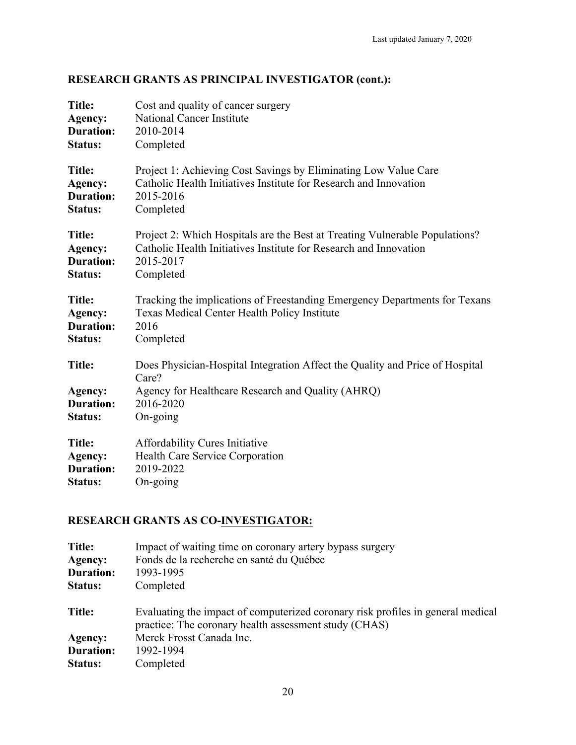## RESEARCH GRANTS AS PRINCIPAL INVESTIGATOR (cont.):

**Title:** Cost and quality of cancer surgery
**Agency:** National Cancer Institute
**Duration:** 2010-2014
**Status:** Completed

**Title:** Project 1: Achieving Cost Savings by Eliminating Low Value Care
**Agency:** Catholic Health Initiatives Institute for Research and Innovation
**Duration:** 2015-2016
**Status:** Completed

**Title:** Project 2: Which Hospitals are the Best at Treating Vulnerable Populations?
**Agency:** Catholic Health Initiatives Institute for Research and Innovation
**Duration:** 2015-2017
**Status:** Completed

**Title:** Tracking the implications of Freestanding Emergency Departments for Texans
**Agency:** Texas Medical Center Health Policy Institute
**Duration:** 2016
**Status:** Completed

**Title:** Does Physician-Hospital Integration Affect the Quality and Price of Hospital Care?
**Agency:** Agency for Healthcare Research and Quality (AHRQ)
**Duration:** 2016-2020
**Status:** On-going

**Title:** Affordability Cures Initiative
**Agency:** Health Care Service Corporation
**Duration:** 2019-2022
**Status:** On-going

## RESEARCH GRANTS AS CO-INVESTIGATOR:

**Title:** Impact of waiting time on coronary artery bypass surgery
**Agency:** Fonds de la recherche en santé du Québec
**Duration:** 1993-1995
**Status:** Completed

**Title:** Evaluating the impact of computerized coronary risk profiles in general medical practice: The coronary health assessment study (CHAS)
**Agency:** Merck Frosst Canada Inc.
**Duration:** 1992-1994
**Status:** Completed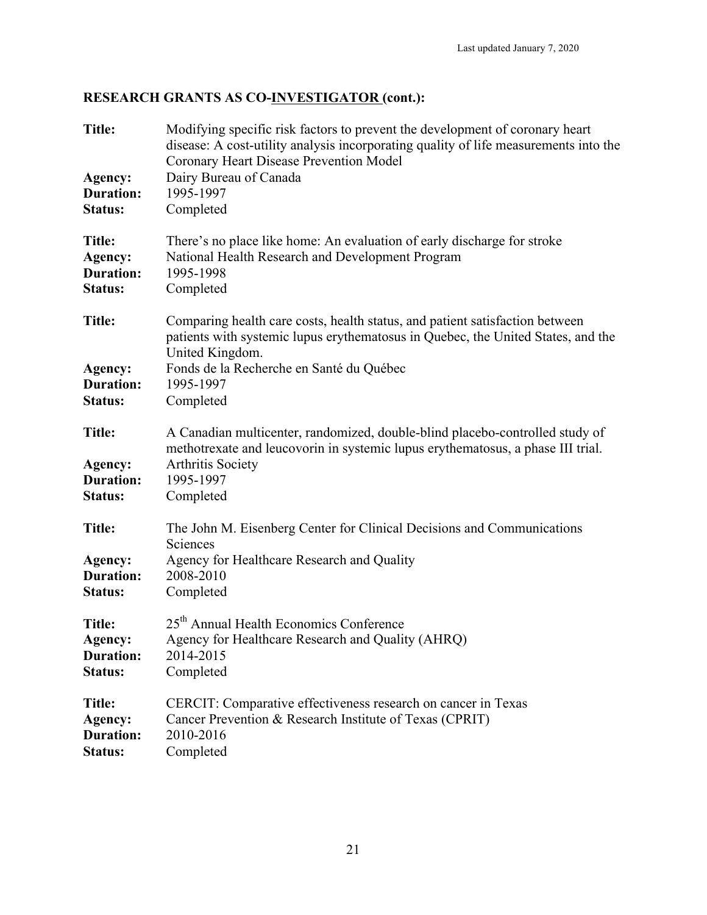## RESEARCH GRANTS AS CO-INVESTIGATOR (cont.):

**Title:** Modifying specific risk factors to prevent the development of coronary heart disease: A cost-utility analysis incorporating quality of life measurements into the Coronary Heart Disease Prevention Model
**Agency:** Dairy Bureau of Canada
**Duration:** 1995-1997
**Status:** Completed

**Title:** There's no place like home: An evaluation of early discharge for stroke
**Agency:** National Health Research and Development Program
**Duration:** 1995-1998
**Status:** Completed

**Title:** Comparing health care costs, health status, and patient satisfaction between patients with systemic lupus erythematosus in Quebec, the United States, and the United Kingdom.
**Agency:** Fonds de la Recherche en Santé du Québec
**Duration:** 1995-1997
**Status:** Completed

**Title:** A Canadian multicenter, randomized, double-blind placebo-controlled study of methotrexate and leucovorin in systemic lupus erythematosus, a phase III trial.
**Agency:** Arthritis Society
**Duration:** 1995-1997
**Status:** Completed

**Title:** The John M. Eisenberg Center for Clinical Decisions and Communications Sciences
**Agency:** Agency for Healthcare Research and Quality
**Duration:** 2008-2010
**Status:** Completed

**Title:** 25th Annual Health Economics Conference
**Agency:** Agency for Healthcare Research and Quality (AHRQ)
**Duration:** 2014-2015
**Status:** Completed

**Title:** CERCIT: Comparative effectiveness research on cancer in Texas
**Agency:** Cancer Prevention & Research Institute of Texas (CPRIT)
**Duration:** 2010-2016
**Status:** Completed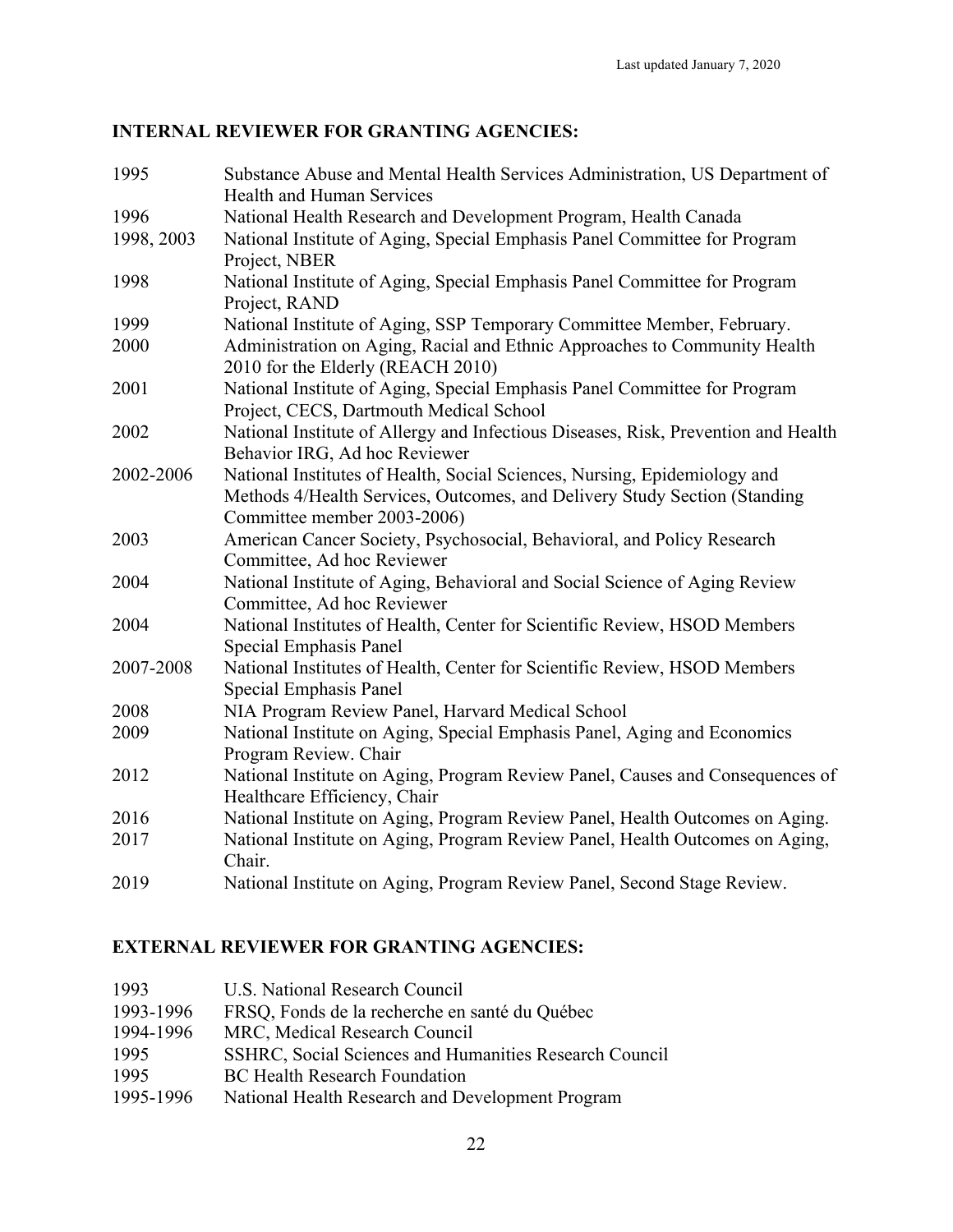## INTERNAL REVIEWER FOR GRANTING AGENCIES:

| | |
|---|---|
| 1995 | Substance Abuse and Mental Health Services Administration, US Department of Health and Human Services |
| 1996 | National Health Research and Development Program, Health Canada |
| 1998, 2003 | National Institute of Aging, Special Emphasis Panel Committee for Program Project, NBER |
| 1998 | National Institute of Aging, Special Emphasis Panel Committee for Program Project, RAND |
| 1999 | National Institute of Aging, SSP Temporary Committee Member, February. |
| 2000 | Administration on Aging, Racial and Ethnic Approaches to Community Health 2010 for the Elderly (REACH 2010) |
| 2001 | National Institute of Aging, Special Emphasis Panel Committee for Program Project, CECS, Dartmouth Medical School |
| 2002 | National Institute of Allergy and Infectious Diseases, Risk, Prevention and Health Behavior IRG, Ad hoc Reviewer |
| 2002-2006 | National Institutes of Health, Social Sciences, Nursing, Epidemiology and Methods 4/Health Services, Outcomes, and Delivery Study Section (Standing Committee member 2003-2006) |
| 2003 | American Cancer Society, Psychosocial, Behavioral, and Policy Research Committee, Ad hoc Reviewer |
| 2004 | National Institute of Aging, Behavioral and Social Science of Aging Review Committee, Ad hoc Reviewer |
| 2004 | National Institutes of Health, Center for Scientific Review, HSOD Members Special Emphasis Panel |
| 2007-2008 | National Institutes of Health, Center for Scientific Review, HSOD Members Special Emphasis Panel |
| 2008 | NIA Program Review Panel, Harvard Medical School |
| 2009 | National Institute on Aging, Special Emphasis Panel, Aging and Economics Program Review. Chair |
| 2012 | National Institute on Aging, Program Review Panel, Causes and Consequences of Healthcare Efficiency, Chair |
| 2016 | National Institute on Aging, Program Review Panel, Health Outcomes on Aging. |
| 2017 | National Institute on Aging, Program Review Panel, Health Outcomes on Aging, Chair. |
| 2019 | National Institute on Aging, Program Review Panel, Second Stage Review. |

## EXTERNAL REVIEWER FOR GRANTING AGENCIES:

| | |
|---|---|
| 1993 | U.S. National Research Council |
| 1993-1996 | FRSQ, Fonds de la recherche en santé du Québec |
| 1994-1996 | MRC, Medical Research Council |
| 1995 | SSHRC, Social Sciences and Humanities Research Council |
| 1995 | BC Health Research Foundation |
| 1995-1996 | National Health Research and Development Program |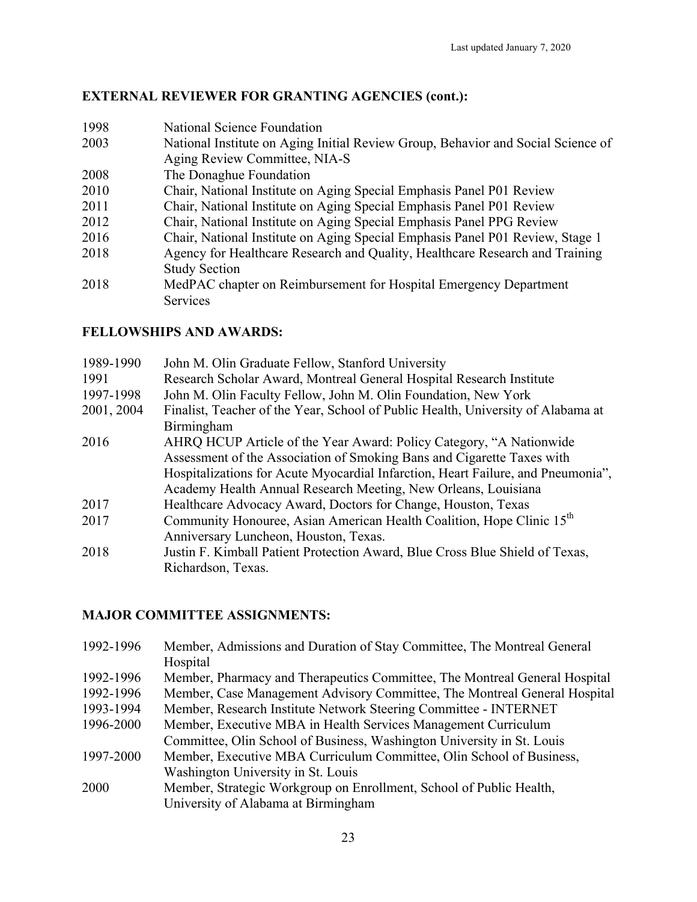## EXTERNAL REVIEWER FOR GRANTING AGENCIES (cont.):

| | |
|---|---|
| 1998 | National Science Foundation |
| 2003 | National Institute on Aging Initial Review Group, Behavior and Social Science of Aging Review Committee, NIA-S |
| 2008 | The Donaghue Foundation |
| 2010 | Chair, National Institute on Aging Special Emphasis Panel P01 Review |
| 2011 | Chair, National Institute on Aging Special Emphasis Panel P01 Review |
| 2012 | Chair, National Institute on Aging Special Emphasis Panel PPG Review |
| 2016 | Chair, National Institute on Aging Special Emphasis Panel P01 Review, Stage 1 |
| 2018 | Agency for Healthcare Research and Quality, Healthcare Research and Training Study Section |
| 2018 | MedPAC chapter on Reimbursement for Hospital Emergency Department Services |

## FELLOWSHIPS AND AWARDS:

| | |
|---|---|
| 1989-1990 | John M. Olin Graduate Fellow, Stanford University |
| 1991 | Research Scholar Award, Montreal General Hospital Research Institute |
| 1997-1998 | John M. Olin Faculty Fellow, John M. Olin Foundation, New York |
| 2001, 2004 | Finalist, Teacher of the Year, School of Public Health, University of Alabama at Birmingham |
| 2016 | AHRQ HCUP Article of the Year Award: Policy Category, "A Nationwide Assessment of the Association of Smoking Bans and Cigarette Taxes with Hospitalizations for Acute Myocardial Infarction, Heart Failure, and Pneumonia", Academy Health Annual Research Meeting, New Orleans, Louisiana |
| 2017 | Healthcare Advocacy Award, Doctors for Change, Houston, Texas |
| 2017 | Community Honouree, Asian American Health Coalition, Hope Clinic 15th Anniversary Luncheon, Houston, Texas. |
| 2018 | Justin F. Kimball Patient Protection Award, Blue Cross Blue Shield of Texas, Richardson, Texas. |

## MAJOR COMMITTEE ASSIGNMENTS:

| | |
|---|---|
| 1992-1996 | Member, Admissions and Duration of Stay Committee, The Montreal General Hospital |
| 1992-1996 | Member, Pharmacy and Therapeutics Committee, The Montreal General Hospital |
| 1992-1996 | Member, Case Management Advisory Committee, The Montreal General Hospital |
| 1993-1994 | Member, Research Institute Network Steering Committee - INTERNET |
| 1996-2000 | Member, Executive MBA in Health Services Management Curriculum Committee, Olin School of Business, Washington University in St. Louis |
| 1997-2000 | Member, Executive MBA Curriculum Committee, Olin School of Business, Washington University in St. Louis |
| 2000 | Member, Strategic Workgroup on Enrollment, School of Public Health, University of Alabama at Birmingham |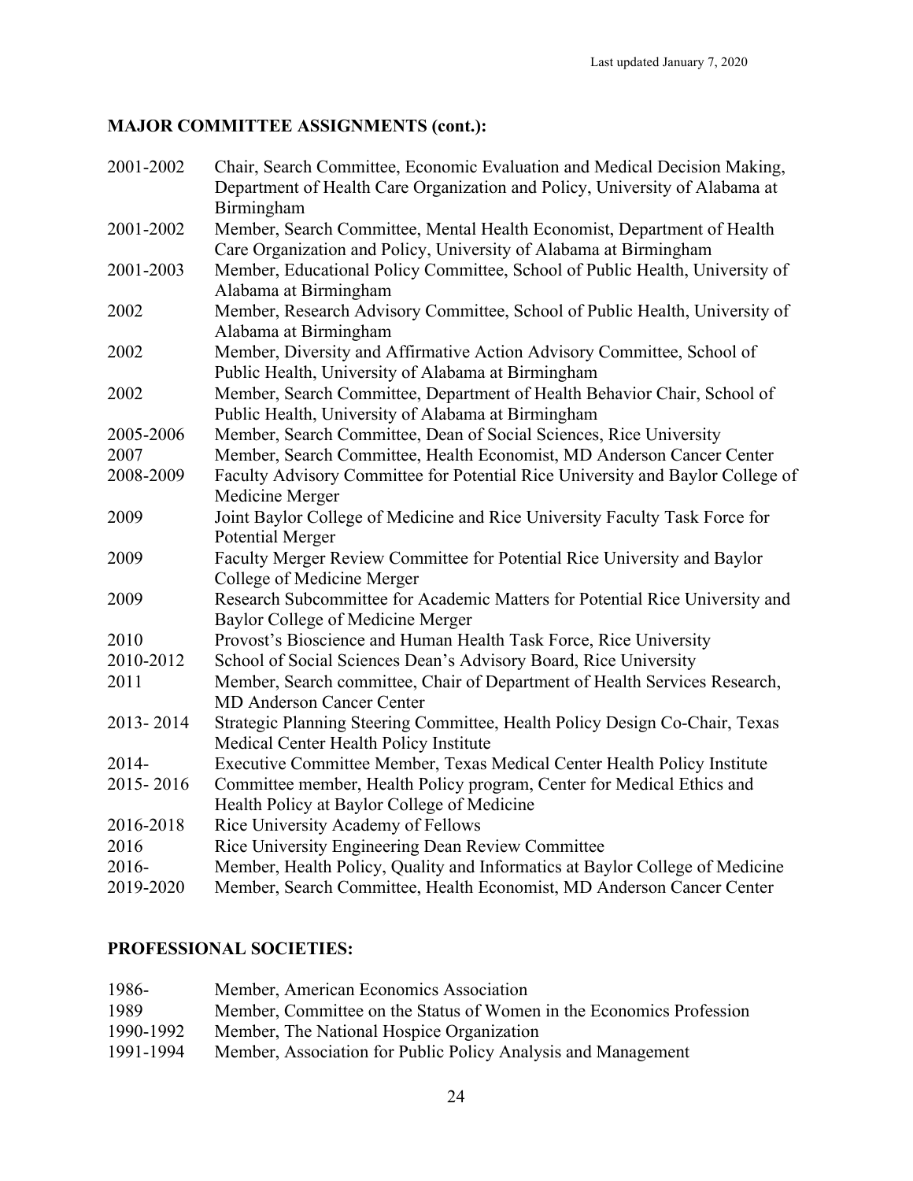## MAJOR COMMITTEE ASSIGNMENTS (cont.):

| | |
|---|---|
| 2001-2002 | Chair, Search Committee, Economic Evaluation and Medical Decision Making, Department of Health Care Organization and Policy, University of Alabama at Birmingham |
| 2001-2002 | Member, Search Committee, Mental Health Economist, Department of Health Care Organization and Policy, University of Alabama at Birmingham |
| 2001-2003 | Member, Educational Policy Committee, School of Public Health, University of Alabama at Birmingham |
| 2002 | Member, Research Advisory Committee, School of Public Health, University of Alabama at Birmingham |
| 2002 | Member, Diversity and Affirmative Action Advisory Committee, School of Public Health, University of Alabama at Birmingham |
| 2002 | Member, Search Committee, Department of Health Behavior Chair, School of Public Health, University of Alabama at Birmingham |
| 2005-2006 | Member, Search Committee, Dean of Social Sciences, Rice University |
| 2007 | Member, Search Committee, Health Economist, MD Anderson Cancer Center |
| 2008-2009 | Faculty Advisory Committee for Potential Rice University and Baylor College of Medicine Merger |
| 2009 | Joint Baylor College of Medicine and Rice University Faculty Task Force for Potential Merger |
| 2009 | Faculty Merger Review Committee for Potential Rice University and Baylor College of Medicine Merger |
| 2009 | Research Subcommittee for Academic Matters for Potential Rice University and Baylor College of Medicine Merger |
| 2010 | Provost's Bioscience and Human Health Task Force, Rice University |
| 2010-2012 | School of Social Sciences Dean's Advisory Board, Rice University |
| 2011 | Member, Search committee, Chair of Department of Health Services Research, MD Anderson Cancer Center |
| 2013- 2014 | Strategic Planning Steering Committee, Health Policy Design Co-Chair, Texas Medical Center Health Policy Institute |
| 2014- | Executive Committee Member, Texas Medical Center Health Policy Institute |
| 2015- 2016 | Committee member, Health Policy program, Center for Medical Ethics and Health Policy at Baylor College of Medicine |
| 2016-2018 | Rice University Academy of Fellows |
| 2016 | Rice University Engineering Dean Review Committee |
| 2016- | Member, Health Policy, Quality and Informatics at Baylor College of Medicine |
| 2019-2020 | Member, Search Committee, Health Economist, MD Anderson Cancer Center |

## PROFESSIONAL SOCIETIES:

| | |
|---|---|
| 1986- | Member, American Economics Association |
| 1989 | Member, Committee on the Status of Women in the Economics Profession |
| 1990-1992 | Member, The National Hospice Organization |
| 1991-1994 | Member, Association for Public Policy Analysis and Management |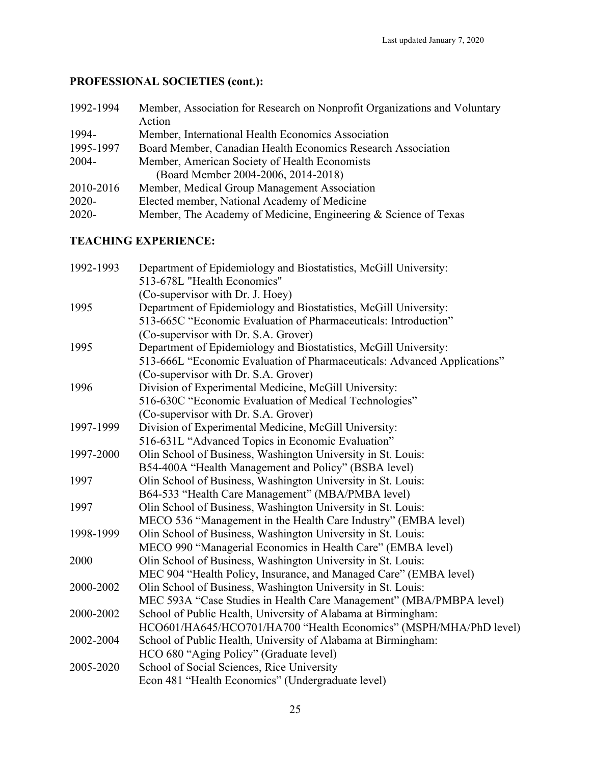## PROFESSIONAL SOCIETIES (cont.):

| | |
|---|---|
| 1992-1994 | Member, Association for Research on Nonprofit Organizations and Voluntary Action |
| 1994- | Member, International Health Economics Association |
| 1995-1997 | Board Member, Canadian Health Economics Research Association |
| 2004- | Member, American Society of Health Economists (Board Member 2004-2006, 2014-2018) |
| 2010-2016 | Member, Medical Group Management Association |
| 2020- | Elected member, National Academy of Medicine |
| 2020- | Member, The Academy of Medicine, Engineering & Science of Texas |

## TEACHING EXPERIENCE:

| | |
|---|---|
| 1992-1993 | Department of Epidemiology and Biostatistics, McGill University: 513-678L "Health Economics" (Co-supervisor with Dr. J. Hoey) |
| 1995 | Department of Epidemiology and Biostatistics, McGill University: 513-665C "Economic Evaluation of Pharmaceuticals: Introduction" (Co-supervisor with Dr. S.A. Grover) |
| 1995 | Department of Epidemiology and Biostatistics, McGill University: 513-666L "Economic Evaluation of Pharmaceuticals: Advanced Applications" (Co-supervisor with Dr. S.A. Grover) |
| 1996 | Division of Experimental Medicine, McGill University: 516-630C "Economic Evaluation of Medical Technologies" (Co-supervisor with Dr. S.A. Grover) |
| 1997-1999 | Division of Experimental Medicine, McGill University: 516-631L "Advanced Topics in Economic Evaluation" |
| 1997-2000 | Olin School of Business, Washington University in St. Louis: B54-400A "Health Management and Policy" (BSBA level) |
| 1997 | Olin School of Business, Washington University in St. Louis: B64-533 "Health Care Management" (MBA/PMBA level) |
| 1997 | Olin School of Business, Washington University in St. Louis: MECO 536 "Management in the Health Care Industry" (EMBA level) |
| 1998-1999 | Olin School of Business, Washington University in St. Louis: MECO 990 "Managerial Economics in Health Care" (EMBA level) |
| 2000 | Olin School of Business, Washington University in St. Louis: MEC 904 "Health Policy, Insurance, and Managed Care" (EMBA level) |
| 2000-2002 | Olin School of Business, Washington University in St. Louis: MEC 593A "Case Studies in Health Care Management" (MBA/PMBPA level) |
| 2000-2002 | School of Public Health, University of Alabama at Birmingham: HCO601/HA645/HCO701/HA700 "Health Economics" (MSPH/MHA/PhD level) |
| 2002-2004 | School of Public Health, University of Alabama at Birmingham: HCO 680 "Aging Policy" (Graduate level) |
| 2005-2020 | School of Social Sciences, Rice University Econ 481 "Health Economics" (Undergraduate level) |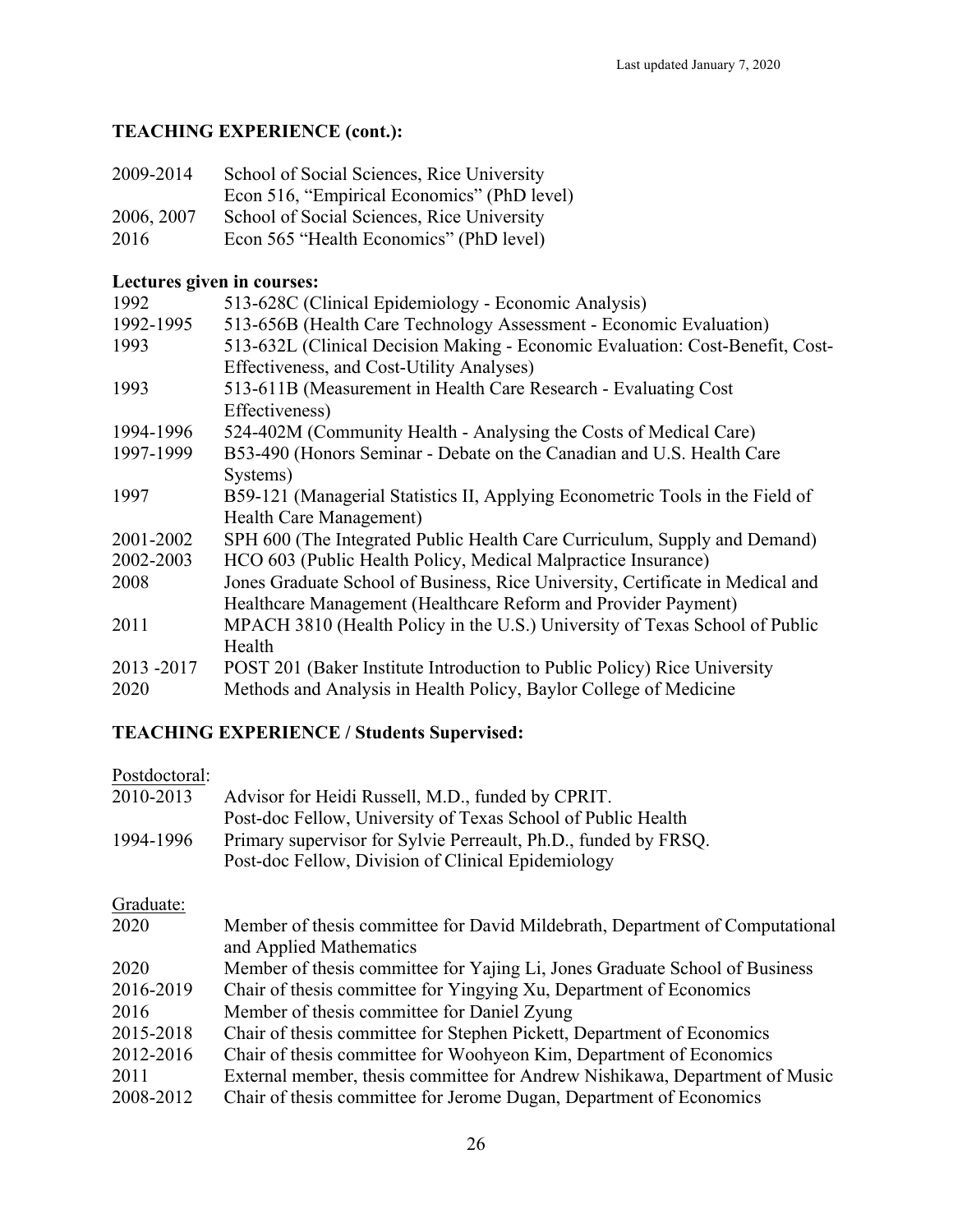## TEACHING EXPERIENCE (cont.):

| | |
|---|---|
| 2009-2014 | School of Social Sciences, Rice University<br>Econ 516, "Empirical Economics" (PhD level) |
| 2006, 2007<br>2016 | School of Social Sciences, Rice University<br>Econ 565 "Health Economics" (PhD level) |

### Lectures given in courses:

| | |
|---|---|
| 1992 | 513-628C (Clinical Epidemiology - Economic Analysis) |
| 1992-1995 | 513-656B (Health Care Technology Assessment - Economic Evaluation) |
| 1993 | 513-632L (Clinical Decision Making - Economic Evaluation: Cost-Benefit, Cost-Effectiveness, and Cost-Utility Analyses) |
| 1993 | 513-611B (Measurement in Health Care Research - Evaluating Cost Effectiveness) |
| 1994-1996 | 524-402M (Community Health - Analysing the Costs of Medical Care) |
| 1997-1999 | B53-490 (Honors Seminar - Debate on the Canadian and U.S. Health Care Systems) |
| 1997 | B59-121 (Managerial Statistics II, Applying Econometric Tools in the Field of Health Care Management) |
| 2001-2002 | SPH 600 (The Integrated Public Health Care Curriculum, Supply and Demand) |
| 2002-2003 | HCO 603 (Public Health Policy, Medical Malpractice Insurance) |
| 2008 | Jones Graduate School of Business, Rice University, Certificate in Medical and Healthcare Management (Healthcare Reform and Provider Payment) |
| 2011 | MPACH 3810 (Health Policy in the U.S.) University of Texas School of Public Health |
| 2013 -2017 | POST 201 (Baker Institute Introduction to Public Policy) Rice University |
| 2020 | Methods and Analysis in Health Policy, Baylor College of Medicine |

## TEACHING EXPERIENCE / Students Supervised:

Postdoctoral:

| | |
|---|---|
| 2010-2013 | Advisor for Heidi Russell, M.D., funded by CPRIT.<br>Post-doc Fellow, University of Texas School of Public Health |
| 1994-1996 | Primary supervisor for Sylvie Perreault, Ph.D., funded by FRSQ.<br>Post-doc Fellow, Division of Clinical Epidemiology |

Graduate:

| | |
|---|---|
| 2020 | Member of thesis committee for David Mildebrath, Department of Computational and Applied Mathematics |
| 2020 | Member of thesis committee for Yajing Li, Jones Graduate School of Business |
| 2016-2019 | Chair of thesis committee for Yingying Xu, Department of Economics |
| 2016 | Member of thesis committee for Daniel Zyung |
| 2015-2018 | Chair of thesis committee for Stephen Pickett, Department of Economics |
| 2012-2016 | Chair of thesis committee for Woohyeon Kim, Department of Economics |
| 2011 | External member, thesis committee for Andrew Nishikawa, Department of Music |
| 2008-2012 | Chair of thesis committee for Jerome Dugan, Department of Economics |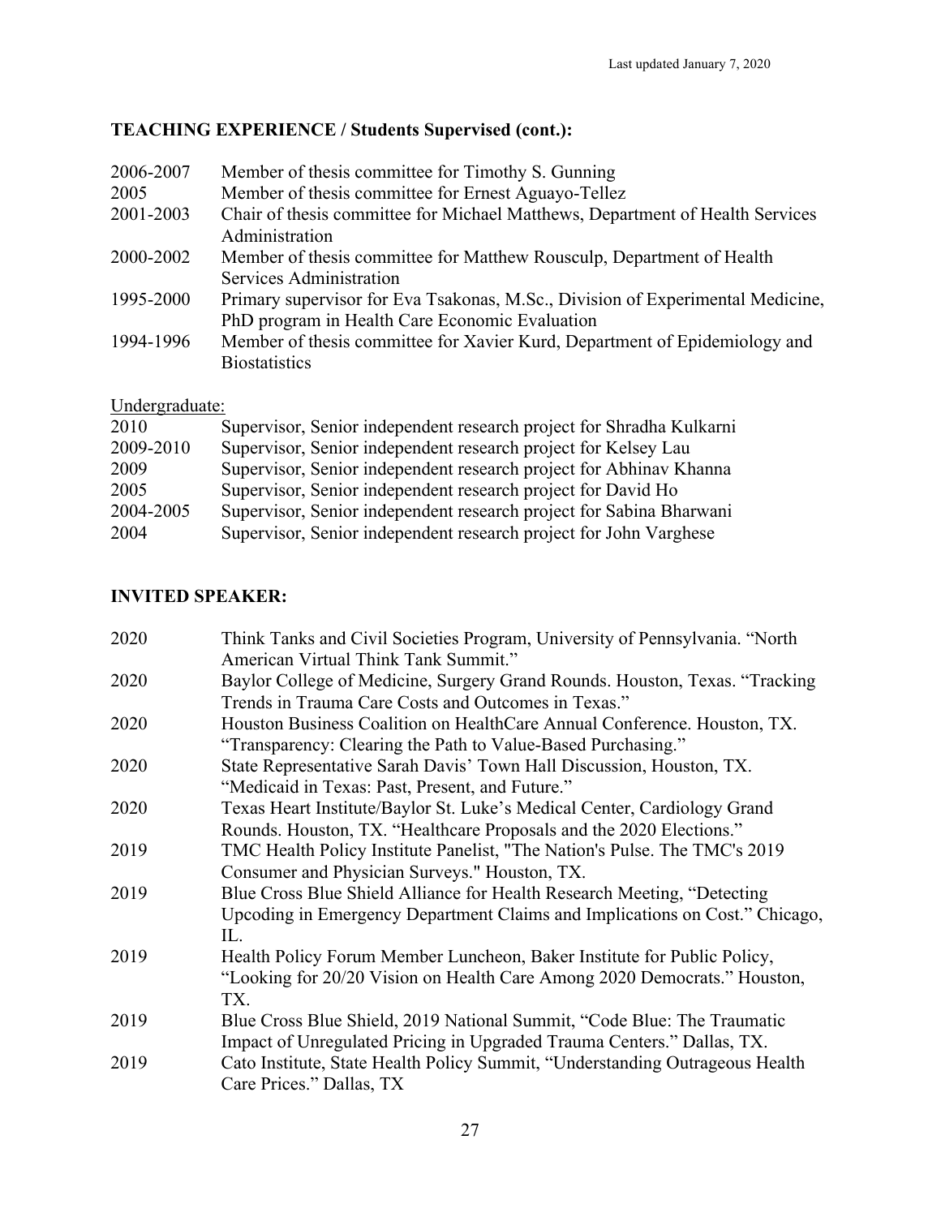## TEACHING EXPERIENCE / Students Supervised (cont.):

| | |
|---|---|
| 2006-2007 | Member of thesis committee for Timothy S. Gunning |
| 2005 | Member of thesis committee for Ernest Aguayo-Tellez |
| 2001-2003 | Chair of thesis committee for Michael Matthews, Department of Health Services Administration |
| 2000-2002 | Member of thesis committee for Matthew Rousculp, Department of Health Services Administration |
| 1995-2000 | Primary supervisor for Eva Tsakonas, M.Sc., Division of Experimental Medicine, PhD program in Health Care Economic Evaluation |
| 1994-1996 | Member of thesis committee for Xavier Kurd, Department of Epidemiology and Biostatistics |

Undergraduate:

| | |
|---|---|
| 2010 | Supervisor, Senior independent research project for Shradha Kulkarni |
| 2009-2010 | Supervisor, Senior independent research project for Kelsey Lau |
| 2009 | Supervisor, Senior independent research project for Abhinav Khanna |
| 2005 | Supervisor, Senior independent research project for David Ho |
| 2004-2005 | Supervisor, Senior independent research project for Sabina Bharwani |
| 2004 | Supervisor, Senior independent research project for John Varghese |

## INVITED SPEAKER:

| | |
|---|---|
| 2020 | Think Tanks and Civil Societies Program, University of Pennsylvania. "North American Virtual Think Tank Summit." |
| 2020 | Baylor College of Medicine, Surgery Grand Rounds. Houston, Texas. "Tracking Trends in Trauma Care Costs and Outcomes in Texas." |
| 2020 | Houston Business Coalition on HealthCare Annual Conference. Houston, TX. "Transparency: Clearing the Path to Value-Based Purchasing." |
| 2020 | State Representative Sarah Davis' Town Hall Discussion, Houston, TX. "Medicaid in Texas: Past, Present, and Future." |
| 2020 | Texas Heart Institute/Baylor St. Luke's Medical Center, Cardiology Grand Rounds. Houston, TX. "Healthcare Proposals and the 2020 Elections." |
| 2019 | TMC Health Policy Institute Panelist, "The Nation's Pulse. The TMC's 2019 Consumer and Physician Surveys." Houston, TX. |
| 2019 | Blue Cross Blue Shield Alliance for Health Research Meeting, "Detecting Upcoding in Emergency Department Claims and Implications on Cost." Chicago, IL. |
| 2019 | Health Policy Forum Member Luncheon, Baker Institute for Public Policy, "Looking for 20/20 Vision on Health Care Among 2020 Democrats." Houston, TX. |
| 2019 | Blue Cross Blue Shield, 2019 National Summit, "Code Blue: The Traumatic Impact of Unregulated Pricing in Upgraded Trauma Centers." Dallas, TX. |
| 2019 | Cato Institute, State Health Policy Summit, "Understanding Outrageous Health Care Prices." Dallas, TX |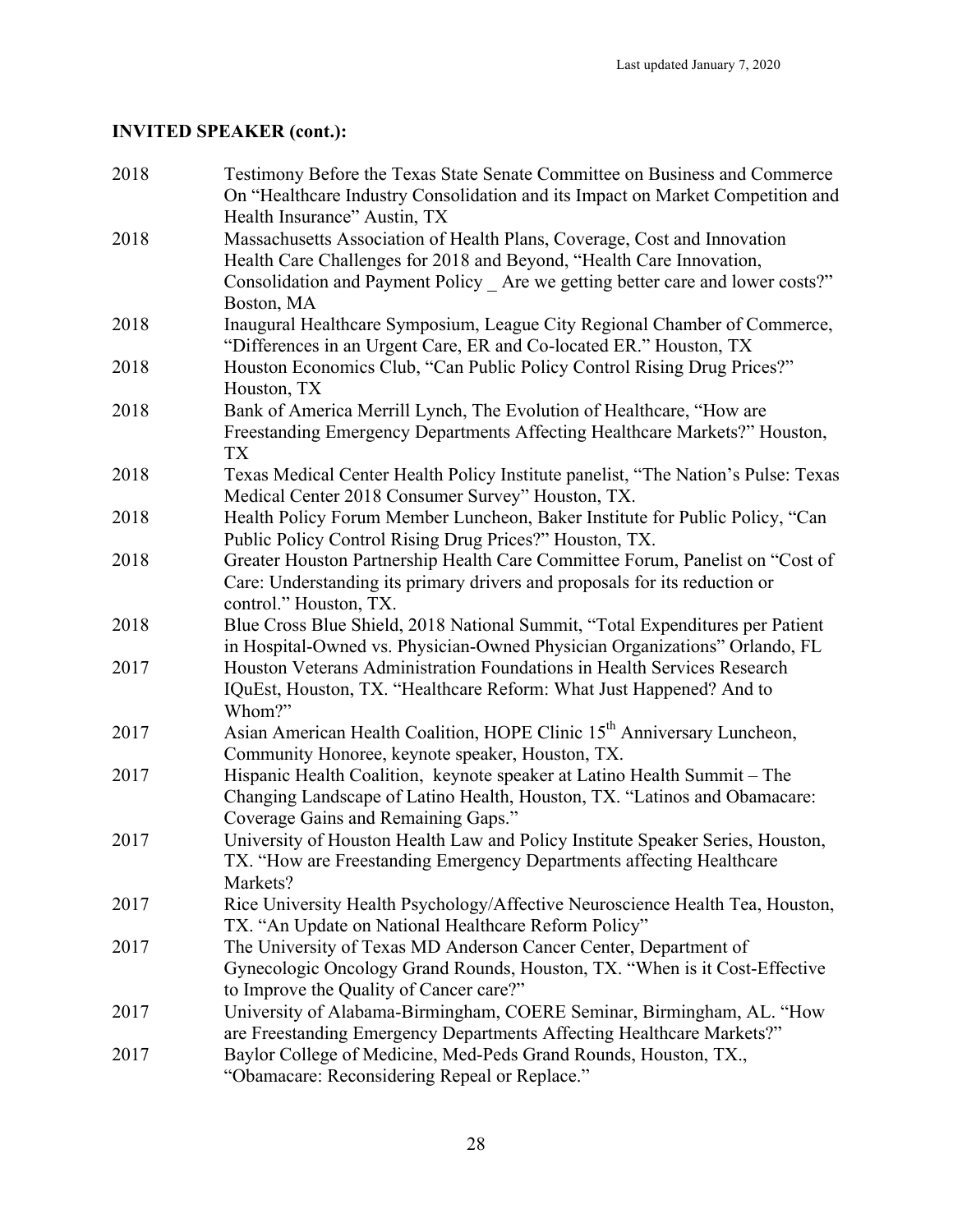## INVITED SPEAKER (cont.):

| | |
|---|---|
| 2018 | Testimony Before the Texas State Senate Committee on Business and Commerce On "Healthcare Industry Consolidation and its Impact on Market Competition and Health Insurance" Austin, TX |
| 2018 | Massachusetts Association of Health Plans, Coverage, Cost and Innovation Health Care Challenges for 2018 and Beyond, "Health Care Innovation, Consolidation and Payment Policy _ Are we getting better care and lower costs?" Boston, MA |
| 2018 | Inaugural Healthcare Symposium, League City Regional Chamber of Commerce, "Differences in an Urgent Care, ER and Co-located ER." Houston, TX |
| 2018 | Houston Economics Club, "Can Public Policy Control Rising Drug Prices?" Houston, TX |
| 2018 | Bank of America Merrill Lynch, The Evolution of Healthcare, "How are Freestanding Emergency Departments Affecting Healthcare Markets?" Houston, TX |
| 2018 | Texas Medical Center Health Policy Institute panelist, "The Nation's Pulse: Texas Medical Center 2018 Consumer Survey" Houston, TX. |
| 2018 | Health Policy Forum Member Luncheon, Baker Institute for Public Policy, "Can Public Policy Control Rising Drug Prices?" Houston, TX. |
| 2018 | Greater Houston Partnership Health Care Committee Forum, Panelist on "Cost of Care: Understanding its primary drivers and proposals for its reduction or control." Houston, TX. |
| 2018 | Blue Cross Blue Shield, 2018 National Summit, "Total Expenditures per Patient in Hospital-Owned vs. Physician-Owned Physician Organizations" Orlando, FL |
| 2017 | Houston Veterans Administration Foundations in Health Services Research IQuEst, Houston, TX. "Healthcare Reform: What Just Happened? And to Whom?" |
| 2017 | Asian American Health Coalition, HOPE Clinic 15th Anniversary Luncheon, Community Honoree, keynote speaker, Houston, TX. |
| 2017 | Hispanic Health Coalition, keynote speaker at Latino Health Summit – The Changing Landscape of Latino Health, Houston, TX. "Latinos and Obamacare: Coverage Gains and Remaining Gaps." |
| 2017 | University of Houston Health Law and Policy Institute Speaker Series, Houston, TX. "How are Freestanding Emergency Departments affecting Healthcare Markets? |
| 2017 | Rice University Health Psychology/Affective Neuroscience Health Tea, Houston, TX. "An Update on National Healthcare Reform Policy" |
| 2017 | The University of Texas MD Anderson Cancer Center, Department of Gynecologic Oncology Grand Rounds, Houston, TX. "When is it Cost-Effective to Improve the Quality of Cancer care?" |
| 2017 | University of Alabama-Birmingham, COERE Seminar, Birmingham, AL. "How are Freestanding Emergency Departments Affecting Healthcare Markets?" |
| 2017 | Baylor College of Medicine, Med-Peds Grand Rounds, Houston, TX., "Obamacare: Reconsidering Repeal or Replace." |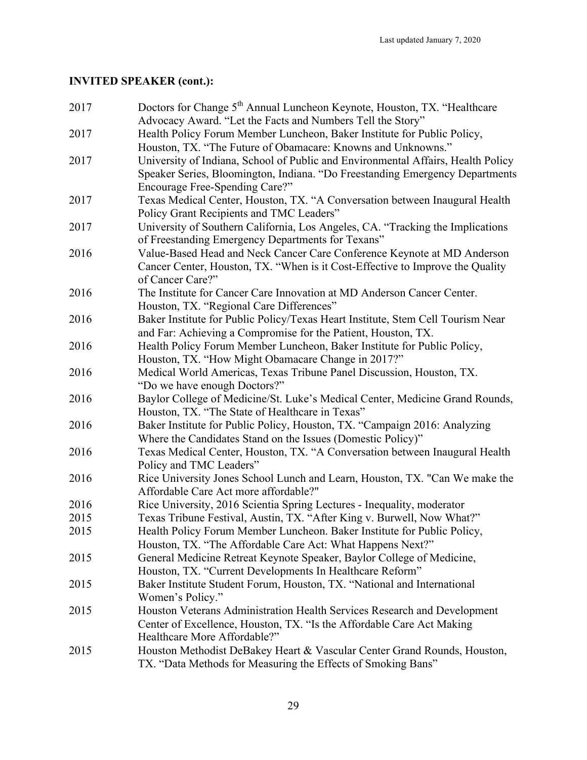## INVITED SPEAKER (cont.):

| | |
|---|---|
| 2017 | Doctors for Change 5th Annual Luncheon Keynote, Houston, TX. "Healthcare Advocacy Award. "Let the Facts and Numbers Tell the Story" |
| 2017 | Health Policy Forum Member Luncheon, Baker Institute for Public Policy, Houston, TX. "The Future of Obamacare: Knowns and Unknowns." |
| 2017 | University of Indiana, School of Public and Environmental Affairs, Health Policy Speaker Series, Bloomington, Indiana. "Do Freestanding Emergency Departments Encourage Free-Spending Care?" |
| 2017 | Texas Medical Center, Houston, TX. "A Conversation between Inaugural Health Policy Grant Recipients and TMC Leaders" |
| 2017 | University of Southern California, Los Angeles, CA. "Tracking the Implications of Freestanding Emergency Departments for Texans" |
| 2016 | Value-Based Head and Neck Cancer Care Conference Keynote at MD Anderson Cancer Center, Houston, TX. "When is it Cost-Effective to Improve the Quality of Cancer Care?" |
| 2016 | The Institute for Cancer Care Innovation at MD Anderson Cancer Center. Houston, TX. "Regional Care Differences" |
| 2016 | Baker Institute for Public Policy/Texas Heart Institute, Stem Cell Tourism Near and Far: Achieving a Compromise for the Patient, Houston, TX. |
| 2016 | Health Policy Forum Member Luncheon, Baker Institute for Public Policy, Houston, TX. "How Might Obamacare Change in 2017?" |
| 2016 | Medical World Americas, Texas Tribune Panel Discussion, Houston, TX. "Do we have enough Doctors?" |
| 2016 | Baylor College of Medicine/St. Luke's Medical Center, Medicine Grand Rounds, Houston, TX. "The State of Healthcare in Texas" |
| 2016 | Baker Institute for Public Policy, Houston, TX. "Campaign 2016: Analyzing Where the Candidates Stand on the Issues (Domestic Policy)" |
| 2016 | Texas Medical Center, Houston, TX. "A Conversation between Inaugural Health Policy and TMC Leaders" |
| 2016 | Rice University Jones School Lunch and Learn, Houston, TX. "Can We make the Affordable Care Act more affordable?" |
| 2016 | Rice University, 2016 Scientia Spring Lectures - Inequality, moderator |
| 2015 | Texas Tribune Festival, Austin, TX. "After King v. Burwell, Now What?" |
| 2015 | Health Policy Forum Member Luncheon. Baker Institute for Public Policy, Houston, TX. "The Affordable Care Act: What Happens Next?" |
| 2015 | General Medicine Retreat Keynote Speaker, Baylor College of Medicine, Houston, TX. "Current Developments In Healthcare Reform" |
| 2015 | Baker Institute Student Forum, Houston, TX. "National and International Women's Policy." |
| 2015 | Houston Veterans Administration Health Services Research and Development Center of Excellence, Houston, TX. "Is the Affordable Care Act Making Healthcare More Affordable?" |
| 2015 | Houston Methodist DeBakey Heart & Vascular Center Grand Rounds, Houston, TX. "Data Methods for Measuring the Effects of Smoking Bans" |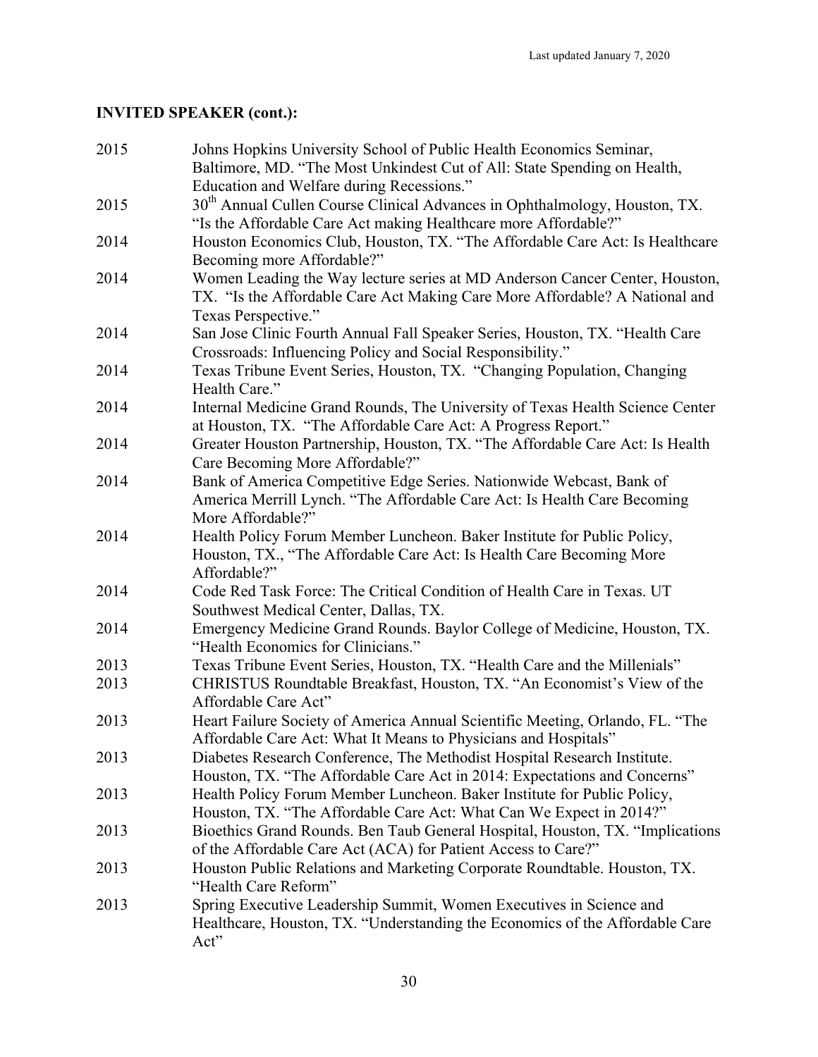## INVITED SPEAKER (cont.):

| | |
|---|---|
| 2015 | Johns Hopkins University School of Public Health Economics Seminar, Baltimore, MD. "The Most Unkindest Cut of All: State Spending on Health, Education and Welfare during Recessions." |
| 2015 | 30th Annual Cullen Course Clinical Advances in Ophthalmology, Houston, TX. "Is the Affordable Care Act making Healthcare more Affordable?" |
| 2014 | Houston Economics Club, Houston, TX. "The Affordable Care Act: Is Healthcare Becoming more Affordable?" |
| 2014 | Women Leading the Way lecture series at MD Anderson Cancer Center, Houston, TX. "Is the Affordable Care Act Making Care More Affordable? A National and Texas Perspective." |
| 2014 | San Jose Clinic Fourth Annual Fall Speaker Series, Houston, TX. "Health Care Crossroads: Influencing Policy and Social Responsibility." |
| 2014 | Texas Tribune Event Series, Houston, TX. "Changing Population, Changing Health Care." |
| 2014 | Internal Medicine Grand Rounds, The University of Texas Health Science Center at Houston, TX. "The Affordable Care Act: A Progress Report." |
| 2014 | Greater Houston Partnership, Houston, TX. "The Affordable Care Act: Is Health Care Becoming More Affordable?" |
| 2014 | Bank of America Competitive Edge Series. Nationwide Webcast, Bank of America Merrill Lynch. "The Affordable Care Act: Is Health Care Becoming More Affordable?" |
| 2014 | Health Policy Forum Member Luncheon. Baker Institute for Public Policy, Houston, TX., "The Affordable Care Act: Is Health Care Becoming More Affordable?" |
| 2014 | Code Red Task Force: The Critical Condition of Health Care in Texas. UT Southwest Medical Center, Dallas, TX. |
| 2014 | Emergency Medicine Grand Rounds. Baylor College of Medicine, Houston, TX. "Health Economics for Clinicians." |
| 2013 | Texas Tribune Event Series, Houston, TX. "Health Care and the Millenials" |
| 2013 | CHRISTUS Roundtable Breakfast, Houston, TX. "An Economist's View of the Affordable Care Act" |
| 2013 | Heart Failure Society of America Annual Scientific Meeting, Orlando, FL. "The Affordable Care Act: What It Means to Physicians and Hospitals" |
| 2013 | Diabetes Research Conference, The Methodist Hospital Research Institute. Houston, TX. "The Affordable Care Act in 2014: Expectations and Concerns" |
| 2013 | Health Policy Forum Member Luncheon. Baker Institute for Public Policy, Houston, TX. "The Affordable Care Act: What Can We Expect in 2014?" |
| 2013 | Bioethics Grand Rounds. Ben Taub General Hospital, Houston, TX. "Implications of the Affordable Care Act (ACA) for Patient Access to Care?" |
| 2013 | Houston Public Relations and Marketing Corporate Roundtable. Houston, TX. "Health Care Reform" |
| 2013 | Spring Executive Leadership Summit, Women Executives in Science and Healthcare, Houston, TX. "Understanding the Economics of the Affordable Care Act" |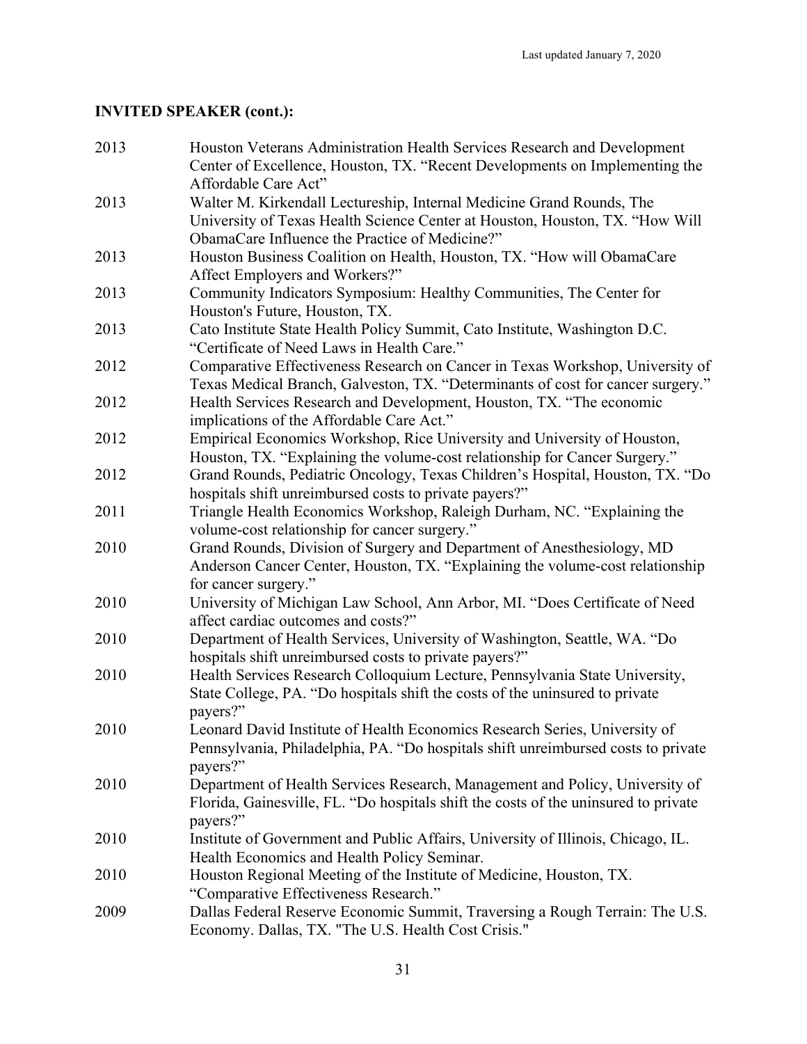**INVITED SPEAKER (cont.):**

| | |
|---|---|
| 2013 | Houston Veterans Administration Health Services Research and Development Center of Excellence, Houston, TX. "Recent Developments on Implementing the Affordable Care Act" |
| 2013 | Walter M. Kirkendall Lectureship, Internal Medicine Grand Rounds, The University of Texas Health Science Center at Houston, Houston, TX. "How Will ObamaCare Influence the Practice of Medicine?" |
| 2013 | Houston Business Coalition on Health, Houston, TX. "How will ObamaCare Affect Employers and Workers?" |
| 2013 | Community Indicators Symposium: Healthy Communities, The Center for Houston's Future, Houston, TX. |
| 2013 | Cato Institute State Health Policy Summit, Cato Institute, Washington D.C. "Certificate of Need Laws in Health Care." |
| 2012 | Comparative Effectiveness Research on Cancer in Texas Workshop, University of Texas Medical Branch, Galveston, TX. "Determinants of cost for cancer surgery." |
| 2012 | Health Services Research and Development, Houston, TX. "The economic implications of the Affordable Care Act." |
| 2012 | Empirical Economics Workshop, Rice University and University of Houston, Houston, TX. "Explaining the volume-cost relationship for Cancer Surgery." |
| 2012 | Grand Rounds, Pediatric Oncology, Texas Children's Hospital, Houston, TX. "Do hospitals shift unreimbursed costs to private payers?" |
| 2011 | Triangle Health Economics Workshop, Raleigh Durham, NC. "Explaining the volume-cost relationship for cancer surgery." |
| 2010 | Grand Rounds, Division of Surgery and Department of Anesthesiology, MD Anderson Cancer Center, Houston, TX. "Explaining the volume-cost relationship for cancer surgery." |
| 2010 | University of Michigan Law School, Ann Arbor, MI. "Does Certificate of Need affect cardiac outcomes and costs?" |
| 2010 | Department of Health Services, University of Washington, Seattle, WA. "Do hospitals shift unreimbursed costs to private payers?" |
| 2010 | Health Services Research Colloquium Lecture, Pennsylvania State University, State College, PA. "Do hospitals shift the costs of the uninsured to private payers?" |
| 2010 | Leonard David Institute of Health Economics Research Series, University of Pennsylvania, Philadelphia, PA. "Do hospitals shift unreimbursed costs to private payers?" |
| 2010 | Department of Health Services Research, Management and Policy, University of Florida, Gainesville, FL. "Do hospitals shift the costs of the uninsured to private payers?" |
| 2010 | Institute of Government and Public Affairs, University of Illinois, Chicago, IL. Health Economics and Health Policy Seminar. |
| 2010 | Houston Regional Meeting of the Institute of Medicine, Houston, TX. "Comparative Effectiveness Research." |
| 2009 | Dallas Federal Reserve Economic Summit, Traversing a Rough Terrain: The U.S. Economy. Dallas, TX. "The U.S. Health Cost Crisis." |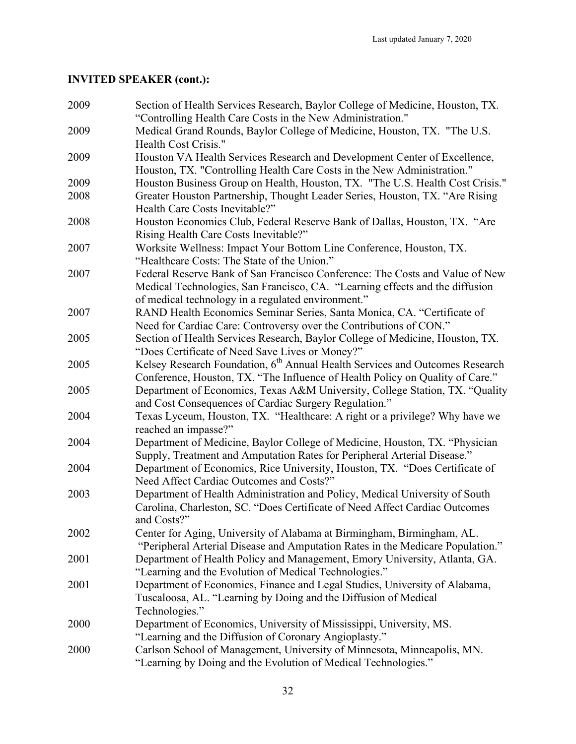## INVITED SPEAKER (cont.):

| | |
|---|---|
| 2009 | Section of Health Services Research, Baylor College of Medicine, Houston, TX. "Controlling Health Care Costs in the New Administration." |
| 2009 | Medical Grand Rounds, Baylor College of Medicine, Houston, TX. "The U.S. Health Cost Crisis." |
| 2009 | Houston VA Health Services Research and Development Center of Excellence, Houston, TX. "Controlling Health Care Costs in the New Administration." |
| 2009 | Houston Business Group on Health, Houston, TX. "The U.S. Health Cost Crisis." |
| 2008 | Greater Houston Partnership, Thought Leader Series, Houston, TX. "Are Rising Health Care Costs Inevitable?" |
| 2008 | Houston Economics Club, Federal Reserve Bank of Dallas, Houston, TX. "Are Rising Health Care Costs Inevitable?" |
| 2007 | Worksite Wellness: Impact Your Bottom Line Conference, Houston, TX. "Healthcare Costs: The State of the Union." |
| 2007 | Federal Reserve Bank of San Francisco Conference: The Costs and Value of New Medical Technologies, San Francisco, CA. "Learning effects and the diffusion of medical technology in a regulated environment." |
| 2007 | RAND Health Economics Seminar Series, Santa Monica, CA. "Certificate of Need for Cardiac Care: Controversy over the Contributions of CON." |
| 2005 | Section of Health Services Research, Baylor College of Medicine, Houston, TX. "Does Certificate of Need Save Lives or Money?" |
| 2005 | Kelsey Research Foundation, 6th Annual Health Services and Outcomes Research Conference, Houston, TX. "The Influence of Health Policy on Quality of Care." |
| 2005 | Department of Economics, Texas A&M University, College Station, TX. "Quality and Cost Consequences of Cardiac Surgery Regulation." |
| 2004 | Texas Lyceum, Houston, TX. "Healthcare: A right or a privilege? Why have we reached an impasse?" |
| 2004 | Department of Medicine, Baylor College of Medicine, Houston, TX. "Physician Supply, Treatment and Amputation Rates for Peripheral Arterial Disease." |
| 2004 | Department of Economics, Rice University, Houston, TX. "Does Certificate of Need Affect Cardiac Outcomes and Costs?" |
| 2003 | Department of Health Administration and Policy, Medical University of South Carolina, Charleston, SC. "Does Certificate of Need Affect Cardiac Outcomes and Costs?" |
| 2002 | Center for Aging, University of Alabama at Birmingham, Birmingham, AL. "Peripheral Arterial Disease and Amputation Rates in the Medicare Population." |
| 2001 | Department of Health Policy and Management, Emory University, Atlanta, GA. "Learning and the Evolution of Medical Technologies." |
| 2001 | Department of Economics, Finance and Legal Studies, University of Alabama, Tuscaloosa, AL. "Learning by Doing and the Diffusion of Medical Technologies." |
| 2000 | Department of Economics, University of Mississippi, University, MS. "Learning and the Diffusion of Coronary Angioplasty." |
| 2000 | Carlson School of Management, University of Minnesota, Minneapolis, MN. "Learning by Doing and the Evolution of Medical Technologies." |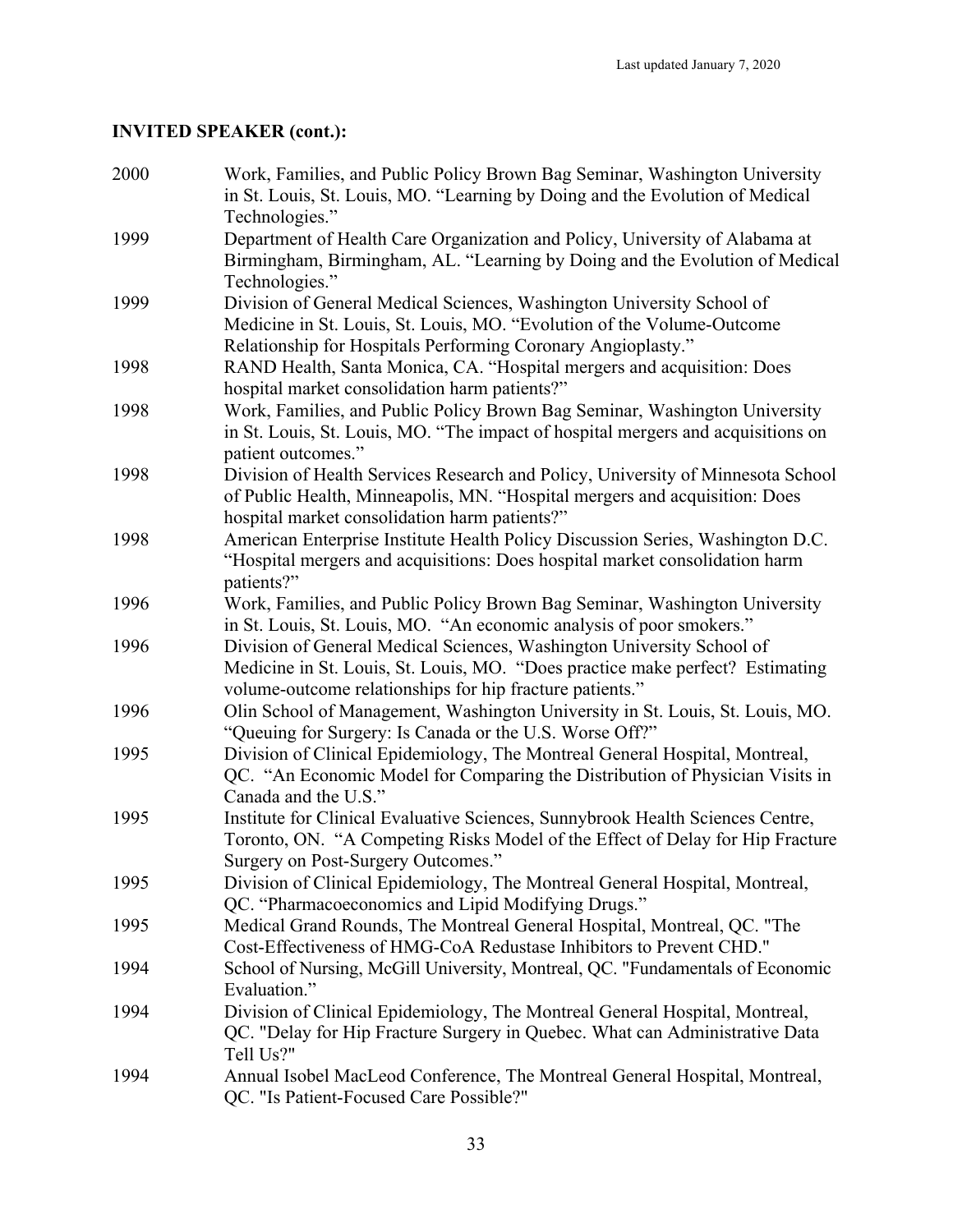## INVITED SPEAKER (cont.):

| | |
|---|---|
| 2000 | Work, Families, and Public Policy Brown Bag Seminar, Washington University in St. Louis, St. Louis, MO. "Learning by Doing and the Evolution of Medical Technologies." |
| 1999 | Department of Health Care Organization and Policy, University of Alabama at Birmingham, Birmingham, AL. "Learning by Doing and the Evolution of Medical Technologies." |
| 1999 | Division of General Medical Sciences, Washington University School of Medicine in St. Louis, St. Louis, MO. "Evolution of the Volume-Outcome Relationship for Hospitals Performing Coronary Angioplasty." |
| 1998 | RAND Health, Santa Monica, CA. "Hospital mergers and acquisition: Does hospital market consolidation harm patients?" |
| 1998 | Work, Families, and Public Policy Brown Bag Seminar, Washington University in St. Louis, St. Louis, MO. "The impact of hospital mergers and acquisitions on patient outcomes." |
| 1998 | Division of Health Services Research and Policy, University of Minnesota School of Public Health, Minneapolis, MN. "Hospital mergers and acquisition: Does hospital market consolidation harm patients?" |
| 1998 | American Enterprise Institute Health Policy Discussion Series, Washington D.C. "Hospital mergers and acquisitions: Does hospital market consolidation harm patients?" |
| 1996 | Work, Families, and Public Policy Brown Bag Seminar, Washington University in St. Louis, St. Louis, MO. "An economic analysis of poor smokers." |
| 1996 | Division of General Medical Sciences, Washington University School of Medicine in St. Louis, St. Louis, MO. "Does practice make perfect? Estimating volume-outcome relationships for hip fracture patients." |
| 1996 | Olin School of Management, Washington University in St. Louis, St. Louis, MO. "Queuing for Surgery: Is Canada or the U.S. Worse Off?" |
| 1995 | Division of Clinical Epidemiology, The Montreal General Hospital, Montreal, QC. "An Economic Model for Comparing the Distribution of Physician Visits in Canada and the U.S." |
| 1995 | Institute for Clinical Evaluative Sciences, Sunnybrook Health Sciences Centre, Toronto, ON. "A Competing Risks Model of the Effect of Delay for Hip Fracture Surgery on Post-Surgery Outcomes." |
| 1995 | Division of Clinical Epidemiology, The Montreal General Hospital, Montreal, QC. "Pharmacoeconomics and Lipid Modifying Drugs." |
| 1995 | Medical Grand Rounds, The Montreal General Hospital, Montreal, QC. "The Cost-Effectiveness of HMG-CoA Redustase Inhibitors to Prevent CHD." |
| 1994 | School of Nursing, McGill University, Montreal, QC. "Fundamentals of Economic Evaluation." |
| 1994 | Division of Clinical Epidemiology, The Montreal General Hospital, Montreal, QC. "Delay for Hip Fracture Surgery in Quebec. What can Administrative Data Tell Us?" |
| 1994 | Annual Isobel MacLeod Conference, The Montreal General Hospital, Montreal, QC. "Is Patient-Focused Care Possible?" |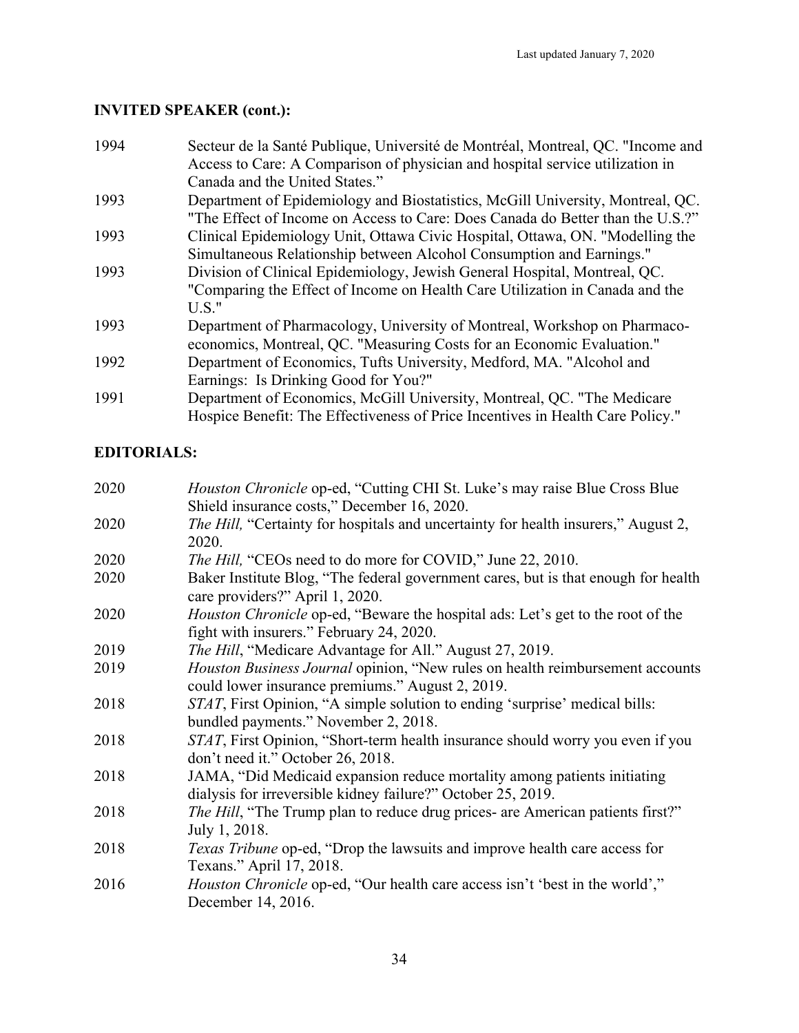## INVITED SPEAKER (cont.):

1994 Secteur de la Santé Publique, Université de Montréal, Montreal, QC. "Income and Access to Care: A Comparison of physician and hospital service utilization in Canada and the United States."

1993 Department of Epidemiology and Biostatistics, McGill University, Montreal, QC. "The Effect of Income on Access to Care: Does Canada do Better than the U.S.?"

1993 Clinical Epidemiology Unit, Ottawa Civic Hospital, Ottawa, ON. "Modelling the Simultaneous Relationship between Alcohol Consumption and Earnings."

1993 Division of Clinical Epidemiology, Jewish General Hospital, Montreal, QC. "Comparing the Effect of Income on Health Care Utilization in Canada and the U.S."

1993 Department of Pharmacology, University of Montreal, Workshop on Pharmaco-economics, Montreal, QC. "Measuring Costs for an Economic Evaluation."

1992 Department of Economics, Tufts University, Medford, MA. "Alcohol and Earnings: Is Drinking Good for You?"

1991 Department of Economics, McGill University, Montreal, QC. "The Medicare Hospice Benefit: The Effectiveness of Price Incentives in Health Care Policy."

## EDITORIALS:

2020 *Houston Chronicle* op-ed, "Cutting CHI St. Luke's may raise Blue Cross Blue Shield insurance costs," December 16, 2020.

2020 *The Hill,* "Certainty for hospitals and uncertainty for health insurers," August 2, 2020.

2020 *The Hill,* "CEOs need to do more for COVID," June 22, 2010.

2020 Baker Institute Blog, "The federal government cares, but is that enough for health care providers?" April 1, 2020.

2020 *Houston Chronicle* op-ed, "Beware the hospital ads: Let's get to the root of the fight with insurers." February 24, 2020.

2019 *The Hill*, "Medicare Advantage for All." August 27, 2019.

2019 *Houston Business Journal* opinion, "New rules on health reimbursement accounts could lower insurance premiums." August 2, 2019.

2018 *STAT*, First Opinion, "A simple solution to ending 'surprise' medical bills: bundled payments." November 2, 2018.

2018 *STAT*, First Opinion, "Short-term health insurance should worry you even if you don't need it." October 26, 2018.

2018 JAMA, "Did Medicaid expansion reduce mortality among patients initiating dialysis for irreversible kidney failure?" October 25, 2019.

2018 *The Hill*, "The Trump plan to reduce drug prices- are American patients first?" July 1, 2018.

2018 *Texas Tribune* op-ed, "Drop the lawsuits and improve health care access for Texans." April 17, 2018.

2016 *Houston Chronicle* op-ed, "Our health care access isn't 'best in the world'," December 14, 2016.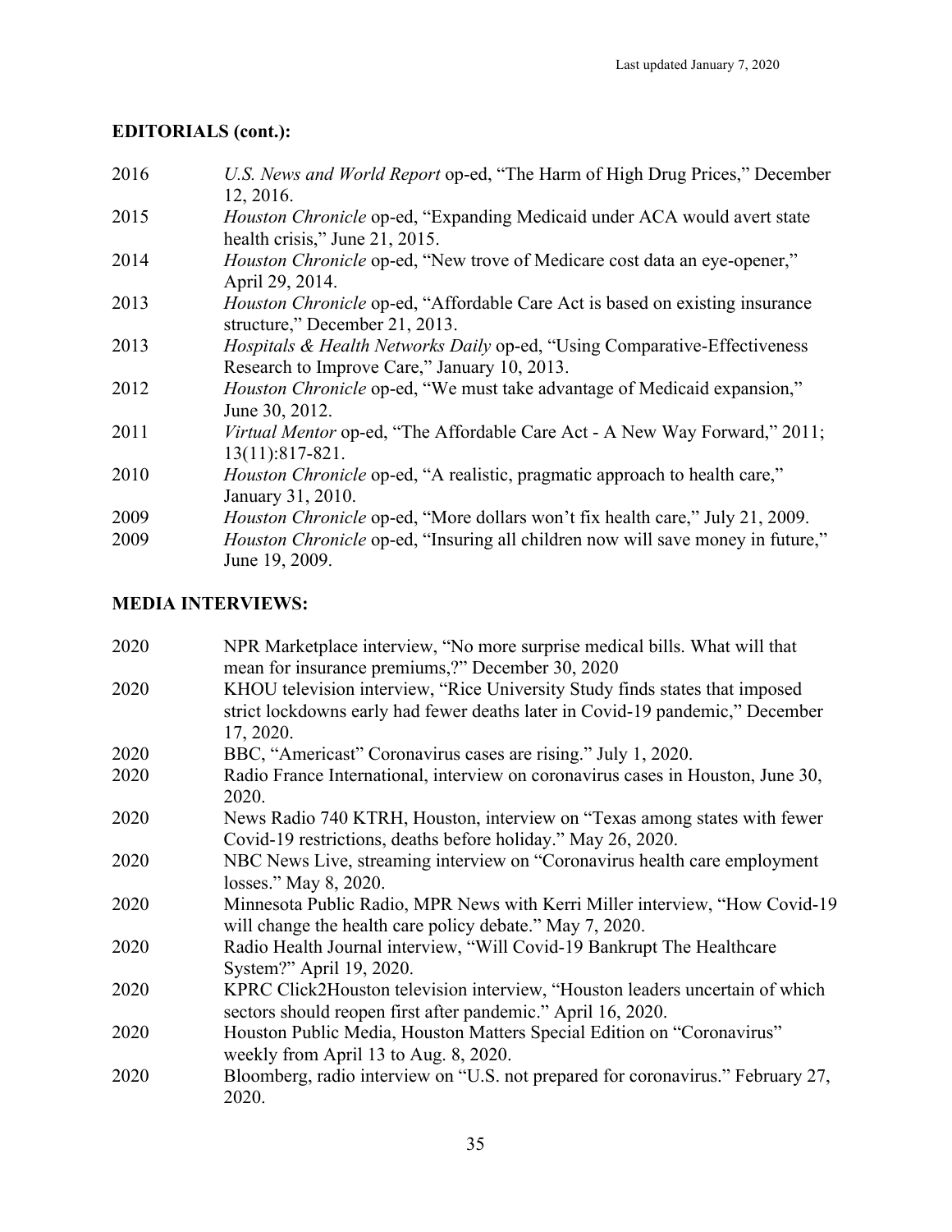## EDITORIALS (cont.):

2016 *U.S. News and World Report* op-ed, "The Harm of High Drug Prices," December 12, 2016.

2015 *Houston Chronicle* op-ed, "Expanding Medicaid under ACA would avert state health crisis," June 21, 2015.

2014 *Houston Chronicle* op-ed, "New trove of Medicare cost data an eye-opener," April 29, 2014.

2013 *Houston Chronicle* op-ed, "Affordable Care Act is based on existing insurance structure," December 21, 2013.

2013 *Hospitals & Health Networks Daily* op-ed, "Using Comparative-Effectiveness Research to Improve Care," January 10, 2013.

2012 *Houston Chronicle* op-ed, "We must take advantage of Medicaid expansion," June 30, 2012.

2011 *Virtual Mentor* op-ed, "The Affordable Care Act - A New Way Forward," 2011; 13(11):817-821.

2010 *Houston Chronicle* op-ed, "A realistic, pragmatic approach to health care," January 31, 2010.

2009 *Houston Chronicle* op-ed, "More dollars won't fix health care," July 21, 2009.

2009 *Houston Chronicle* op-ed, "Insuring all children now will save money in future," June 19, 2009.

## MEDIA INTERVIEWS:

2020 NPR Marketplace interview, "No more surprise medical bills. What will that mean for insurance premiums,?" December 30, 2020

2020 KHOU television interview, "Rice University Study finds states that imposed strict lockdowns early had fewer deaths later in Covid-19 pandemic," December 17, 2020.

2020 BBC, "Americast" Coronavirus cases are rising." July 1, 2020.

2020 Radio France International, interview on coronavirus cases in Houston, June 30, 2020.

2020 News Radio 740 KTRH, Houston, interview on "Texas among states with fewer Covid-19 restrictions, deaths before holiday." May 26, 2020.

2020 NBC News Live, streaming interview on "Coronavirus health care employment losses." May 8, 2020.

2020 Minnesota Public Radio, MPR News with Kerri Miller interview, "How Covid-19 will change the health care policy debate." May 7, 2020.

2020 Radio Health Journal interview, "Will Covid-19 Bankrupt The Healthcare System?" April 19, 2020.

2020 KPRC Click2Houston television interview, "Houston leaders uncertain of which sectors should reopen first after pandemic." April 16, 2020.

2020 Houston Public Media, Houston Matters Special Edition on "Coronavirus" weekly from April 13 to Aug. 8, 2020.

2020 Bloomberg, radio interview on "U.S. not prepared for coronavirus." February 27, 2020.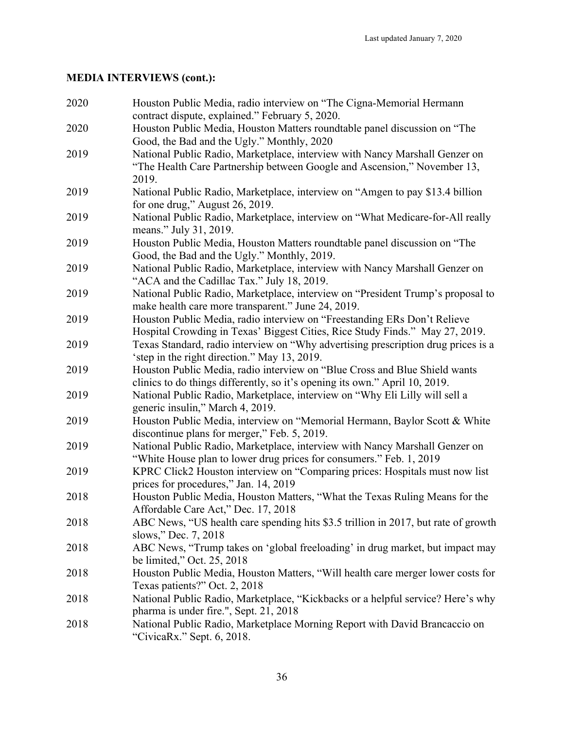## MEDIA INTERVIEWS (cont.):

| | |
|---|---|
| 2020 | Houston Public Media, radio interview on "The Cigna-Memorial Hermann contract dispute, explained." February 5, 2020. |
| 2020 | Houston Public Media, Houston Matters roundtable panel discussion on "The Good, the Bad and the Ugly." Monthly, 2020 |
| 2019 | National Public Radio, Marketplace, interview with Nancy Marshall Genzer on "The Health Care Partnership between Google and Ascension," November 13, 2019. |
| 2019 | National Public Radio, Marketplace, interview on "Amgen to pay $13.4 billion for one drug," August 26, 2019. |
| 2019 | National Public Radio, Marketplace, interview on "What Medicare-for-All really means." July 31, 2019. |
| 2019 | Houston Public Media, Houston Matters roundtable panel discussion on "The Good, the Bad and the Ugly." Monthly, 2019. |
| 2019 | National Public Radio, Marketplace, interview with Nancy Marshall Genzer on "ACA and the Cadillac Tax." July 18, 2019. |
| 2019 | National Public Radio, Marketplace, interview on "President Trump's proposal to make health care more transparent." June 24, 2019. |
| 2019 | Houston Public Media, radio interview on "Freestanding ERs Don't Relieve Hospital Crowding in Texas' Biggest Cities, Rice Study Finds." May 27, 2019. |
| 2019 | Texas Standard, radio interview on "Why advertising prescription drug prices is a 'step in the right direction." May 13, 2019. |
| 2019 | Houston Public Media, radio interview on "Blue Cross and Blue Shield wants clinics to do things differently, so it's opening its own." April 10, 2019. |
| 2019 | National Public Radio, Marketplace, interview on "Why Eli Lilly will sell a generic insulin," March 4, 2019. |
| 2019 | Houston Public Media, interview on "Memorial Hermann, Baylor Scott & White discontinue plans for merger," Feb. 5, 2019. |
| 2019 | National Public Radio, Marketplace, interview with Nancy Marshall Genzer on "White House plan to lower drug prices for consumers." Feb. 1, 2019 |
| 2019 | KPRC Click2 Houston interview on "Comparing prices: Hospitals must now list prices for procedures," Jan. 14, 2019 |
| 2018 | Houston Public Media, Houston Matters, "What the Texas Ruling Means for the Affordable Care Act," Dec. 17, 2018 |
| 2018 | ABC News, "US health care spending hits $3.5 trillion in 2017, but rate of growth slows," Dec. 7, 2018 |
| 2018 | ABC News, "Trump takes on 'global freeloading' in drug market, but impact may be limited," Oct. 25, 2018 |
| 2018 | Houston Public Media, Houston Matters, "Will health care merger lower costs for Texas patients?" Oct. 2, 2018 |
| 2018 | National Public Radio, Marketplace, "Kickbacks or a helpful service? Here's why pharma is under fire.", Sept. 21, 2018 |
| 2018 | National Public Radio, Marketplace Morning Report with David Brancaccio on "CivicaRx." Sept. 6, 2018. |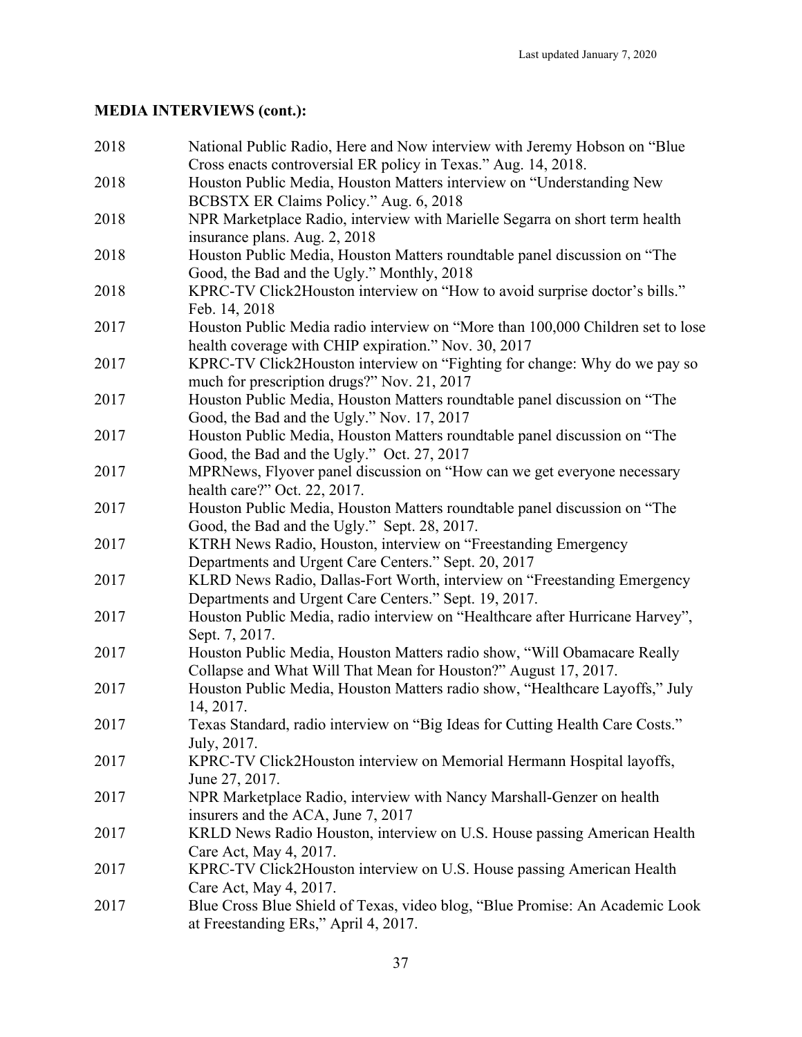## MEDIA INTERVIEWS (cont.):

2018 National Public Radio, Here and Now interview with Jeremy Hobson on "Blue Cross enacts controversial ER policy in Texas." Aug. 14, 2018.

2018 Houston Public Media, Houston Matters interview on "Understanding New BCBSTX ER Claims Policy." Aug. 6, 2018

2018 NPR Marketplace Radio, interview with Marielle Segarra on short term health insurance plans. Aug. 2, 2018

2018 Houston Public Media, Houston Matters roundtable panel discussion on "The Good, the Bad and the Ugly." Monthly, 2018

2018 KPRC-TV Click2Houston interview on "How to avoid surprise doctor's bills." Feb. 14, 2018

2017 Houston Public Media radio interview on "More than 100,000 Children set to lose health coverage with CHIP expiration." Nov. 30, 2017

2017 KPRC-TV Click2Houston interview on "Fighting for change: Why do we pay so much for prescription drugs?" Nov. 21, 2017

2017 Houston Public Media, Houston Matters roundtable panel discussion on "The Good, the Bad and the Ugly." Nov. 17, 2017

2017 Houston Public Media, Houston Matters roundtable panel discussion on "The Good, the Bad and the Ugly." Oct. 27, 2017

2017 MPRNews, Flyover panel discussion on "How can we get everyone necessary health care?" Oct. 22, 2017.

2017 Houston Public Media, Houston Matters roundtable panel discussion on "The Good, the Bad and the Ugly." Sept. 28, 2017.

2017 KTRH News Radio, Houston, interview on "Freestanding Emergency Departments and Urgent Care Centers." Sept. 20, 2017

2017 KLRD News Radio, Dallas-Fort Worth, interview on "Freestanding Emergency Departments and Urgent Care Centers." Sept. 19, 2017.

2017 Houston Public Media, radio interview on "Healthcare after Hurricane Harvey", Sept. 7, 2017.

2017 Houston Public Media, Houston Matters radio show, "Will Obamacare Really Collapse and What Will That Mean for Houston?" August 17, 2017.

2017 Houston Public Media, Houston Matters radio show, "Healthcare Layoffs," July 14, 2017.

2017 Texas Standard, radio interview on "Big Ideas for Cutting Health Care Costs." July, 2017.

2017 KPRC-TV Click2Houston interview on Memorial Hermann Hospital layoffs, June 27, 2017.

2017 NPR Marketplace Radio, interview with Nancy Marshall-Genzer on health insurers and the ACA, June 7, 2017

2017 KRLD News Radio Houston, interview on U.S. House passing American Health Care Act, May 4, 2017.

2017 KPRC-TV Click2Houston interview on U.S. House passing American Health Care Act, May 4, 2017.

2017 Blue Cross Blue Shield of Texas, video blog, "Blue Promise: An Academic Look at Freestanding ERs," April 4, 2017.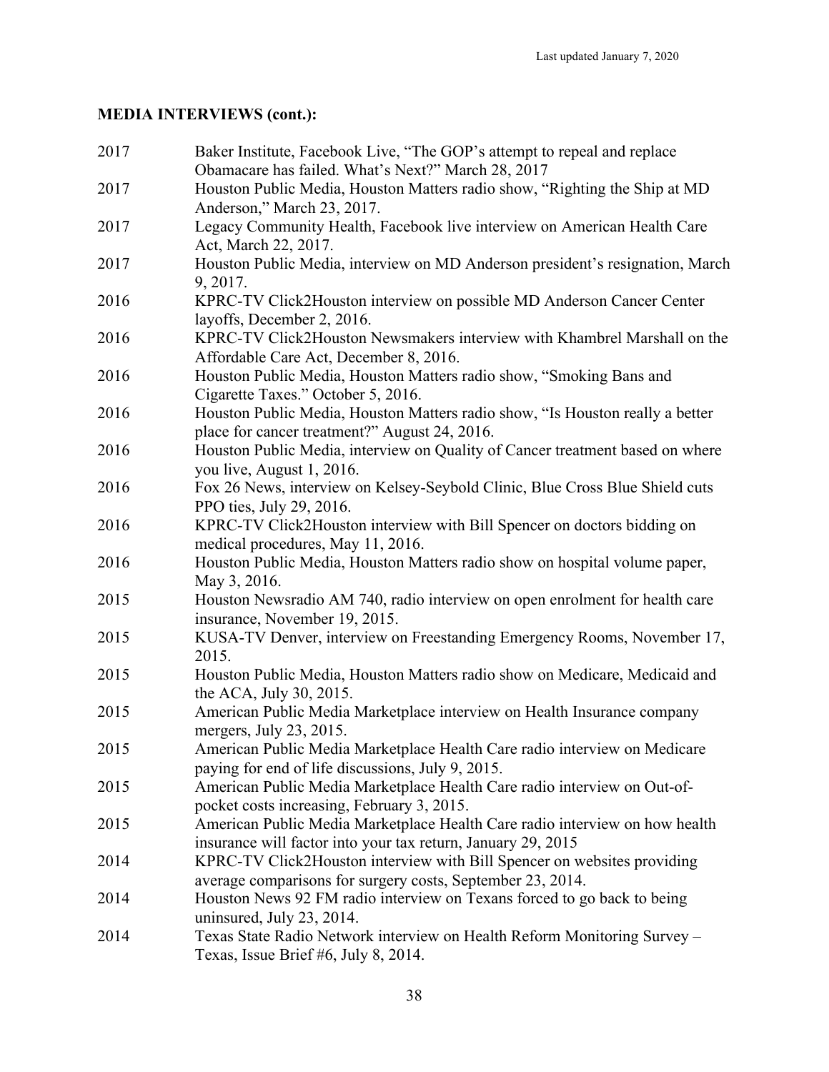## MEDIA INTERVIEWS (cont.):

| | |
|---|---|
| 2017 | Baker Institute, Facebook Live, "The GOP's attempt to repeal and replace Obamacare has failed. What's Next?" March 28, 2017 |
| 2017 | Houston Public Media, Houston Matters radio show, "Righting the Ship at MD Anderson," March 23, 2017. |
| 2017 | Legacy Community Health, Facebook live interview on American Health Care Act, March 22, 2017. |
| 2017 | Houston Public Media, interview on MD Anderson president's resignation, March 9, 2017. |
| 2016 | KPRC-TV Click2Houston interview on possible MD Anderson Cancer Center layoffs, December 2, 2016. |
| 2016 | KPRC-TV Click2Houston Newsmakers interview with Khambrel Marshall on the Affordable Care Act, December 8, 2016. |
| 2016 | Houston Public Media, Houston Matters radio show, "Smoking Bans and Cigarette Taxes." October 5, 2016. |
| 2016 | Houston Public Media, Houston Matters radio show, "Is Houston really a better place for cancer treatment?" August 24, 2016. |
| 2016 | Houston Public Media, interview on Quality of Cancer treatment based on where you live, August 1, 2016. |
| 2016 | Fox 26 News, interview on Kelsey-Seybold Clinic, Blue Cross Blue Shield cuts PPO ties, July 29, 2016. |
| 2016 | KPRC-TV Click2Houston interview with Bill Spencer on doctors bidding on medical procedures, May 11, 2016. |
| 2016 | Houston Public Media, Houston Matters radio show on hospital volume paper, May 3, 2016. |
| 2015 | Houston Newsradio AM 740, radio interview on open enrolment for health care insurance, November 19, 2015. |
| 2015 | KUSA-TV Denver, interview on Freestanding Emergency Rooms, November 17, 2015. |
| 2015 | Houston Public Media, Houston Matters radio show on Medicare, Medicaid and the ACA, July 30, 2015. |
| 2015 | American Public Media Marketplace interview on Health Insurance company mergers, July 23, 2015. |
| 2015 | American Public Media Marketplace Health Care radio interview on Medicare paying for end of life discussions, July 9, 2015. |
| 2015 | American Public Media Marketplace Health Care radio interview on Out-of-pocket costs increasing, February 3, 2015. |
| 2015 | American Public Media Marketplace Health Care radio interview on how health insurance will factor into your tax return, January 29, 2015 |
| 2014 | KPRC-TV Click2Houston interview with Bill Spencer on websites providing average comparisons for surgery costs, September 23, 2014. |
| 2014 | Houston News 92 FM radio interview on Texans forced to go back to being uninsured, July 23, 2014. |
| 2014 | Texas State Radio Network interview on Health Reform Monitoring Survey – Texas, Issue Brief #6, July 8, 2014. |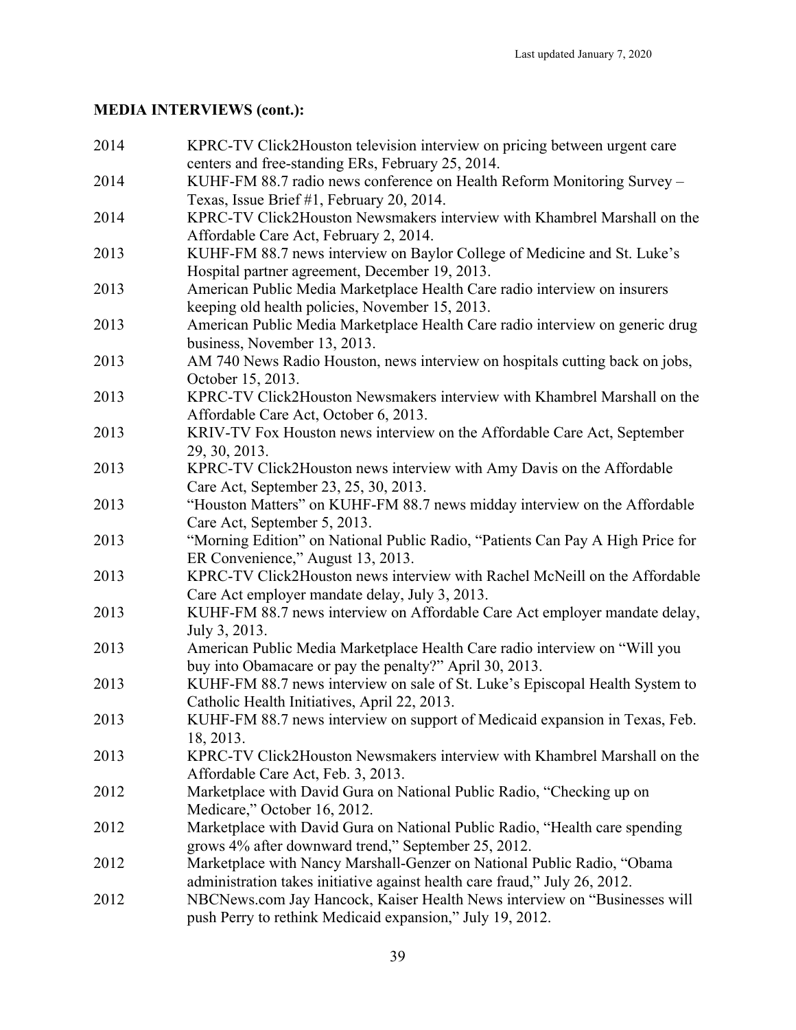**MEDIA INTERVIEWS (cont.):**

2014 KPRC-TV Click2Houston television interview on pricing between urgent care centers and free-standing ERs, February 25, 2014.

2014 KUHF-FM 88.7 radio news conference on Health Reform Monitoring Survey – Texas, Issue Brief #1, February 20, 2014.

2014 KPRC-TV Click2Houston Newsmakers interview with Khambrel Marshall on the Affordable Care Act, February 2, 2014.

2013 KUHF-FM 88.7 news interview on Baylor College of Medicine and St. Luke's Hospital partner agreement, December 19, 2013.

2013 American Public Media Marketplace Health Care radio interview on insurers keeping old health policies, November 15, 2013.

2013 American Public Media Marketplace Health Care radio interview on generic drug business, November 13, 2013.

2013 AM 740 News Radio Houston, news interview on hospitals cutting back on jobs, October 15, 2013.

2013 KPRC-TV Click2Houston Newsmakers interview with Khambrel Marshall on the Affordable Care Act, October 6, 2013.

2013 KRIV-TV Fox Houston news interview on the Affordable Care Act, September 29, 30, 2013.

2013 KPRC-TV Click2Houston news interview with Amy Davis on the Affordable Care Act, September 23, 25, 30, 2013.

2013 "Houston Matters" on KUHF-FM 88.7 news midday interview on the Affordable Care Act, September 5, 2013.

2013 "Morning Edition" on National Public Radio, "Patients Can Pay A High Price for ER Convenience," August 13, 2013.

2013 KPRC-TV Click2Houston news interview with Rachel McNeill on the Affordable Care Act employer mandate delay, July 3, 2013.

2013 KUHF-FM 88.7 news interview on Affordable Care Act employer mandate delay, July 3, 2013.

2013 American Public Media Marketplace Health Care radio interview on "Will you buy into Obamacare or pay the penalty?" April 30, 2013.

2013 KUHF-FM 88.7 news interview on sale of St. Luke's Episcopal Health System to Catholic Health Initiatives, April 22, 2013.

2013 KUHF-FM 88.7 news interview on support of Medicaid expansion in Texas, Feb. 18, 2013.

2013 KPRC-TV Click2Houston Newsmakers interview with Khambrel Marshall on the Affordable Care Act, Feb. 3, 2013.

2012 Marketplace with David Gura on National Public Radio, "Checking up on Medicare," October 16, 2012.

2012 Marketplace with David Gura on National Public Radio, "Health care spending grows 4% after downward trend," September 25, 2012.

2012 Marketplace with Nancy Marshall-Genzer on National Public Radio, "Obama administration takes initiative against health care fraud," July 26, 2012.

2012 NBCNews.com Jay Hancock, Kaiser Health News interview on "Businesses will push Perry to rethink Medicaid expansion," July 19, 2012.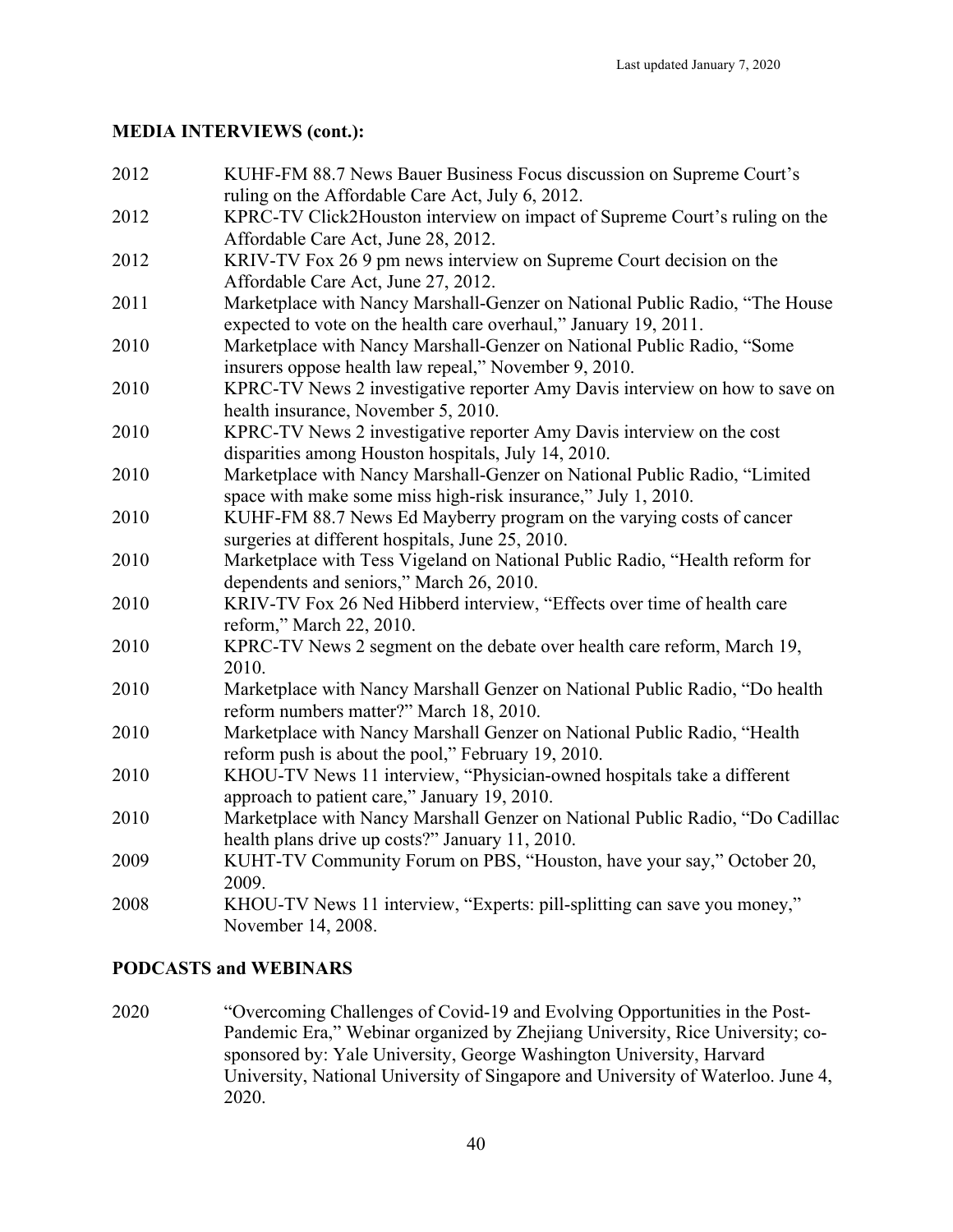## MEDIA INTERVIEWS (cont.):

2012 KUHF-FM 88.7 News Bauer Business Focus discussion on Supreme Court's ruling on the Affordable Care Act, July 6, 2012.

2012 KPRC-TV Click2Houston interview on impact of Supreme Court's ruling on the Affordable Care Act, June 28, 2012.

2012 KRIV-TV Fox 26 9 pm news interview on Supreme Court decision on the Affordable Care Act, June 27, 2012.

2011 Marketplace with Nancy Marshall-Genzer on National Public Radio, "The House expected to vote on the health care overhaul," January 19, 2011.

2010 Marketplace with Nancy Marshall-Genzer on National Public Radio, "Some insurers oppose health law repeal," November 9, 2010.

2010 KPRC-TV News 2 investigative reporter Amy Davis interview on how to save on health insurance, November 5, 2010.

2010 KPRC-TV News 2 investigative reporter Amy Davis interview on the cost disparities among Houston hospitals, July 14, 2010.

2010 Marketplace with Nancy Marshall-Genzer on National Public Radio, "Limited space with make some miss high-risk insurance," July 1, 2010.

2010 KUHF-FM 88.7 News Ed Mayberry program on the varying costs of cancer surgeries at different hospitals, June 25, 2010.

2010 Marketplace with Tess Vigeland on National Public Radio, "Health reform for dependents and seniors," March 26, 2010.

2010 KRIV-TV Fox 26 Ned Hibberd interview, "Effects over time of health care reform," March 22, 2010.

2010 KPRC-TV News 2 segment on the debate over health care reform, March 19, 2010.

2010 Marketplace with Nancy Marshall Genzer on National Public Radio, "Do health reform numbers matter?" March 18, 2010.

2010 Marketplace with Nancy Marshall Genzer on National Public Radio, "Health reform push is about the pool," February 19, 2010.

2010 KHOU-TV News 11 interview, "Physician-owned hospitals take a different approach to patient care," January 19, 2010.

2010 Marketplace with Nancy Marshall Genzer on National Public Radio, "Do Cadillac health plans drive up costs?" January 11, 2010.

2009 KUHT-TV Community Forum on PBS, "Houston, have your say," October 20, 2009.

2008 KHOU-TV News 11 interview, "Experts: pill-splitting can save you money," November 14, 2008.

## PODCASTS and WEBINARS

2020 "Overcoming Challenges of Covid-19 and Evolving Opportunities in the Post-Pandemic Era," Webinar organized by Zhejiang University, Rice University; co-sponsored by: Yale University, George Washington University, Harvard University, National University of Singapore and University of Waterloo. June 4, 2020.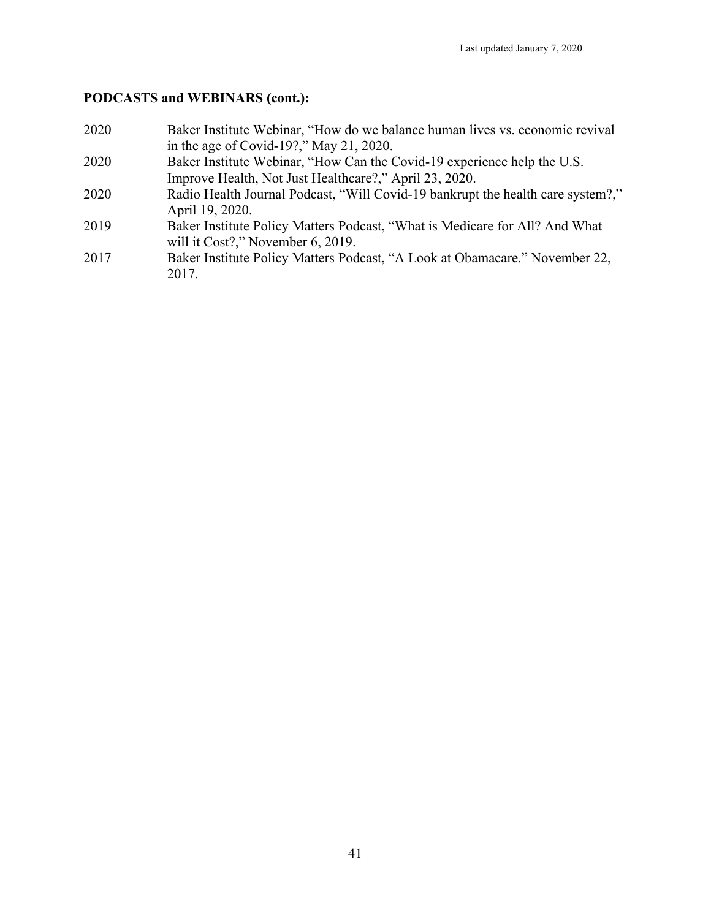**PODCASTS and WEBINARS (cont.):**

| | |
|---|---|
| 2020 | Baker Institute Webinar, "How do we balance human lives vs. economic revival in the age of Covid-19?," May 21, 2020. |
| 2020 | Baker Institute Webinar, "How Can the Covid-19 experience help the U.S. Improve Health, Not Just Healthcare?," April 23, 2020. |
| 2020 | Radio Health Journal Podcast, "Will Covid-19 bankrupt the health care system?," April 19, 2020. |
| 2019 | Baker Institute Policy Matters Podcast, "What is Medicare for All? And What will it Cost?," November 6, 2019. |
| 2017 | Baker Institute Policy Matters Podcast, "A Look at Obamacare." November 22, 2017. |